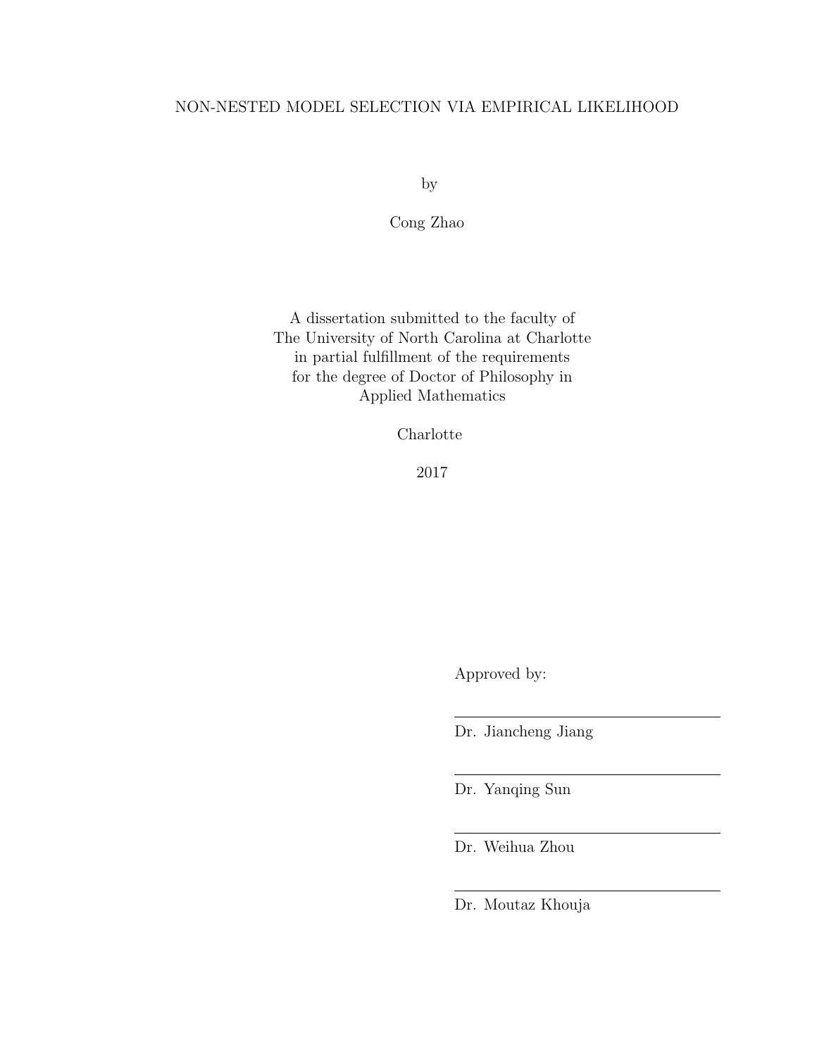# NON-NESTED MODEL SELECTION VIA EMPIRICAL LIKELIHOOD

by

Cong Zhao

A dissertation submitted to the faculty of
The University of North Carolina at Charlotte
in partial fulfillment of the requirements
for the degree of Doctor of Philosophy in
Applied Mathematics

Charlotte

2017

Approved by:

---

Dr. Jiancheng Jiang

---

Dr. Yanqing Sun

---

Dr. Weihua Zhou

---

Dr. Moutaz Khouja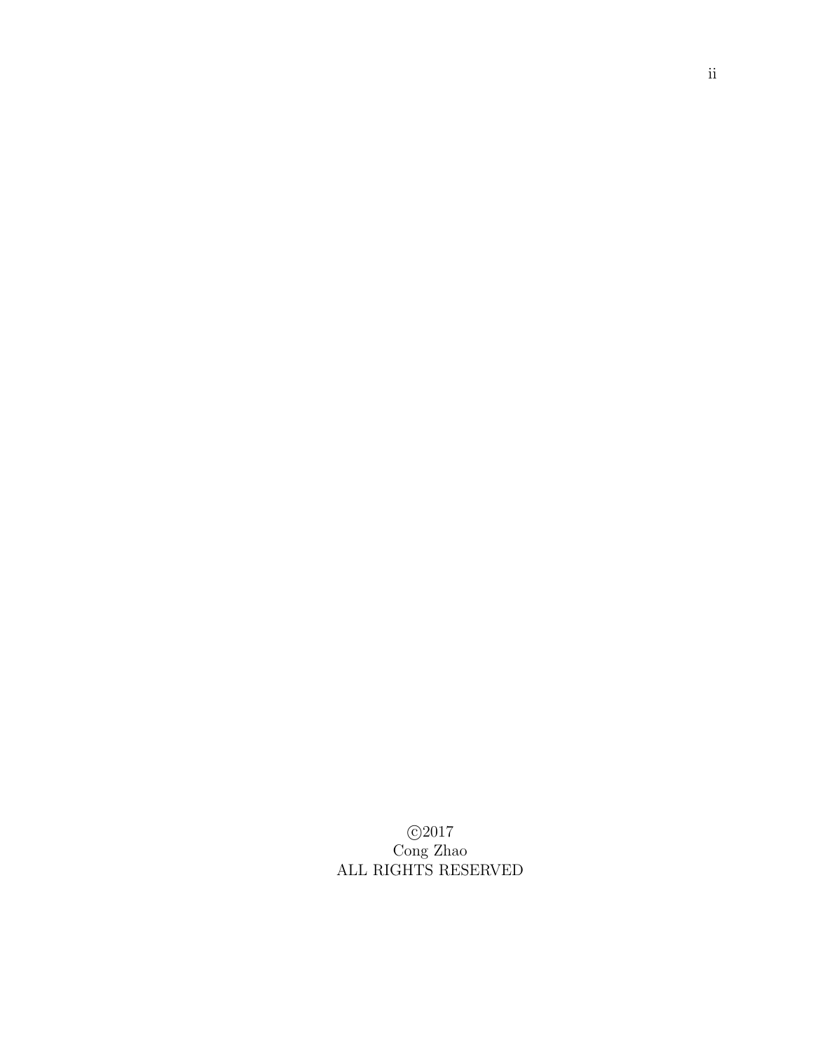©2017
Cong Zhao
ALL RIGHTS RESERVED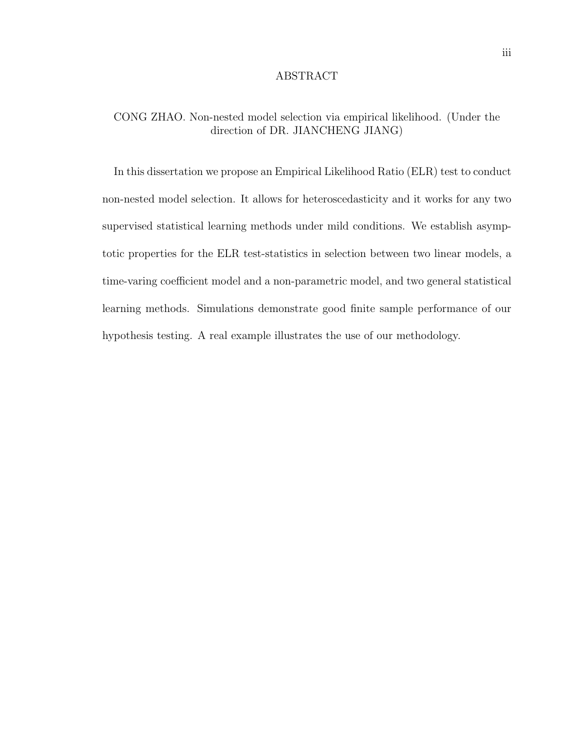## ABSTRACT

CONG ZHAO. Non-nested model selection via empirical likelihood. (Under the direction of DR. JIANCHENG JIANG)

In this dissertation we propose an Empirical Likelihood Ratio (ELR) test to conduct non-nested model selection. It allows for heteroscedasticity and it works for any two supervised statistical learning methods under mild conditions. We establish asymptotic properties for the ELR test-statistics in selection between two linear models, a time-varing coefficient model and a non-parametric model, and two general statistical learning methods. Simulations demonstrate good finite sample performance of our hypothesis testing. A real example illustrates the use of our methodology.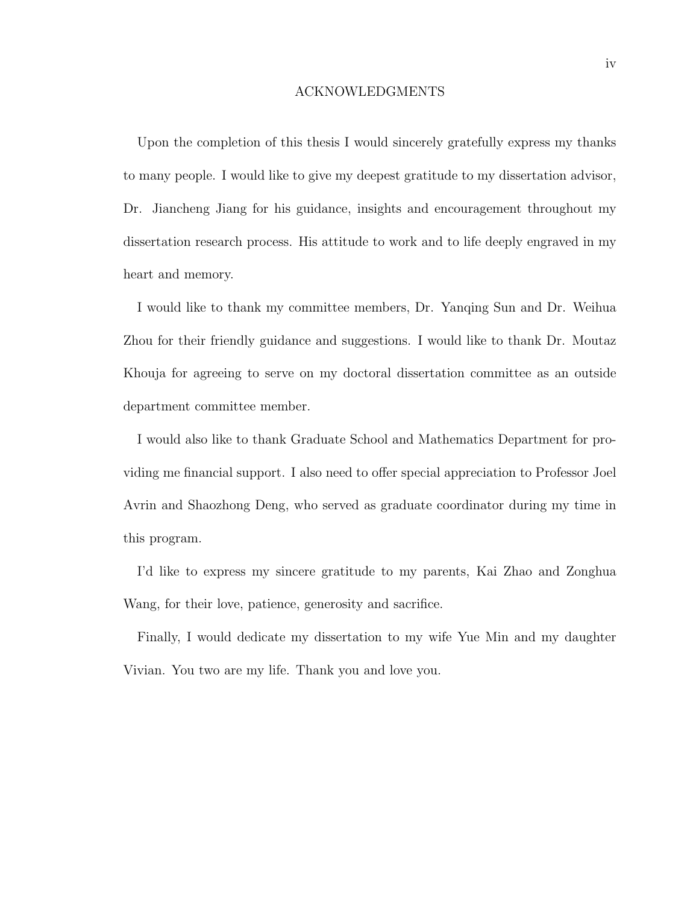# ACKNOWLEDGMENTS

Upon the completion of this thesis I would sincerely gratefully express my thanks to many people. I would like to give my deepest gratitude to my dissertation advisor, Dr. Jiancheng Jiang for his guidance, insights and encouragement throughout my dissertation research process. His attitude to work and to life deeply engraved in my heart and memory.

I would like to thank my committee members, Dr. Yanqing Sun and Dr. Weihua Zhou for their friendly guidance and suggestions. I would like to thank Dr. Moutaz Khouja for agreeing to serve on my doctoral dissertation committee as an outside department committee member.

I would also like to thank Graduate School and Mathematics Department for providing me financial support. I also need to offer special appreciation to Professor Joel Avrin and Shaozhong Deng, who served as graduate coordinator during my time in this program.

I'd like to express my sincere gratitude to my parents, Kai Zhao and Zonghua Wang, for their love, patience, generosity and sacrifice.

Finally, I would dedicate my dissertation to my wife Yue Min and my daughter Vivian. You two are my life. Thank you and love you.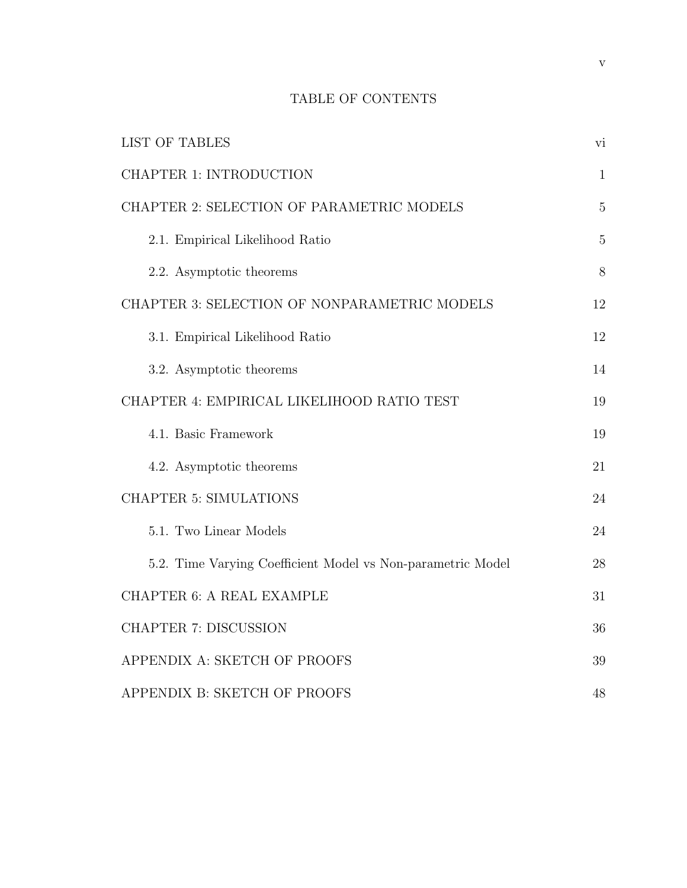# TABLE OF CONTENTS

| | |
|---|---|
| LIST OF TABLES | vi |
| CHAPTER 1: INTRODUCTION | 1 |
| CHAPTER 2: SELECTION OF PARAMETRIC MODELS | 5 |
| 2.1. Empirical Likelihood Ratio | 5 |
| 2.2. Asymptotic theorems | 8 |
| CHAPTER 3: SELECTION OF NONPARAMETRIC MODELS | 12 |
| 3.1. Empirical Likelihood Ratio | 12 |
| 3.2. Asymptotic theorems | 14 |
| CHAPTER 4: EMPIRICAL LIKELIHOOD RATIO TEST | 19 |
| 4.1. Basic Framework | 19 |
| 4.2. Asymptotic theorems | 21 |
| CHAPTER 5: SIMULATIONS | 24 |
| 5.1. Two Linear Models | 24 |
| 5.2. Time Varying Coefficient Model vs Non-parametric Model | 28 |
| CHAPTER 6: A REAL EXAMPLE | 31 |
| CHAPTER 7: DISCUSSION | 36 |
| APPENDIX A: SKETCH OF PROOFS | 39 |
| APPENDIX B: SKETCH OF PROOFS | 48 |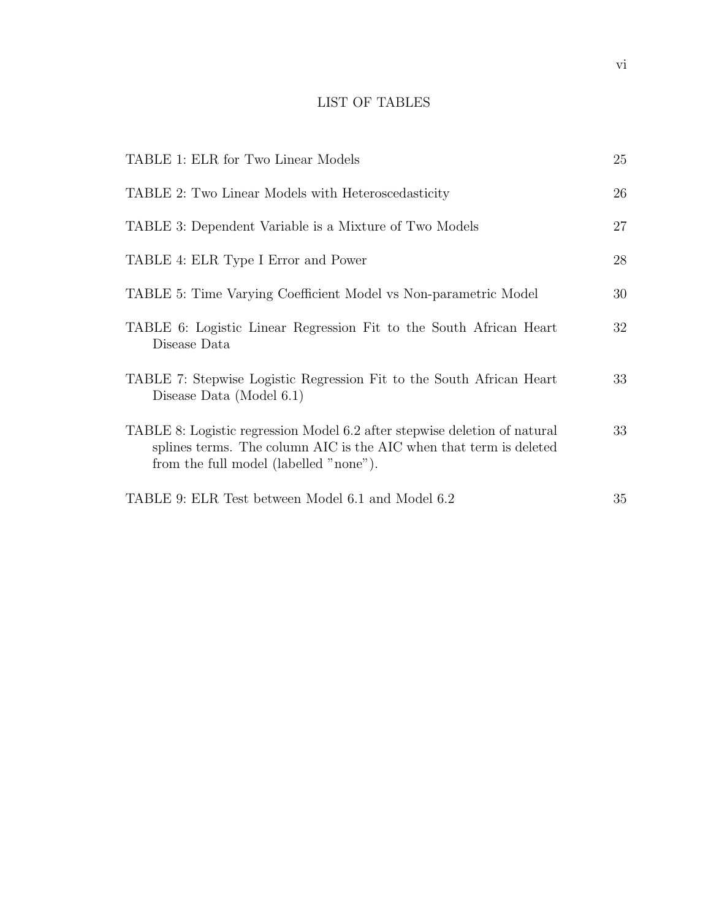# LIST OF TABLES

| | |
|---|---|
| TABLE 1: ELR for Two Linear Models | 25 |
| TABLE 2: Two Linear Models with Heteroscedasticity | 26 |
| TABLE 3: Dependent Variable is a Mixture of Two Models | 27 |
| TABLE 4: ELR Type I Error and Power | 28 |
| TABLE 5: Time Varying Coefficient Model vs Non-parametric Model | 30 |
| TABLE 6: Logistic Linear Regression Fit to the South African Heart Disease Data | 32 |
| TABLE 7: Stepwise Logistic Regression Fit to the South African Heart Disease Data (Model 6.1) | 33 |
| TABLE 8: Logistic regression Model 6.2 after stepwise deletion of natural splines terms. The column AIC is the AIC when that term is deleted from the full model (labelled "none"). | 33 |
| TABLE 9: ELR Test between Model 6.1 and Model 6.2 | 35 |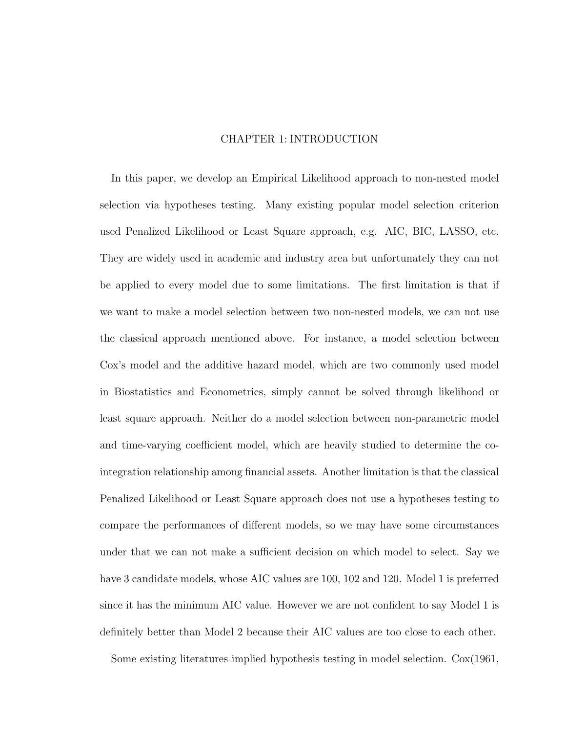# CHAPTER 1: INTRODUCTION

In this paper, we develop an Empirical Likelihood approach to non-nested model selection via hypotheses testing. Many existing popular model selection criterion used Penalized Likelihood or Least Square approach, e.g. AIC, BIC, LASSO, etc. They are widely used in academic and industry area but unfortunately they can not be applied to every model due to some limitations. The first limitation is that if we want to make a model selection between two non-nested models, we can not use the classical approach mentioned above. For instance, a model selection between Cox's model and the additive hazard model, which are two commonly used model in Biostatistics and Econometrics, simply cannot be solved through likelihood or least square approach. Neither do a model selection between non-parametric model and time-varying coefficient model, which are heavily studied to determine the co-integration relationship among financial assets. Another limitation is that the classical Penalized Likelihood or Least Square approach does not use a hypotheses testing to compare the performances of different models, so we may have some circumstances under that we can not make a sufficient decision on which model to select. Say we have 3 candidate models, whose AIC values are 100, 102 and 120. Model 1 is preferred since it has the minimum AIC value. However we are not confident to say Model 1 is definitely better than Model 2 because their AIC values are too close to each other.

Some existing literatures implied hypothesis testing in model selection. Cox(1961,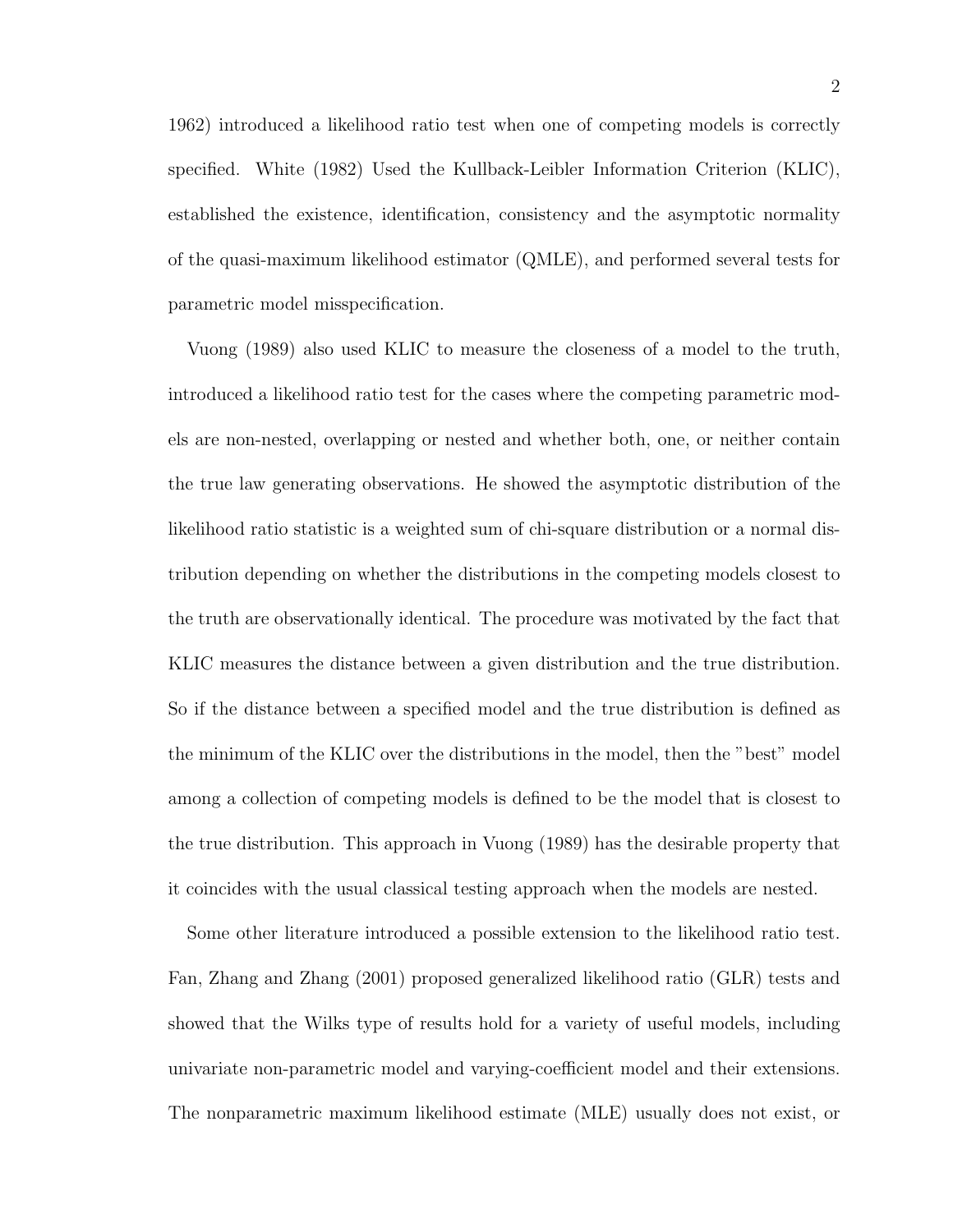1962) introduced a likelihood ratio test when one of competing models is correctly specified. White (1982) Used the Kullback-Leibler Information Criterion (KLIC), established the existence, identification, consistency and the asymptotic normality of the quasi-maximum likelihood estimator (QMLE), and performed several tests for parametric model misspecification.

Vuong (1989) also used KLIC to measure the closeness of a model to the truth, introduced a likelihood ratio test for the cases where the competing parametric models are non-nested, overlapping or nested and whether both, one, or neither contain the true law generating observations. He showed the asymptotic distribution of the likelihood ratio statistic is a weighted sum of chi-square distribution or a normal distribution depending on whether the distributions in the competing models closest to the truth are observationally identical. The procedure was motivated by the fact that KLIC measures the distance between a given distribution and the true distribution. So if the distance between a specified model and the true distribution is defined as the minimum of the KLIC over the distributions in the model, then the "best" model among a collection of competing models is defined to be the model that is closest to the true distribution. This approach in Vuong (1989) has the desirable property that it coincides with the usual classical testing approach when the models are nested.

Some other literature introduced a possible extension to the likelihood ratio test. Fan, Zhang and Zhang (2001) proposed generalized likelihood ratio (GLR) tests and showed that the Wilks type of results hold for a variety of useful models, including univariate non-parametric model and varying-coefficient model and their extensions. The nonparametric maximum likelihood estimate (MLE) usually does not exist, or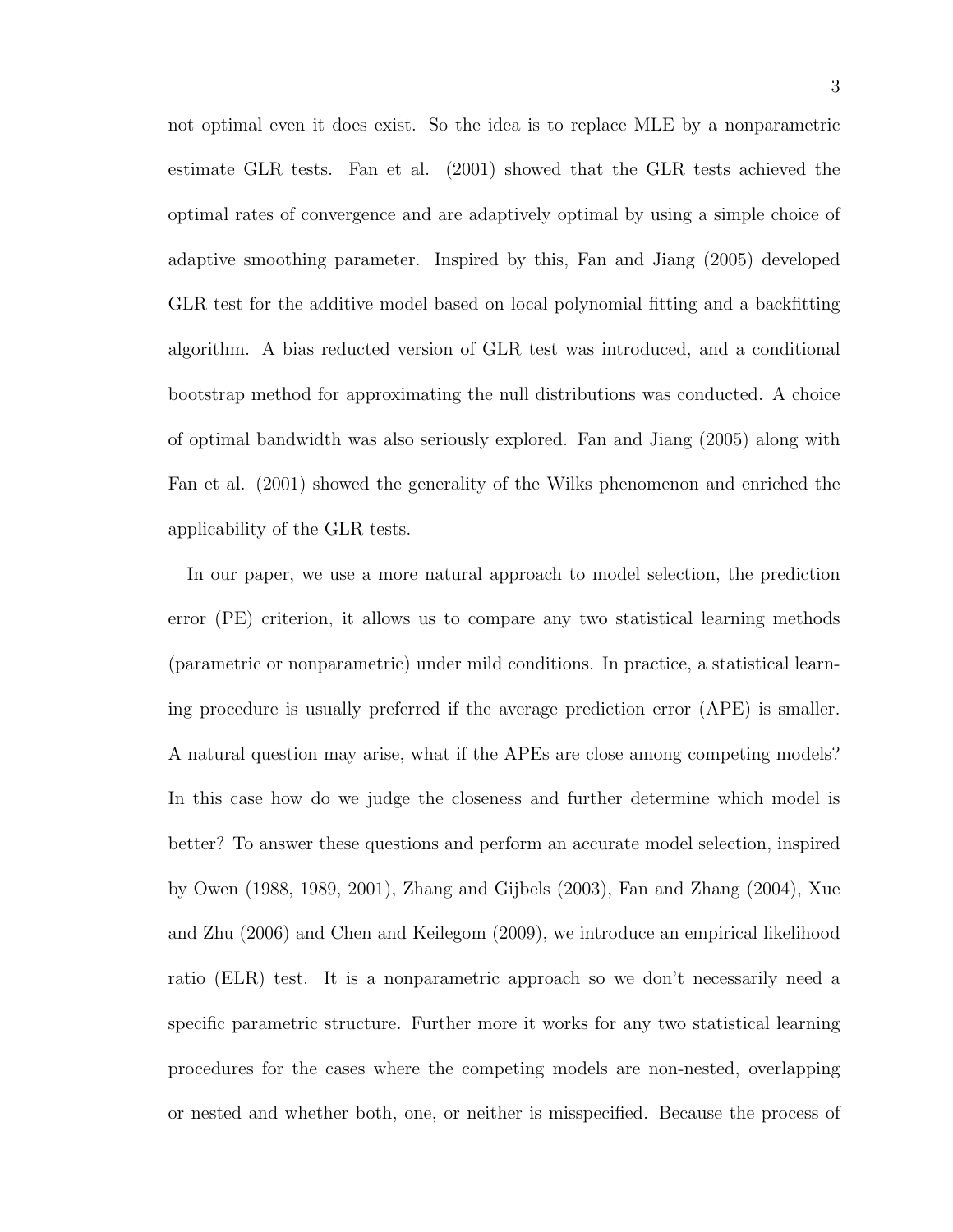not optimal even it does exist. So the idea is to replace MLE by a nonparametric estimate GLR tests. Fan et al. (2001) showed that the GLR tests achieved the optimal rates of convergence and are adaptively optimal by using a simple choice of adaptive smoothing parameter. Inspired by this, Fan and Jiang (2005) developed GLR test for the additive model based on local polynomial fitting and a backfitting algorithm. A bias reducted version of GLR test was introduced, and a conditional bootstrap method for approximating the null distributions was conducted. A choice of optimal bandwidth was also seriously explored. Fan and Jiang (2005) along with Fan et al. (2001) showed the generality of the Wilks phenomenon and enriched the applicability of the GLR tests.

In our paper, we use a more natural approach to model selection, the prediction error (PE) criterion, it allows us to compare any two statistical learning methods (parametric or nonparametric) under mild conditions. In practice, a statistical learning procedure is usually preferred if the average prediction error (APE) is smaller. A natural question may arise, what if the APEs are close among competing models? In this case how do we judge the closeness and further determine which model is better? To answer these questions and perform an accurate model selection, inspired by Owen (1988, 1989, 2001), Zhang and Gijbels (2003), Fan and Zhang (2004), Xue and Zhu (2006) and Chen and Keilegom (2009), we introduce an empirical likelihood ratio (ELR) test. It is a nonparametric approach so we don't necessarily need a specific parametric structure. Further more it works for any two statistical learning procedures for the cases where the competing models are non-nested, overlapping or nested and whether both, one, or neither is misspecified. Because the process of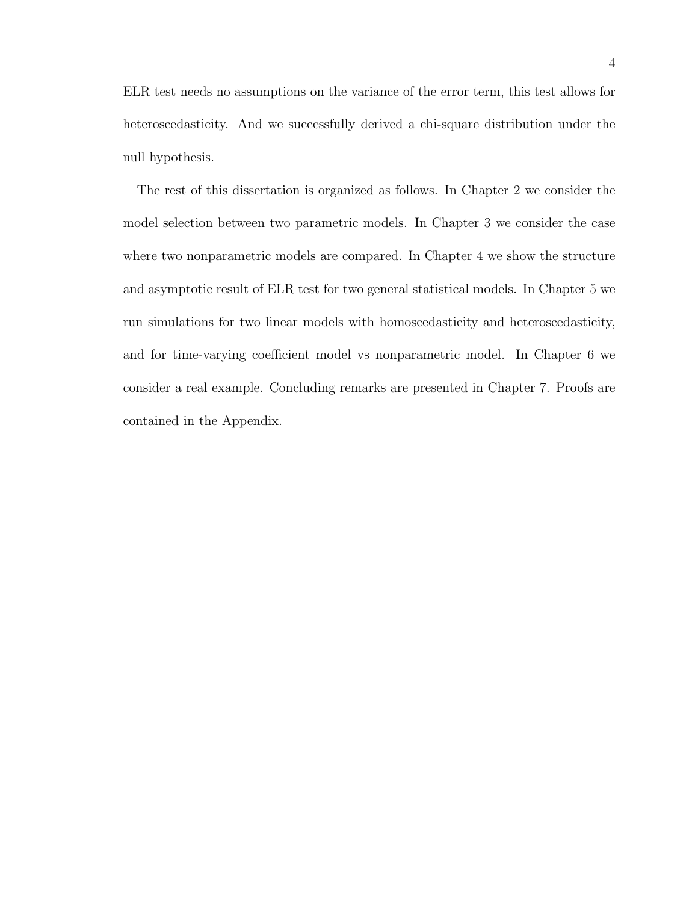ELR test needs no assumptions on the variance of the error term, this test allows for heteroscedasticity. And we successfully derived a chi-square distribution under the null hypothesis.

The rest of this dissertation is organized as follows. In Chapter 2 we consider the model selection between two parametric models. In Chapter 3 we consider the case where two nonparametric models are compared. In Chapter 4 we show the structure and asymptotic result of ELR test for two general statistical models. In Chapter 5 we run simulations for two linear models with homoscedasticity and heteroscedasticity, and for time-varying coefficient model vs nonparametric model. In Chapter 6 we consider a real example. Concluding remarks are presented in Chapter 7. Proofs are contained in the Appendix.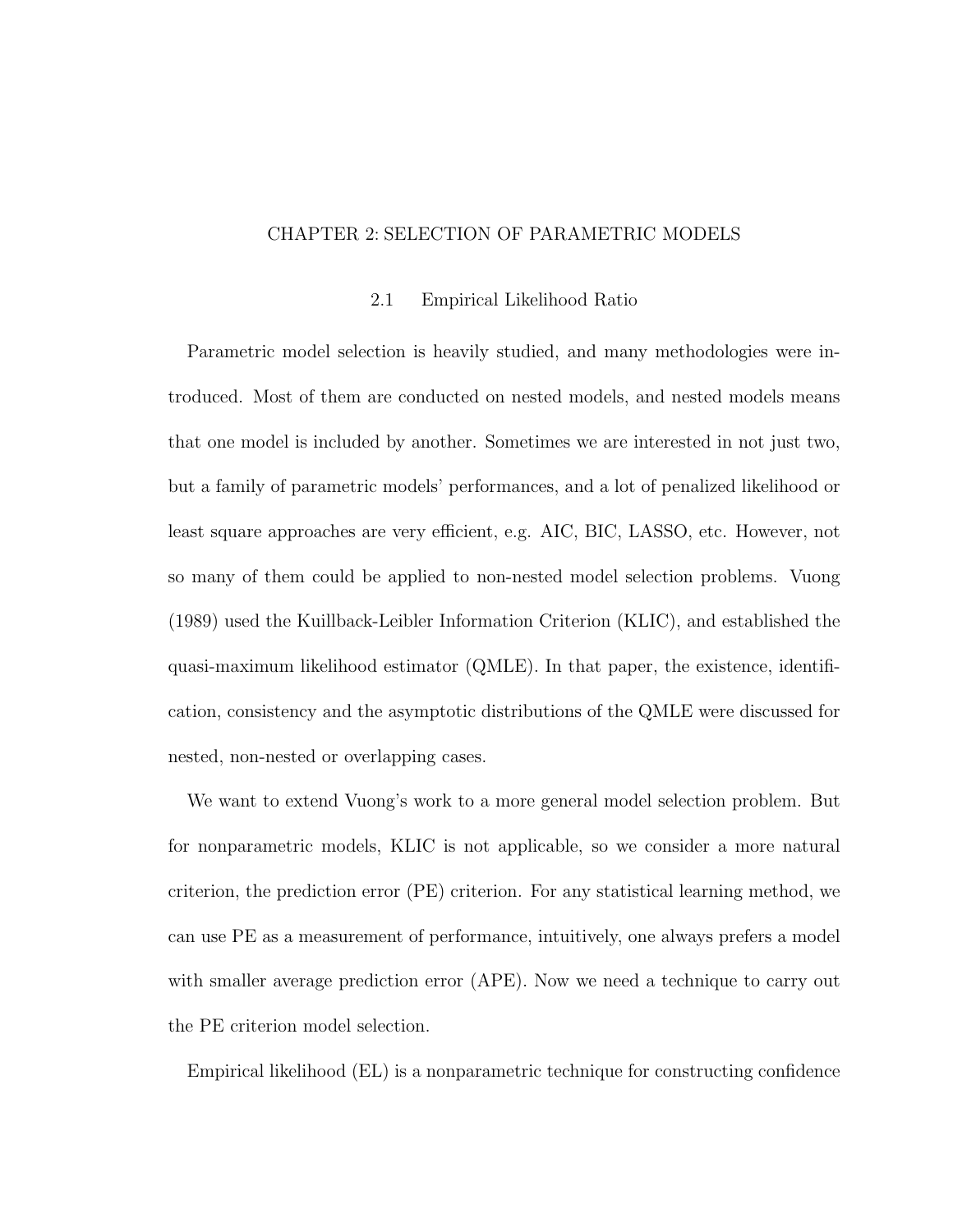# CHAPTER 2: SELECTION OF PARAMETRIC MODELS

## 2.1 Empirical Likelihood Ratio

Parametric model selection is heavily studied, and many methodologies were introduced. Most of them are conducted on nested models, and nested models means that one model is included by another. Sometimes we are interested in not just two, but a family of parametric models' performances, and a lot of penalized likelihood or least square approaches are very efficient, e.g. AIC, BIC, LASSO, etc. However, not so many of them could be applied to non-nested model selection problems. Vuong (1989) used the Kuillback-Leibler Information Criterion (KLIC), and established the quasi-maximum likelihood estimator (QMLE). In that paper, the existence, identification, consistency and the asymptotic distributions of the QMLE were discussed for nested, non-nested or overlapping cases.

We want to extend Vuong's work to a more general model selection problem. But for nonparametric models, KLIC is not applicable, so we consider a more natural criterion, the prediction error (PE) criterion. For any statistical learning method, we can use PE as a measurement of performance, intuitively, one always prefers a model with smaller average prediction error (APE). Now we need a technique to carry out the PE criterion model selection.

Empirical likelihood (EL) is a nonparametric technique for constructing confidence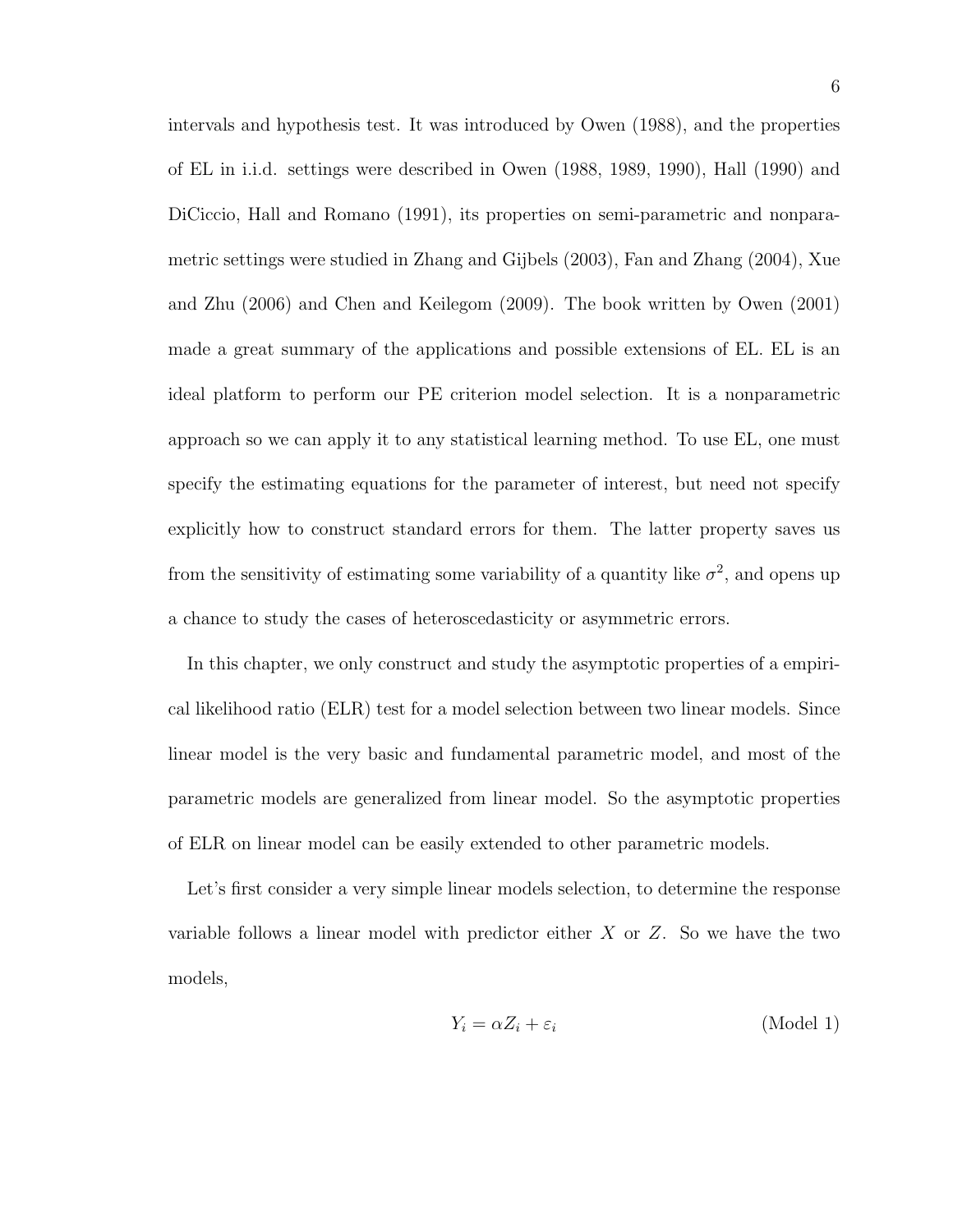intervals and hypothesis test. It was introduced by Owen (1988), and the properties of EL in i.i.d. settings were described in Owen (1988, 1989, 1990), Hall (1990) and DiCiccio, Hall and Romano (1991), its properties on semi-parametric and nonparametric settings were studied in Zhang and Gijbels (2003), Fan and Zhang (2004), Xue and Zhu (2006) and Chen and Keilegom (2009). The book written by Owen (2001) made a great summary of the applications and possible extensions of EL. EL is an ideal platform to perform our PE criterion model selection. It is a nonparametric approach so we can apply it to any statistical learning method. To use EL, one must specify the estimating equations for the parameter of interest, but need not specify explicitly how to construct standard errors for them. The latter property saves us from the sensitivity of estimating some variability of a quantity like $\sigma^2$, and opens up a chance to study the cases of heteroscedasticity or asymmetric errors.

In this chapter, we only construct and study the asymptotic properties of a empirical likelihood ratio (ELR) test for a model selection between two linear models. Since linear model is the very basic and fundamental parametric model, and most of the parametric models are generalized from linear model. So the asymptotic properties of ELR on linear model can be easily extended to other parametric models.

Let's first consider a very simple linear models selection, to determine the response variable follows a linear model with predictor either $X$ or $Z$. So we have the two models,

$$Y_i = \alpha Z_i + \varepsilon_i \qquad \text{(Model 1)}$$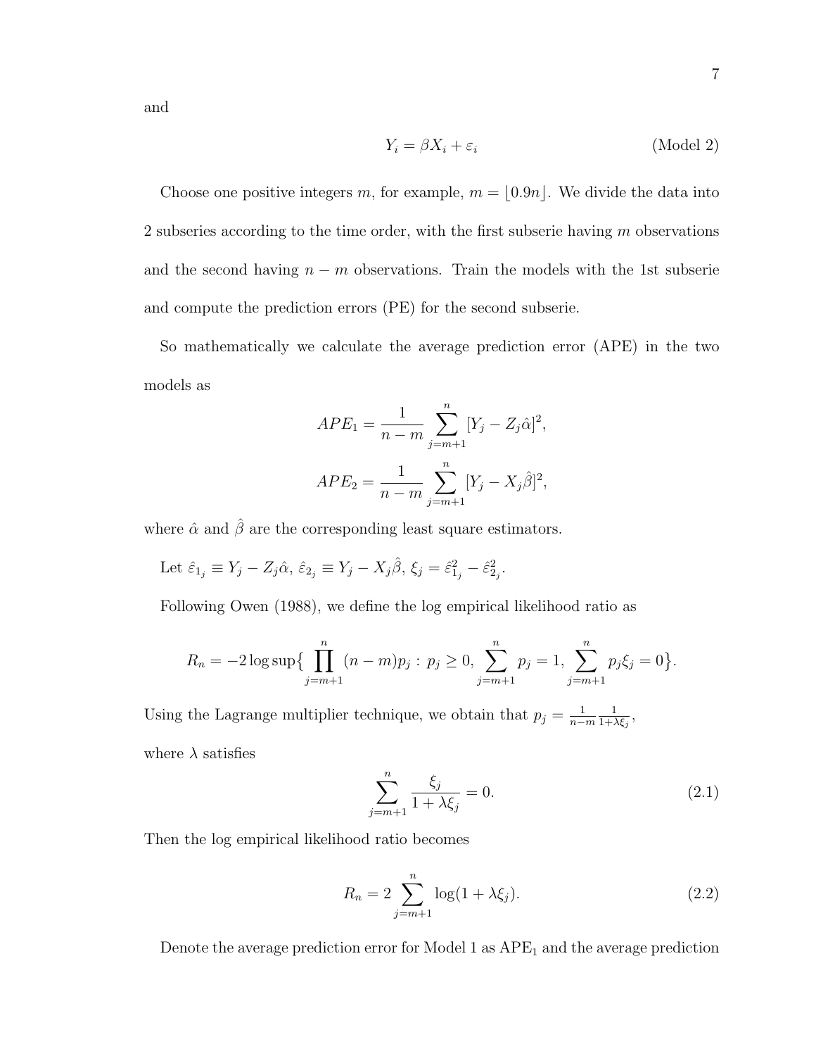and

$$Y_i = \beta X_i + \varepsilon_i \tag{Model 2}$$

Choose one positive integers $m$, for example, $m = \lfloor 0.9n \rfloor$. We divide the data into 2 subseries according to the time order, with the first subserie having $m$ observations and the second having $n - m$ observations. Train the models with the 1st subserie and compute the prediction errors (PE) for the second subserie.

So mathematically we calculate the average prediction error (APE) in the two models as

$$APE_1 = \frac{1}{n-m} \sum_{j=m+1}^{n} [Y_j - Z_j \hat{\alpha}]^2,$$

$$APE_2 = \frac{1}{n-m} \sum_{j=m+1}^{n} [Y_j - X_j \hat{\beta}]^2,$$

where $\hat{\alpha}$ and $\hat{\beta}$ are the corresponding least square estimators.

Let $\hat{\varepsilon}_{1_j} \equiv Y_j - Z_j \hat{\alpha}$, $\hat{\varepsilon}_{2_j} \equiv Y_j - X_j \hat{\beta}$, $\xi_j = \hat{\varepsilon}_{1_j}^2 - \hat{\varepsilon}_{2_j}^2$.

Following Owen (1988), we define the log empirical likelihood ratio as

$$R_n = -2 \log \sup \Big\{ \prod_{j=m+1}^{n} (n-m) p_j : \, p_j \geq 0, \, \sum_{j=m+1}^{n} p_j = 1, \, \sum_{j=m+1}^{n} p_j \xi_j = 0 \Big\}.$$

Using the Lagrange multiplier technique, we obtain that $p_j = \frac{1}{n-m} \frac{1}{1+\lambda \xi_j}$,

where $\lambda$ satisfies

$$\sum_{j=m+1}^{n} \frac{\xi_j}{1 + \lambda \xi_j} = 0. \tag{2.1}$$

Then the log empirical likelihood ratio becomes

$$R_n = 2 \sum_{j=m+1}^{n} \log(1 + \lambda \xi_j). \tag{2.2}$$

Denote the average prediction error for Model 1 as $\text{APE}_1$ and the average prediction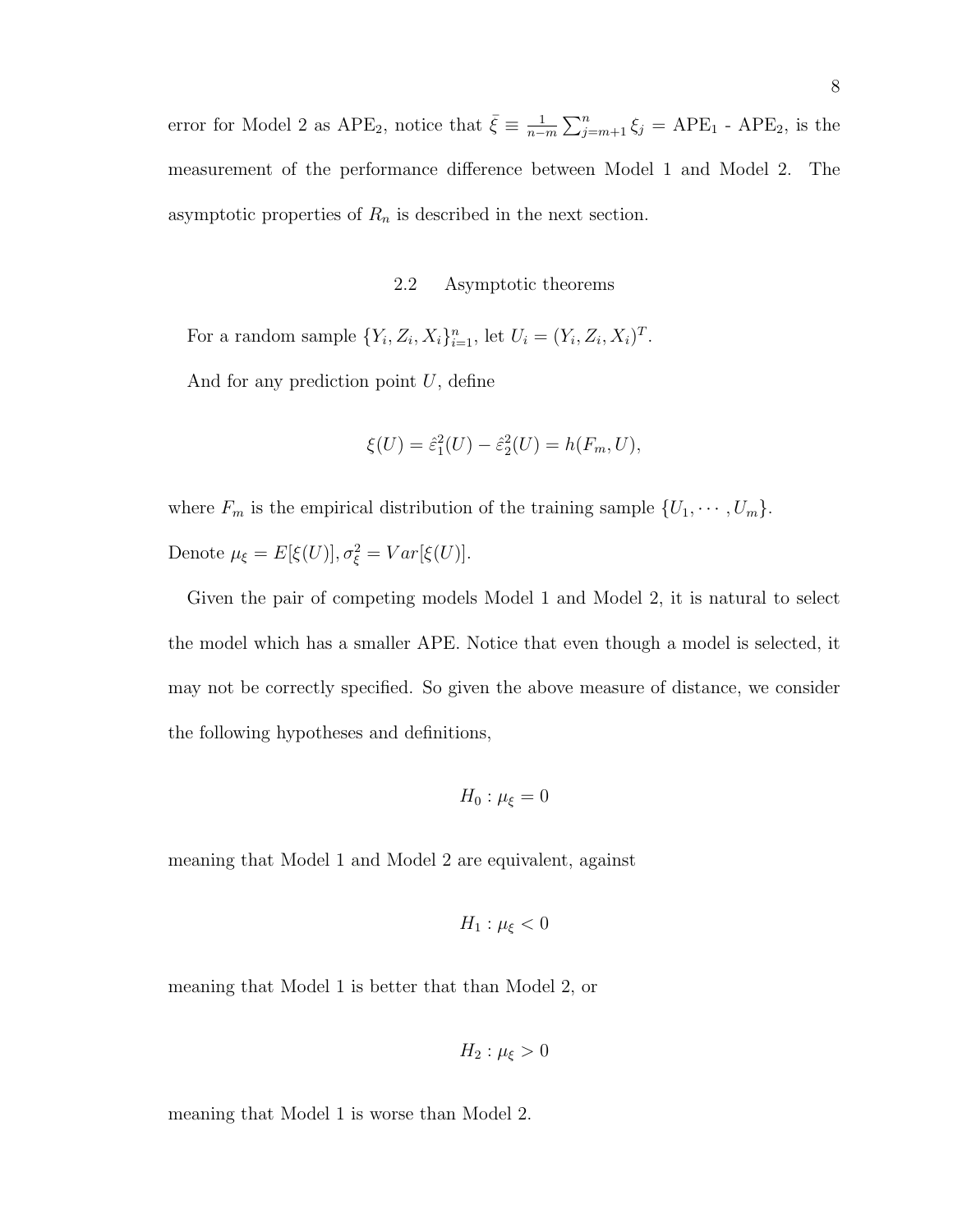error for Model 2 as APE$_2$, notice that $\bar{\xi} \equiv \frac{1}{n-m} \sum_{j=m+1}^{n} \xi_j$ = APE$_1$ - APE$_2$, is the measurement of the performance difference between Model 1 and Model 2. The asymptotic properties of $R_n$ is described in the next section.

## 2.2 Asymptotic theorems

For a random sample $\{Y_i, Z_i, X_i\}_{i=1}^{n}$, let $U_i = (Y_i, Z_i, X_i)^T$.

And for any prediction point $U$, define

$$\xi(U) = \hat{\varepsilon}_1^2(U) - \hat{\varepsilon}_2^2(U) = h(F_m, U),$$

where $F_m$ is the empirical distribution of the training sample $\{U_1, \cdots, U_m\}$.

Denote $\mu_\xi = E[\xi(U)], \sigma_\xi^2 = Var[\xi(U)]$.

Given the pair of competing models Model 1 and Model 2, it is natural to select the model which has a smaller APE. Notice that even though a model is selected, it may not be correctly specified. So given the above measure of distance, we consider the following hypotheses and definitions,

$$H_0 : \mu_\xi = 0$$

meaning that Model 1 and Model 2 are equivalent, against

$$H_1 : \mu_\xi < 0$$

meaning that Model 1 is better that than Model 2, or

$$H_2 : \mu_\xi > 0$$

meaning that Model 1 is worse than Model 2.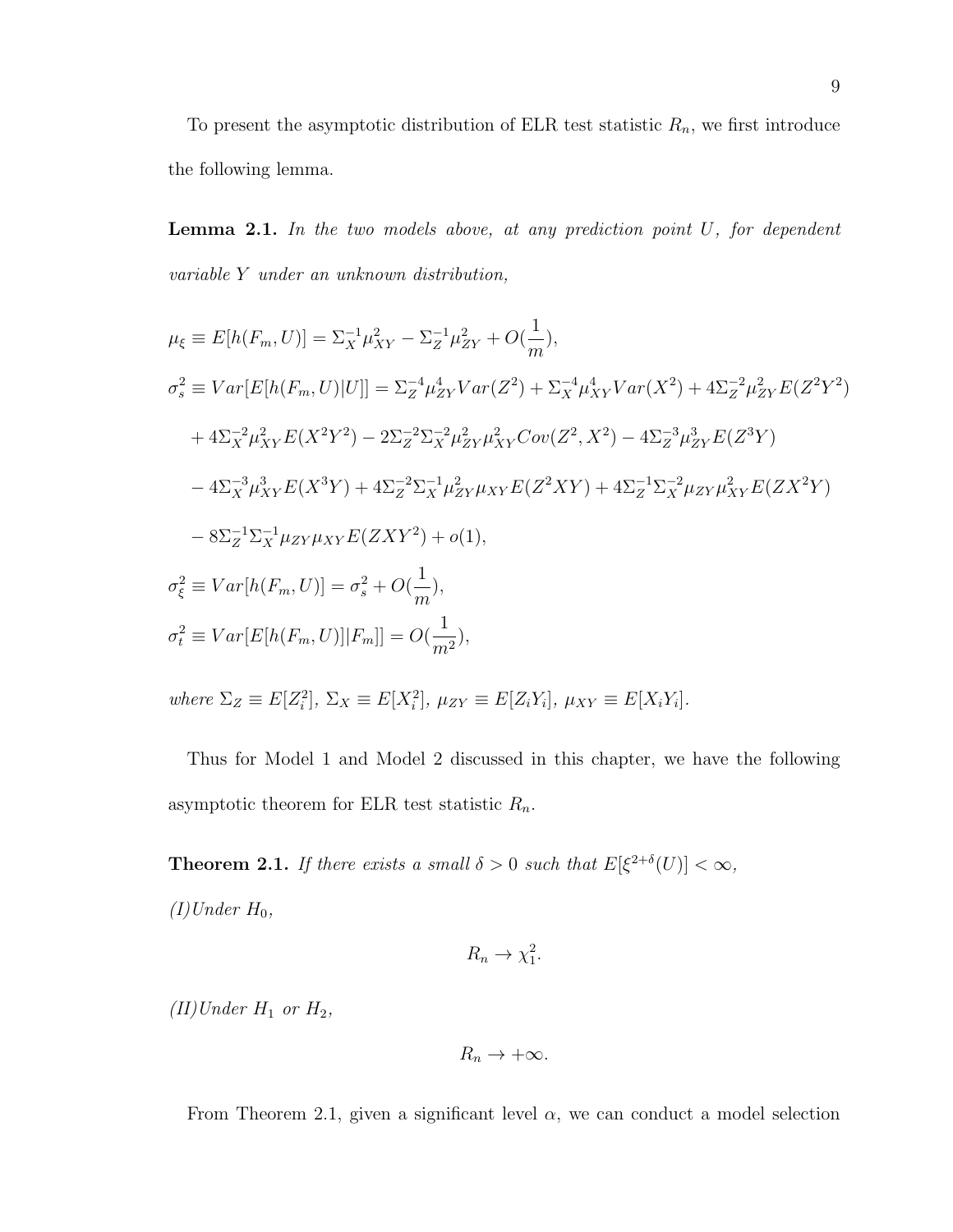To present the asymptotic distribution of ELR test statistic $R_n$, we first introduce the following lemma.

**Lemma 2.1.** *In the two models above, at any prediction point $U$, for dependent variable $Y$ under an unknown distribution,*

$$
\begin{aligned}
\mu_\xi &\equiv E[h(F_m, U)] = \Sigma_X^{-1}\mu_{XY}^2 - \Sigma_Z^{-1}\mu_{ZY}^2 + O(\frac{1}{m}), \\
\sigma_s^2 &\equiv Var[E[h(F_m, U)|U]] = \Sigma_Z^{-4}\mu_{ZY}^4 Var(Z^2) + \Sigma_X^{-4}\mu_{XY}^4 Var(X^2) + 4\Sigma_Z^{-2}\mu_{ZY}^2 E(Z^2Y^2) \\
&\quad + 4\Sigma_X^{-2}\mu_{XY}^2 E(X^2Y^2) - 2\Sigma_Z^{-2}\Sigma_X^{-2}\mu_{ZY}^2\mu_{XY}^2 Cov(Z^2, X^2) - 4\Sigma_Z^{-3}\mu_{ZY}^3 E(Z^3Y) \\
&\quad - 4\Sigma_X^{-3}\mu_{XY}^3 E(X^3Y) + 4\Sigma_Z^{-2}\Sigma_X^{-1}\mu_{ZY}^2\mu_{XY} E(Z^2XY) + 4\Sigma_Z^{-1}\Sigma_X^{-2}\mu_{ZY}\mu_{XY}^2 E(ZX^2Y) \\
&\quad - 8\Sigma_Z^{-1}\Sigma_X^{-1}\mu_{ZY}\mu_{XY} E(ZXY^2) + o(1), \\
\sigma_\xi^2 &\equiv Var[h(F_m, U)] = \sigma_s^2 + O(\frac{1}{m}), \\
\sigma_t^2 &\equiv Var[E[h(F_m, U)]|F_m]] = O(\frac{1}{m^2}),
\end{aligned}
$$

*where $\Sigma_Z \equiv E[Z_i^2]$, $\Sigma_X \equiv E[X_i^2]$, $\mu_{ZY} \equiv E[Z_iY_i]$, $\mu_{XY} \equiv E[X_iY_i]$.*

Thus for Model 1 and Model 2 discussed in this chapter, we have the following asymptotic theorem for ELR test statistic $R_n$.

**Theorem 2.1.** *If there exists a small $\delta > 0$ such that $E[\xi^{2+\delta}(U)] < \infty$,*

*(I)Under $H_0$,*

$$R_n \to \chi_1^2.$$

*(II)Under $H_1$ or $H_2$,*

$$R_n \to +\infty.$$

From Theorem 2.1, given a significant level $\alpha$, we can conduct a model selection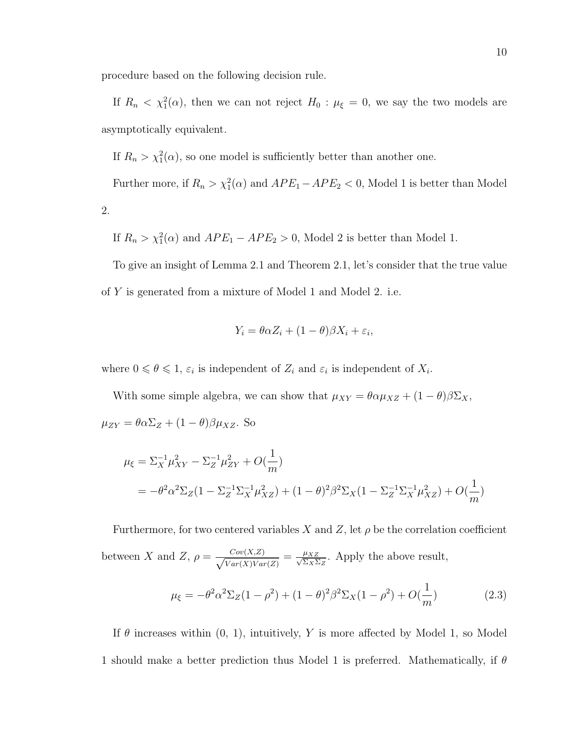procedure based on the following decision rule.

If $R_n < \chi_1^2(\alpha)$, then we can not reject $H_0 : \mu_\xi = 0$, we say the two models are asymptotically equivalent.

If $R_n > \chi_1^2(\alpha)$, so one model is sufficiently better than another one.

Further more, if $R_n > \chi_1^2(\alpha)$ and $APE_1 - APE_2 < 0$, Model 1 is better than Model 2.

If $R_n > \chi_1^2(\alpha)$ and $APE_1 - APE_2 > 0$, Model 2 is better than Model 1.

To give an insight of Lemma 2.1 and Theorem 2.1, let's consider that the true value of $Y$ is generated from a mixture of Model 1 and Model 2. i.e.

$$Y_i = \theta\alpha Z_i + (1-\theta)\beta X_i + \varepsilon_i,$$

where $0 \leqslant \theta \leqslant 1$, $\varepsilon_i$ is independent of $Z_i$ and $\varepsilon_i$ is independent of $X_i$.

With some simple algebra, we can show that $\mu_{XY} = \theta\alpha\mu_{XZ} + (1-\theta)\beta\Sigma_X$, $\mu_{ZY} = \theta\alpha\Sigma_Z + (1-\theta)\beta\mu_{XZ}$. So

$$\begin{aligned}
\mu_\xi &= \Sigma_X^{-1}\mu_{XY}^2 - \Sigma_Z^{-1}\mu_{ZY}^2 + O(\frac{1}{m}) \\
&= -\theta^2\alpha^2\Sigma_Z(1 - \Sigma_Z^{-1}\Sigma_X^{-1}\mu_{XZ}^2) + (1-\theta)^2\beta^2\Sigma_X(1 - \Sigma_Z^{-1}\Sigma_X^{-1}\mu_{XZ}^2) + O(\frac{1}{m})
\end{aligned}$$

Furthermore, for two centered variables $X$ and $Z$, let $\rho$ be the correlation coefficient between $X$ and $Z$, $\rho = \frac{Cov(X,Z)}{\sqrt{Var(X)Var(Z)}} = \frac{\mu_{XZ}}{\sqrt{\Sigma_X\Sigma_Z}}$. Apply the above result,

$$\mu_\xi = -\theta^2\alpha^2\Sigma_Z(1-\rho^2) + (1-\theta)^2\beta^2\Sigma_X(1-\rho^2) + O(\frac{1}{m}) \tag{2.3}$$

If $\theta$ increases within (0, 1), intuitively, $Y$ is more affected by Model 1, so Model 1 should make a better prediction thus Model 1 is preferred. Mathematically, if $\theta$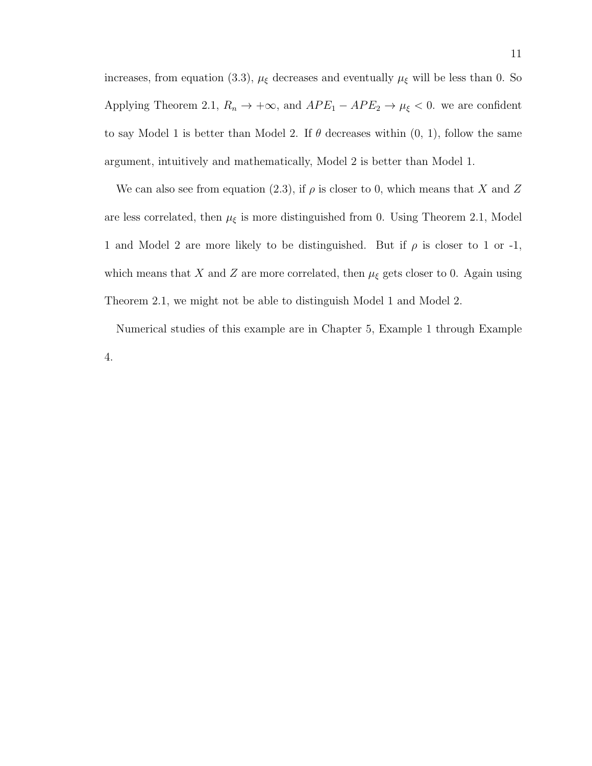increases, from equation (3.3), $\mu_\xi$ decreases and eventually $\mu_\xi$ will be less than 0. So Applying Theorem 2.1, $R_n \to +\infty$, and $APE_1 - APE_2 \to \mu_\xi < 0$. we are confident to say Model 1 is better than Model 2. If $\theta$ decreases within (0, 1), follow the same argument, intuitively and mathematically, Model 2 is better than Model 1.

We can also see from equation (2.3), if $\rho$ is closer to 0, which means that $X$ and $Z$ are less correlated, then $\mu_\xi$ is more distinguished from 0. Using Theorem 2.1, Model 1 and Model 2 are more likely to be distinguished. But if $\rho$ is closer to 1 or -1, which means that $X$ and $Z$ are more correlated, then $\mu_\xi$ gets closer to 0. Again using Theorem 2.1, we might not be able to distinguish Model 1 and Model 2.

Numerical studies of this example are in Chapter 5, Example 1 through Example 4.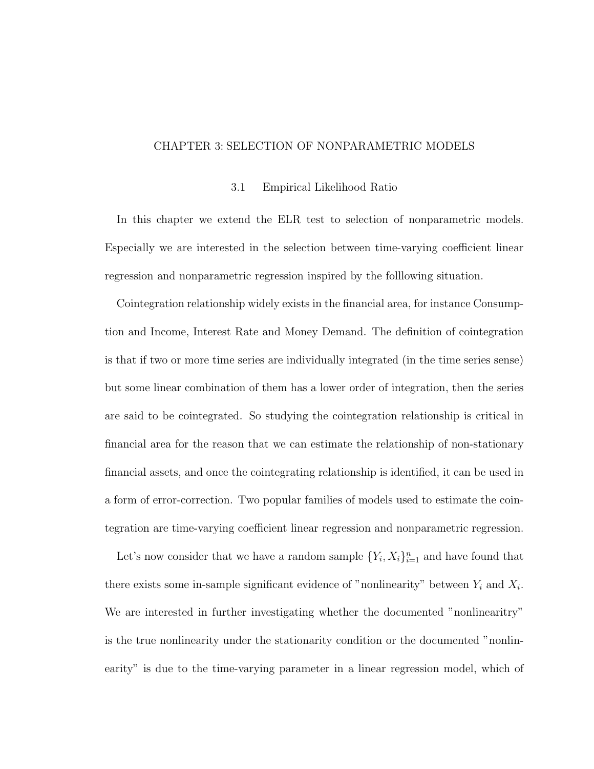# CHAPTER 3: SELECTION OF NONPARAMETRIC MODELS

## 3.1 Empirical Likelihood Ratio

In this chapter we extend the ELR test to selection of nonparametric models. Especially we are interested in the selection between time-varying coefficient linear regression and nonparametric regression inspired by the folllowing situation.

Cointegration relationship widely exists in the financial area, for instance Consumption and Income, Interest Rate and Money Demand. The definition of cointegration is that if two or more time series are individually integrated (in the time series sense) but some linear combination of them has a lower order of integration, then the series are said to be cointegrated. So studying the cointegration relationship is critical in financial area for the reason that we can estimate the relationship of non-stationary financial assets, and once the cointegrating relationship is identified, it can be used in a form of error-correction. Two popular families of models used to estimate the cointegration are time-varying coefficient linear regression and nonparametric regression.

Let's now consider that we have a random sample $\{Y_i, X_i\}_{i=1}^n$ and have found that there exists some in-sample significant evidence of "nonlinearity" between $Y_i$ and $X_i$. We are interested in further investigating whether the documented "nonlinearitry" is the true nonlinearity under the stationarity condition or the documented "nonlinearity" is due to the time-varying parameter in a linear regression model, which of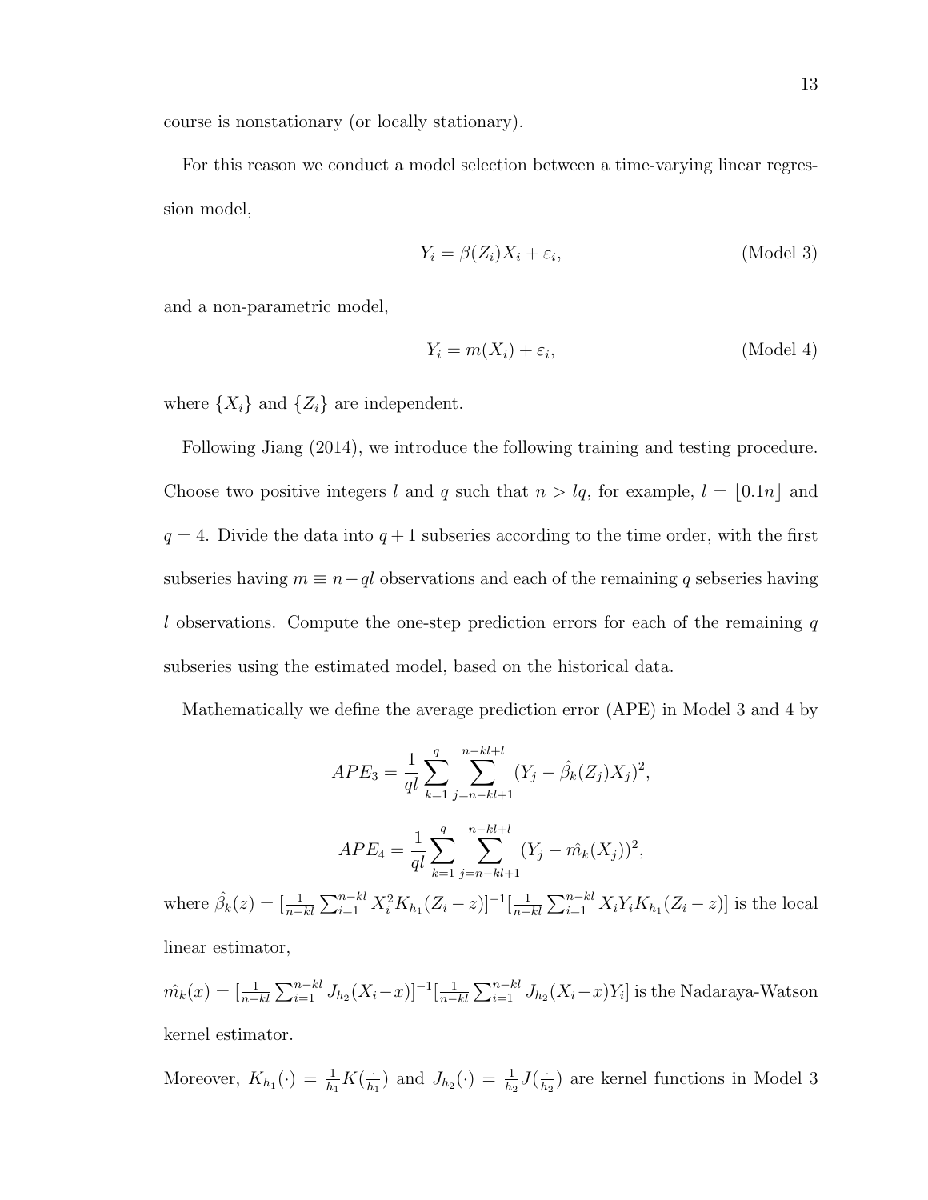course is nonstationary (or locally stationary).

For this reason we conduct a model selection between a time-varying linear regression model,

$$Y_i = \beta(Z_i)X_i + \varepsilon_i, \tag{Model 3}$$

and a non-parametric model,

$$Y_i = m(X_i) + \varepsilon_i, \tag{Model 4}$$

where $\{X_i\}$ and $\{Z_i\}$ are independent.

Following Jiang (2014), we introduce the following training and testing procedure. Choose two positive integers $l$ and $q$ such that $n > lq$, for example, $l = \lfloor 0.1n \rfloor$ and $q = 4$. Divide the data into $q+1$ subseries according to the time order, with the first subseries having $m \equiv n - ql$ observations and each of the remaining $q$ sebseries having $l$ observations. Compute the one-step prediction errors for each of the remaining $q$ subseries using the estimated model, based on the historical data.

Mathematically we define the average prediction error (APE) in Model 3 and 4 by

$$APE_3 = \frac{1}{ql} \sum_{k=1}^{q} \sum_{j=n-kl+1}^{n-kl+l} (Y_j - \hat{\beta}_k(Z_j)X_j)^2,$$

$$APE_4 = \frac{1}{ql} \sum_{k=1}^{q} \sum_{j=n-kl+1}^{n-kl+l} (Y_j - \hat{m_k}(X_j))^2,$$

where $\hat{\beta}_k(z) = [\frac{1}{n-kl}\sum_{i=1}^{n-kl} X_i^2 K_{h_1}(Z_i - z)]^{-1}[\frac{1}{n-kl}\sum_{i=1}^{n-kl} X_i Y_i K_{h_1}(Z_i - z)]$ is the local linear estimator,

$\hat{m_k}(x) = [\frac{1}{n-kl}\sum_{i=1}^{n-kl} J_{h_2}(X_i - x)]^{-1}[\frac{1}{n-kl}\sum_{i=1}^{n-kl} J_{h_2}(X_i - x)Y_i]$ is the Nadaraya-Watson kernel estimator.

Moreover, $K_{h_1}(\cdot) = \frac{1}{h_1}K(\frac{\cdot}{h_1})$ and $J_{h_2}(\cdot) = \frac{1}{h_2}J(\frac{\cdot}{h_2})$ are kernel functions in Model 3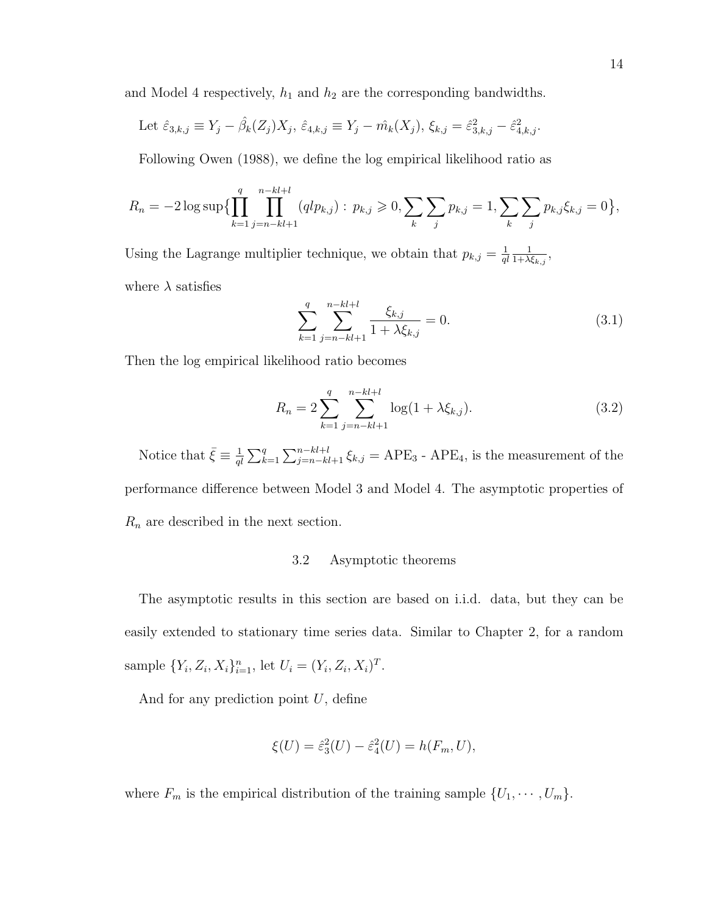and Model 4 respectively, $h_1$ and $h_2$ are the corresponding bandwidths.

Let $\hat{\varepsilon}_{3,k,j} \equiv Y_j - \hat{\beta}_k(Z_j)X_j$, $\hat{\varepsilon}_{4,k,j} \equiv Y_j - \hat{m_k}(X_j)$, $\xi_{k,j} = \hat{\varepsilon}^2_{3,k,j} - \hat{\varepsilon}^2_{4,k,j}$.

Following Owen (1988), we define the log empirical likelihood ratio as

$$R_n = -2 \log \sup \Big\{ \prod_{k=1}^{q} \prod_{j=n-kl+1}^{n-kl+l} (qlp_{k,j}) : \, p_{k,j} \geqslant 0, \sum_k \sum_j p_{k,j} = 1, \sum_k \sum_j p_{k,j} \xi_{k,j} = 0 \Big\},$$

Using the Lagrange multiplier technique, we obtain that $p_{k,j} = \frac{1}{ql} \frac{1}{1+\lambda \xi_{k,j}}$,

where $\lambda$ satisfies

$$\sum_{k=1}^{q} \sum_{j=n-kl+1}^{n-kl+l} \frac{\xi_{k,j}}{1 + \lambda \xi_{k,j}} = 0. \tag{3.1}$$

Then the log empirical likelihood ratio becomes

$$R_n = 2 \sum_{k=1}^{q} \sum_{j=n-kl+1}^{n-kl+l} \log(1 + \lambda \xi_{k,j}). \tag{3.2}$$

Notice that $\bar{\xi} \equiv \frac{1}{ql} \sum_{k=1}^{q} \sum_{j=n-kl+1}^{n-kl+l} \xi_{k,j} = \text{APE}_3$ - $\text{APE}_4$, is the measurement of the performance difference between Model 3 and Model 4. The asymptotic properties of $R_n$ are described in the next section.

## 3.2 Asymptotic theorems

The asymptotic results in this section are based on i.i.d. data, but they can be easily extended to stationary time series data. Similar to Chapter 2, for a random sample $\{Y_i, Z_i, X_i\}_{i=1}^n$, let $U_i = (Y_i, Z_i, X_i)^T$.

And for any prediction point $U$, define

$$\xi(U) = \hat{\varepsilon}_3^2(U) - \hat{\varepsilon}_4^2(U) = h(F_m, U),$$

where $F_m$ is the empirical distribution of the training sample $\{U_1, \cdots, U_m\}$.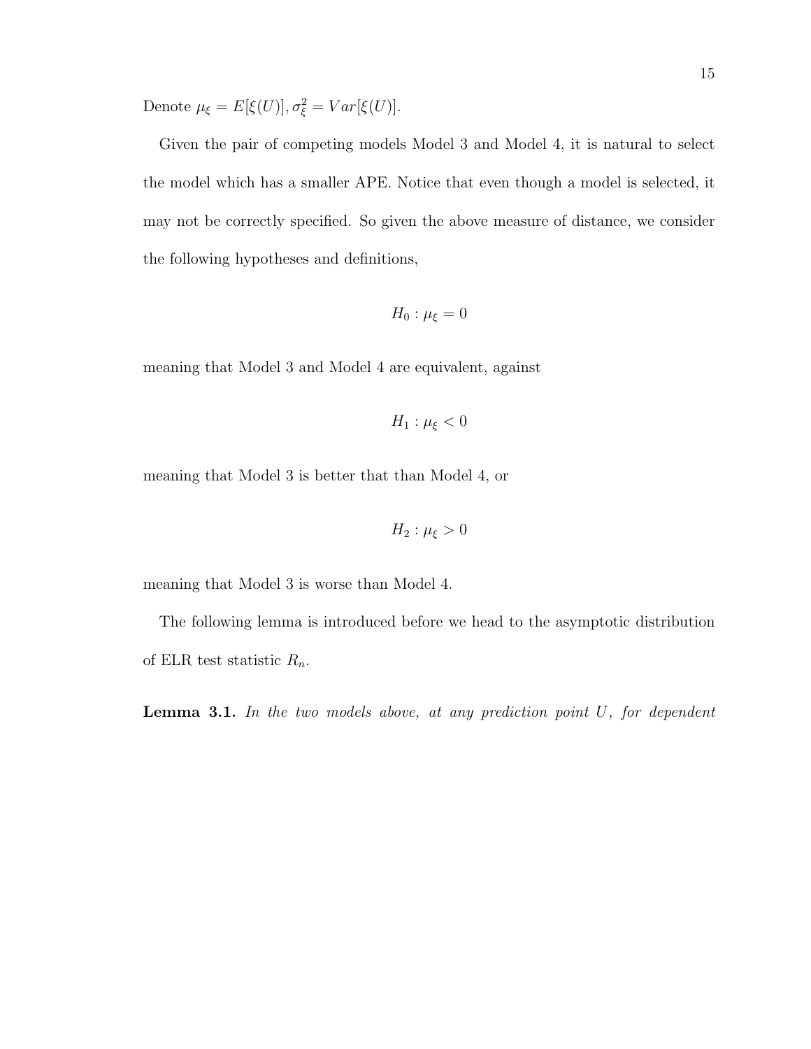Denote $\mu_\xi = E[\xi(U)], \sigma_\xi^2 = Var[\xi(U)]$.

Given the pair of competing models Model 3 and Model 4, it is natural to select the model which has a smaller APE. Notice that even though a model is selected, it may not be correctly specified. So given the above measure of distance, we consider the following hypotheses and definitions,

$$H_0 : \mu_\xi = 0$$

meaning that Model 3 and Model 4 are equivalent, against

$$H_1 : \mu_\xi < 0$$

meaning that Model 3 is better that than Model 4, or

$$H_2 : \mu_\xi > 0$$

meaning that Model 3 is worse than Model 4.

The following lemma is introduced before we head to the asymptotic distribution of ELR test statistic $R_n$.

**Lemma 3.1.** *In the two models above, at any prediction point $U$, for dependent*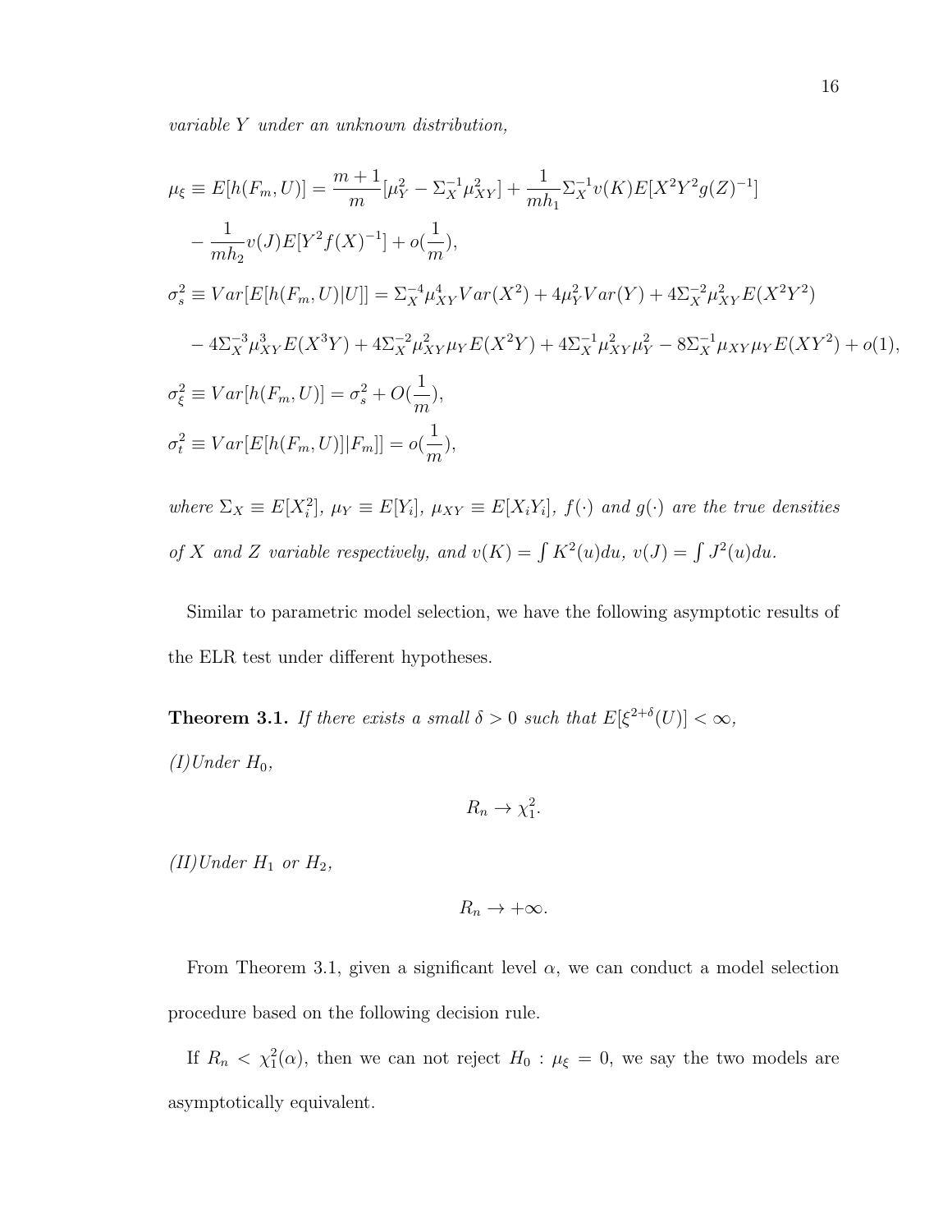*variable $Y$ under an unknown distribution,*

$$
\begin{aligned}
\mu_\xi &\equiv E[h(F_m, U)] = \frac{m+1}{m}[\mu_Y^2 - \Sigma_X^{-1}\mu_{XY}^2] + \frac{1}{mh_1}\Sigma_X^{-1}v(K)E[X^2Y^2g(Z)^{-1}] \\
&- \frac{1}{mh_2}v(J)E[Y^2f(X)^{-1}] + o(\frac{1}{m}), \\
\sigma_s^2 &\equiv Var[E[h(F_m, U)|U]] = \Sigma_X^{-4}\mu_{XY}^4 Var(X^2) + 4\mu_Y^2 Var(Y) + 4\Sigma_X^{-2}\mu_{XY}^2 E(X^2Y^2) \\
&- 4\Sigma_X^{-3}\mu_{XY}^3 E(X^3Y) + 4\Sigma_X^{-2}\mu_{XY}^2\mu_Y E(X^2Y) + 4\Sigma_X^{-1}\mu_{XY}^2\mu_Y^2 - 8\Sigma_X^{-1}\mu_{XY}\mu_Y E(XY^2) + o(1), \\
\sigma_\xi^2 &\equiv Var[h(F_m, U)] = \sigma_s^2 + O(\frac{1}{m}), \\
\sigma_t^2 &\equiv Var[E[h(F_m, U)]|F_m]] = o(\frac{1}{m}),
\end{aligned}
$$

*where $\Sigma_X \equiv E[X_i^2]$, $\mu_Y \equiv E[Y_i]$, $\mu_{XY} \equiv E[X_iY_i]$, $f(\cdot)$ and $g(\cdot)$ are the true densities of $X$ and $Z$ variable respectively, and $v(K) = \int K^2(u)du$, $v(J) = \int J^2(u)du$.*

Similar to parametric model selection, we have the following asymptotic results of the ELR test under different hypotheses.

**Theorem 3.1.** *If there exists a small $\delta > 0$ such that $E[\xi^{2+\delta}(U)] < \infty$,*

*(I)Under $H_0$,*

$$R_n \to \chi_1^2.$$

*(II)Under $H_1$ or $H_2$,*

$$R_n \to +\infty.$$

From Theorem 3.1, given a significant level $\alpha$, we can conduct a model selection procedure based on the following decision rule.

If $R_n < \chi_1^2(\alpha)$, then we can not reject $H_0 : \mu_\xi = 0$, we say the two models are asymptotically equivalent.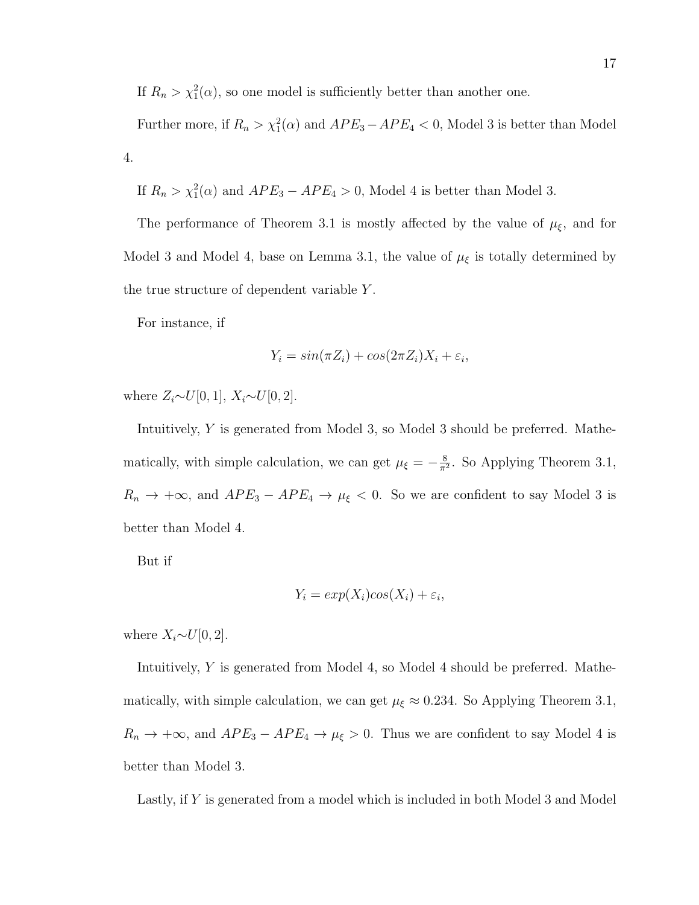If $R_n > \chi_1^2(\alpha)$, so one model is sufficiently better than another one.

Further more, if $R_n > \chi_1^2(\alpha)$ and $APE_3 - APE_4 < 0$, Model 3 is better than Model 4.

If $R_n > \chi_1^2(\alpha)$ and $APE_3 - APE_4 > 0$, Model 4 is better than Model 3.

The performance of Theorem 3.1 is mostly affected by the value of $\mu_\xi$, and for Model 3 and Model 4, base on Lemma 3.1, the value of $\mu_\xi$ is totally determined by the true structure of dependent variable $Y$.

For instance, if

$$Y_i = sin(\pi Z_i) + cos(2\pi Z_i)X_i + \varepsilon_i,$$

where $Z_i \sim U[0,1]$, $X_i \sim U[0,2]$.

Intuitively, $Y$ is generated from Model 3, so Model 3 should be preferred. Mathematically, with simple calculation, we can get $\mu_\xi = -\frac{8}{\pi^2}$. So Applying Theorem 3.1, $R_n \to +\infty$, and $APE_3 - APE_4 \to \mu_\xi < 0$. So we are confident to say Model 3 is better than Model 4.

But if

$$Y_i = exp(X_i)cos(X_i) + \varepsilon_i,$$

where $X_i \sim U[0,2]$.

Intuitively, $Y$ is generated from Model 4, so Model 4 should be preferred. Mathematically, with simple calculation, we can get $\mu_\xi \approx 0.234$. So Applying Theorem 3.1, $R_n \to +\infty$, and $APE_3 - APE_4 \to \mu_\xi > 0$. Thus we are confident to say Model 4 is better than Model 3.

Lastly, if $Y$ is generated from a model which is included in both Model 3 and Model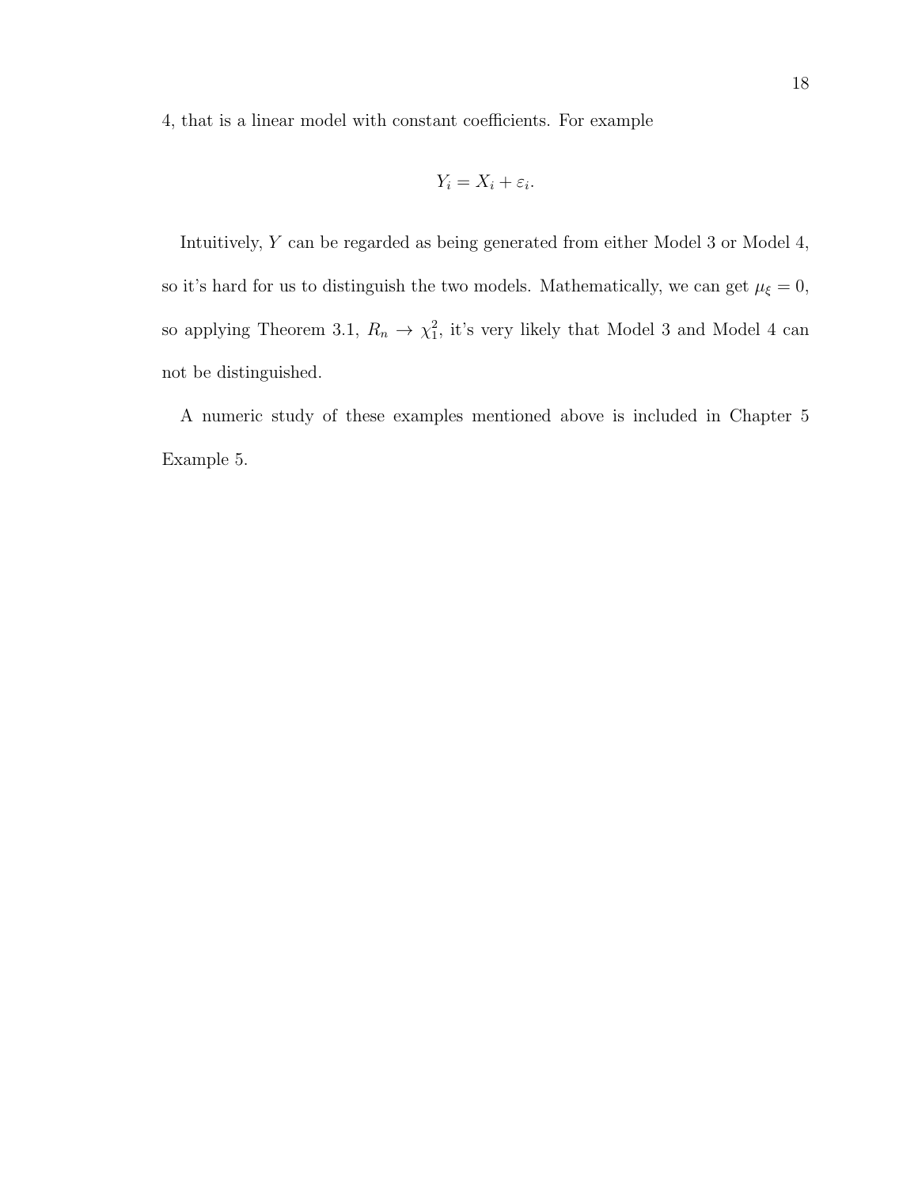4, that is a linear model with constant coefficients. For example

$$Y_i = X_i + \varepsilon_i.$$

Intuitively, $Y$ can be regarded as being generated from either Model 3 or Model 4, so it's hard for us to distinguish the two models. Mathematically, we can get $\mu_\xi = 0$, so applying Theorem 3.1, $R_n \to \chi_1^2$, it's very likely that Model 3 and Model 4 can not be distinguished.

A numeric study of these examples mentioned above is included in Chapter 5 Example 5.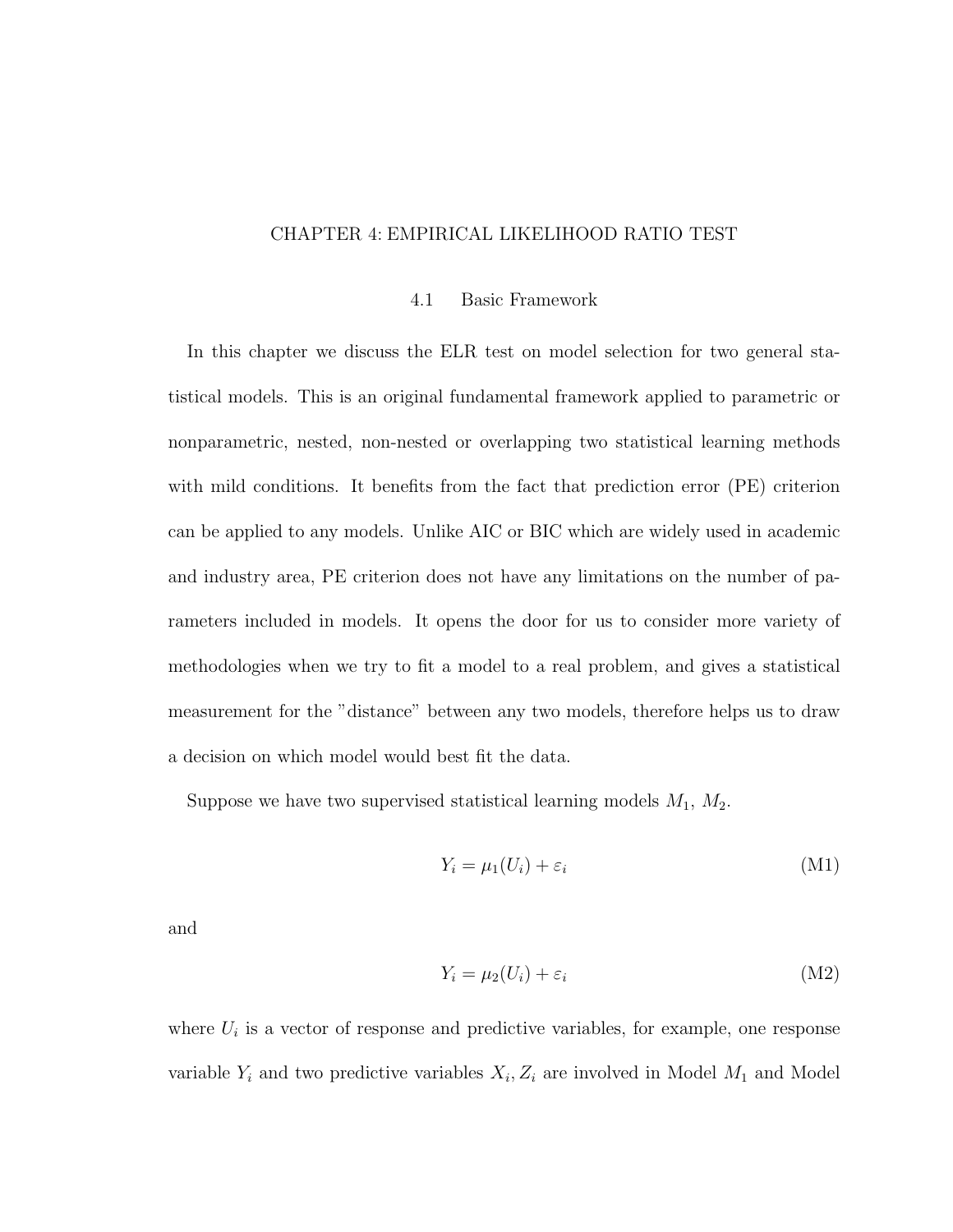# CHAPTER 4: EMPIRICAL LIKELIHOOD RATIO TEST

## 4.1 Basic Framework

In this chapter we discuss the ELR test on model selection for two general statistical models. This is an original fundamental framework applied to parametric or nonparametric, nested, non-nested or overlapping two statistical learning methods with mild conditions. It benefits from the fact that prediction error (PE) criterion can be applied to any models. Unlike AIC or BIC which are widely used in academic and industry area, PE criterion does not have any limitations on the number of parameters included in models. It opens the door for us to consider more variety of methodologies when we try to fit a model to a real problem, and gives a statistical measurement for the "distance" between any two models, therefore helps us to draw a decision on which model would best fit the data.

Suppose we have two supervised statistical learning models $M_1$, $M_2$.

$$Y_i = \mu_1(U_i) + \varepsilon_i \tag{M1}$$

and

$$Y_i = \mu_2(U_i) + \varepsilon_i \tag{M2}$$

where $U_i$ is a vector of response and predictive variables, for example, one response variable $Y_i$ and two predictive variables $X_i, Z_i$ are involved in Model $M_1$ and Model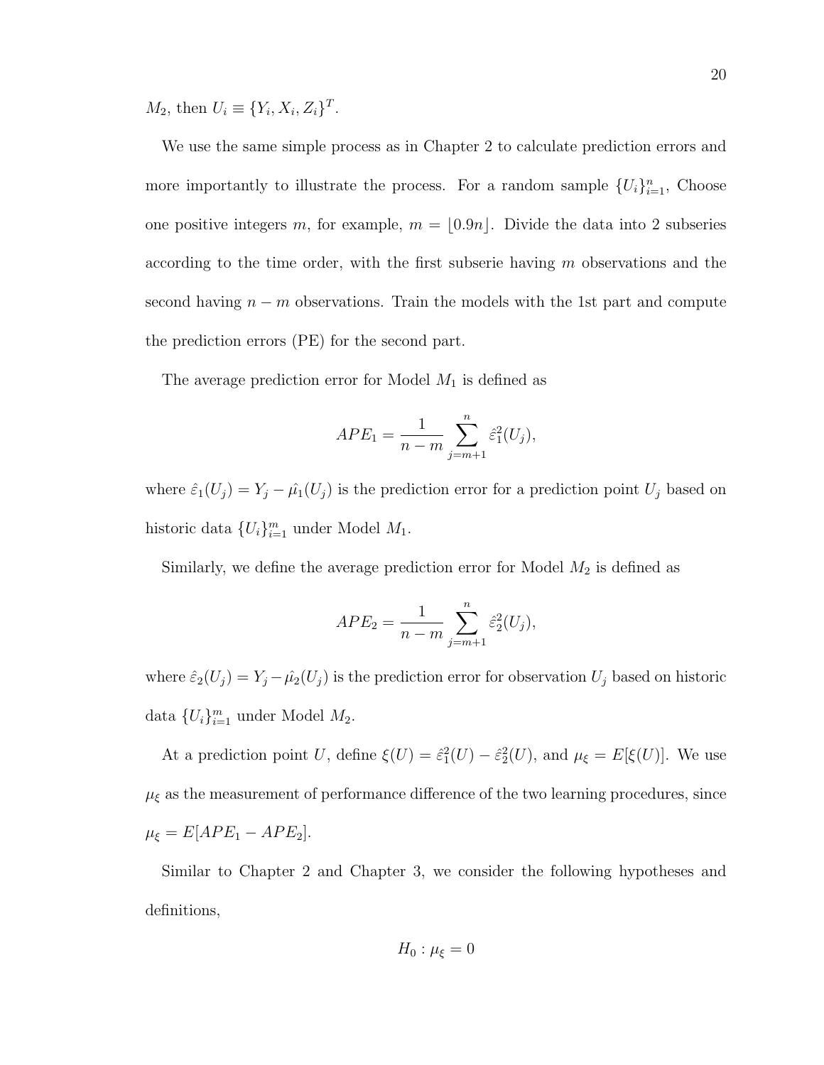$M_2$, then $U_i \equiv \{Y_i, X_i, Z_i\}^T$.

We use the same simple process as in Chapter 2 to calculate prediction errors and more importantly to illustrate the process. For a random sample $\{U_i\}_{i=1}^n$, Choose one positive integers $m$, for example, $m = \lfloor 0.9n \rfloor$. Divide the data into 2 subseries according to the time order, with the first subserie having $m$ observations and the second having $n - m$ observations. Train the models with the 1st part and compute the prediction errors (PE) for the second part.

The average prediction error for Model $M_1$ is defined as

$$APE_1 = \frac{1}{n-m} \sum_{j=m+1}^{n} \hat{\varepsilon}_1^2(U_j),$$

where $\hat{\varepsilon}_1(U_j) = Y_j - \hat{\mu_1}(U_j)$ is the prediction error for a prediction point $U_j$ based on historic data $\{U_i\}_{i=1}^m$ under Model $M_1$.

Similarly, we define the average prediction error for Model $M_2$ is defined as

$$APE_2 = \frac{1}{n-m} \sum_{j=m+1}^{n} \hat{\varepsilon}_2^2(U_j),$$

where $\hat{\varepsilon}_2(U_j) = Y_j - \hat{\mu_2}(U_j)$ is the prediction error for observation $U_j$ based on historic data $\{U_i\}_{i=1}^m$ under Model $M_2$.

At a prediction point $U$, define $\xi(U) = \hat{\varepsilon}_1^2(U) - \hat{\varepsilon}_2^2(U)$, and $\mu_\xi = E[\xi(U)]$. We use $\mu_\xi$ as the measurement of performance difference of the two learning procedures, since $\mu_\xi = E[APE_1 - APE_2]$.

Similar to Chapter 2 and Chapter 3, we consider the following hypotheses and definitions,

$$H_0 : \mu_\xi = 0$$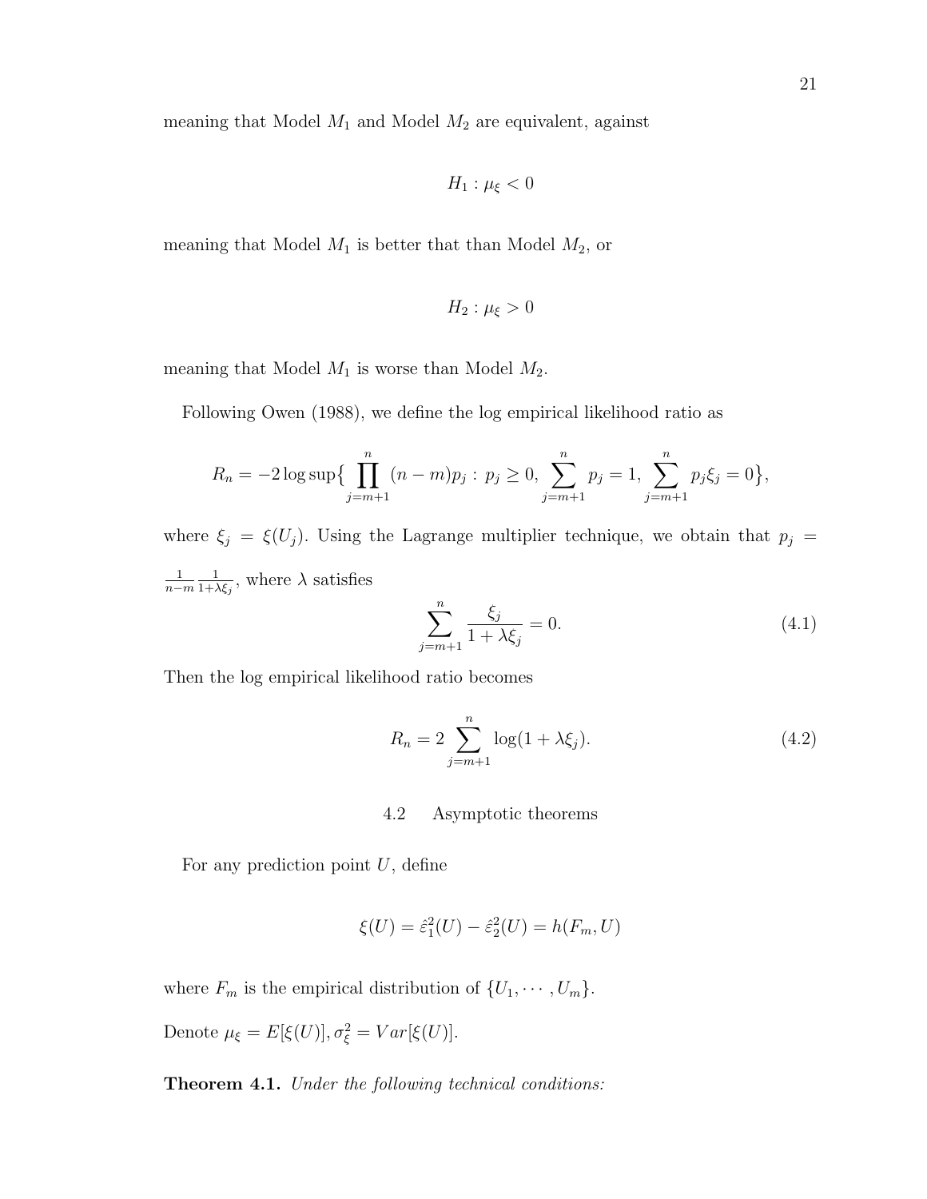meaning that Model $M_1$ and Model $M_2$ are equivalent, against

$$H_1 : \mu_\xi < 0$$

meaning that Model $M_1$ is better that than Model $M_2$, or

$$H_2 : \mu_\xi > 0$$

meaning that Model $M_1$ is worse than Model $M_2$.

Following Owen (1988), we define the log empirical likelihood ratio as

$$R_n = -2 \log \sup\Big\{ \prod_{j=m+1}^{n} (n-m)p_j : \, p_j \geq 0, \, \sum_{j=m+1}^{n} p_j = 1, \, \sum_{j=m+1}^{n} p_j \xi_j = 0 \Big\},$$

where $\xi_j = \xi(U_j)$. Using the Lagrange multiplier technique, we obtain that $p_j = \frac{1}{n-m}\frac{1}{1+\lambda\xi_j}$, where $\lambda$ satisfies

$$\sum_{j=m+1}^{n} \frac{\xi_j}{1+\lambda\xi_j} = 0. \tag{4.1}$$

Then the log empirical likelihood ratio becomes

$$R_n = 2\sum_{j=m+1}^{n} \log(1+\lambda\xi_j). \tag{4.2}$$

## 4.2 Asymptotic theorems

For any prediction point $U$, define

$$\xi(U) = \hat{\varepsilon}_1^2(U) - \hat{\varepsilon}_2^2(U) = h(F_m, U)$$

where $F_m$ is the empirical distribution of $\{U_1, \cdots, U_m\}$.

Denote $\mu_\xi = E[\xi(U)], \sigma_\xi^2 = Var[\xi(U)]$.

**Theorem 4.1.** *Under the following technical conditions:*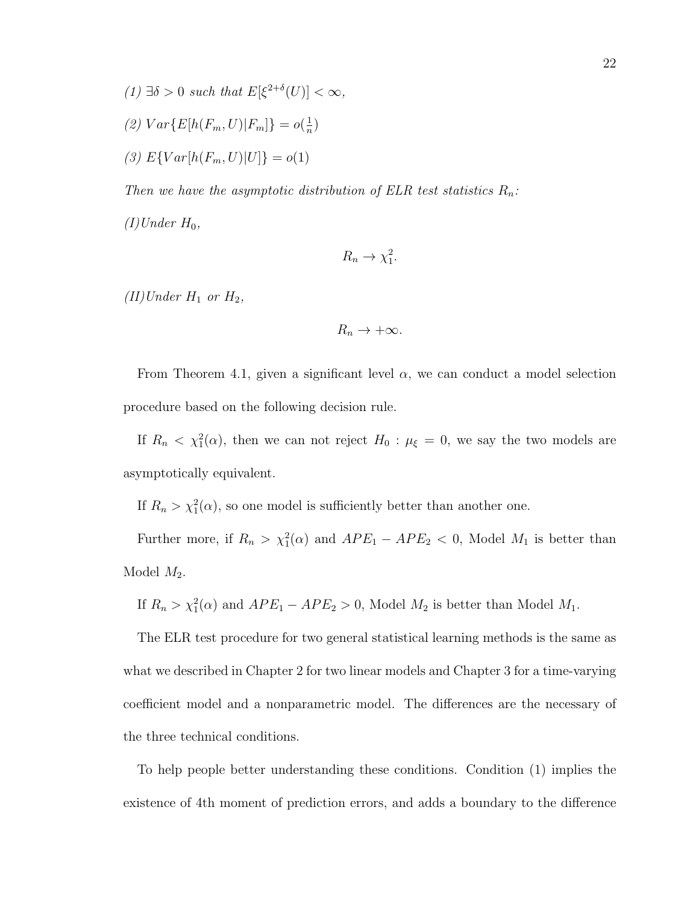*(1)* $\exists \delta > 0$ *such that* $E[\xi^{2+\delta}(U)] < \infty$,

*(2)* $Var\{E[h(F_m, U)|F_m]\} = o(\frac{1}{n})$

*(3)* $E\{Var[h(F_m, U)|U]\} = o(1)$

*Then we have the asymptotic distribution of ELR test statistics* $R_n$*:*

*(I)Under* $H_0$,

$$R_n \to \chi_1^2.$$

*(II)Under* $H_1$ *or* $H_2$,

$$R_n \to +\infty.$$

From Theorem 4.1, given a significant level $\alpha$, we can conduct a model selection procedure based on the following decision rule.

If $R_n < \chi_1^2(\alpha)$, then we can not reject $H_0 : \mu_\xi = 0$, we say the two models are asymptotically equivalent.

If $R_n > \chi_1^2(\alpha)$, so one model is sufficiently better than another one.

Further more, if $R_n > \chi_1^2(\alpha)$ and $APE_1 - APE_2 < 0$, Model $M_1$ is better than Model $M_2$.

If $R_n > \chi_1^2(\alpha)$ and $APE_1 - APE_2 > 0$, Model $M_2$ is better than Model $M_1$.

The ELR test procedure for two general statistical learning methods is the same as what we described in Chapter 2 for two linear models and Chapter 3 for a time-varying coefficient model and a nonparametric model. The differences are the necessary of the three technical conditions.

To help people better understanding these conditions. Condition (1) implies the existence of 4th moment of prediction errors, and adds a boundary to the difference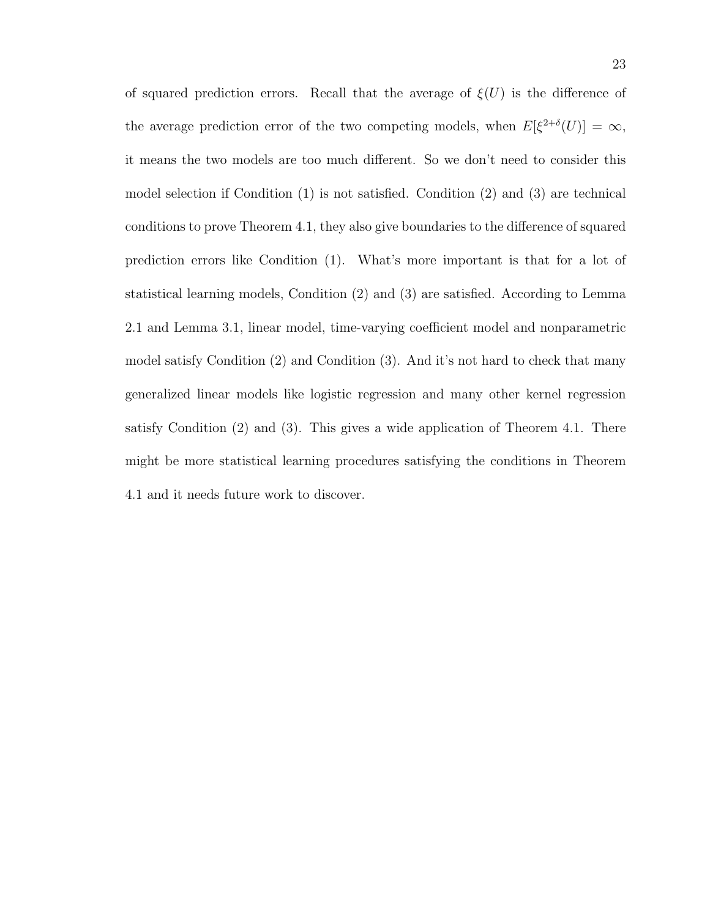of squared prediction errors. Recall that the average of $\xi(U)$ is the difference of the average prediction error of the two competing models, when $E[\xi^{2+\delta}(U)] = \infty$, it means the two models are too much different. So we don't need to consider this model selection if Condition (1) is not satisfied. Condition (2) and (3) are technical conditions to prove Theorem 4.1, they also give boundaries to the difference of squared prediction errors like Condition (1). What's more important is that for a lot of statistical learning models, Condition (2) and (3) are satisfied. According to Lemma 2.1 and Lemma 3.1, linear model, time-varying coefficient model and nonparametric model satisfy Condition (2) and Condition (3). And it's not hard to check that many generalized linear models like logistic regression and many other kernel regression satisfy Condition (2) and (3). This gives a wide application of Theorem 4.1. There might be more statistical learning procedures satisfying the conditions in Theorem 4.1 and it needs future work to discover.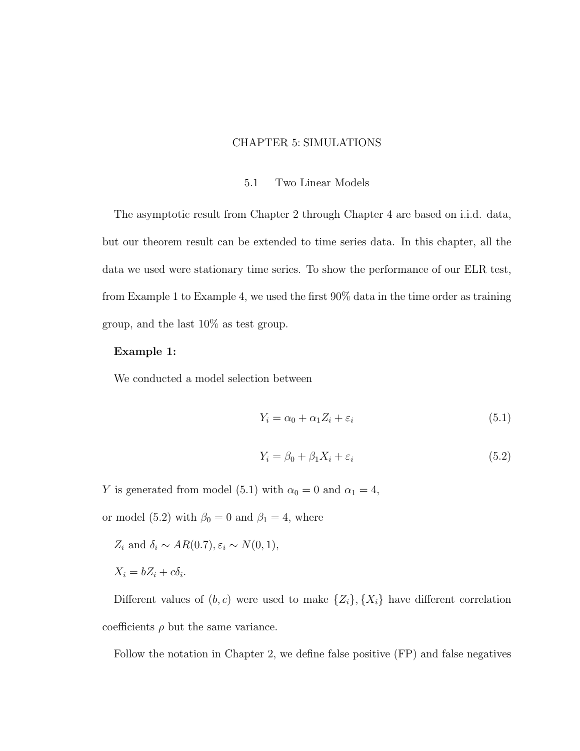# CHAPTER 5: SIMULATIONS

## 5.1 Two Linear Models

The asymptotic result from Chapter 2 through Chapter 4 are based on i.i.d. data, but our theorem result can be extended to time series data. In this chapter, all the data we used were stationary time series. To show the performance of our ELR test, from Example 1 to Example 4, we used the first 90% data in the time order as training group, and the last 10% as test group.

**Example 1:**

We conducted a model selection between

$$Y_i = \alpha_0 + \alpha_1 Z_i + \varepsilon_i \tag{5.1}$$

$$Y_i = \beta_0 + \beta_1 X_i + \varepsilon_i \tag{5.2}$$

$Y$ is generated from model (5.1) with $\alpha_0 = 0$ and $\alpha_1 = 4$,

or model (5.2) with $\beta_0 = 0$ and $\beta_1 = 4$, where

$Z_i$ and $\delta_i \sim AR(0.7), \varepsilon_i \sim N(0,1)$,

$X_i = bZ_i + c\delta_i$.

Different values of $(b, c)$ were used to make $\{Z_i\}, \{X_i\}$ have different correlation coefficients $\rho$ but the same variance.

Follow the notation in Chapter 2, we define false positive (FP) and false negatives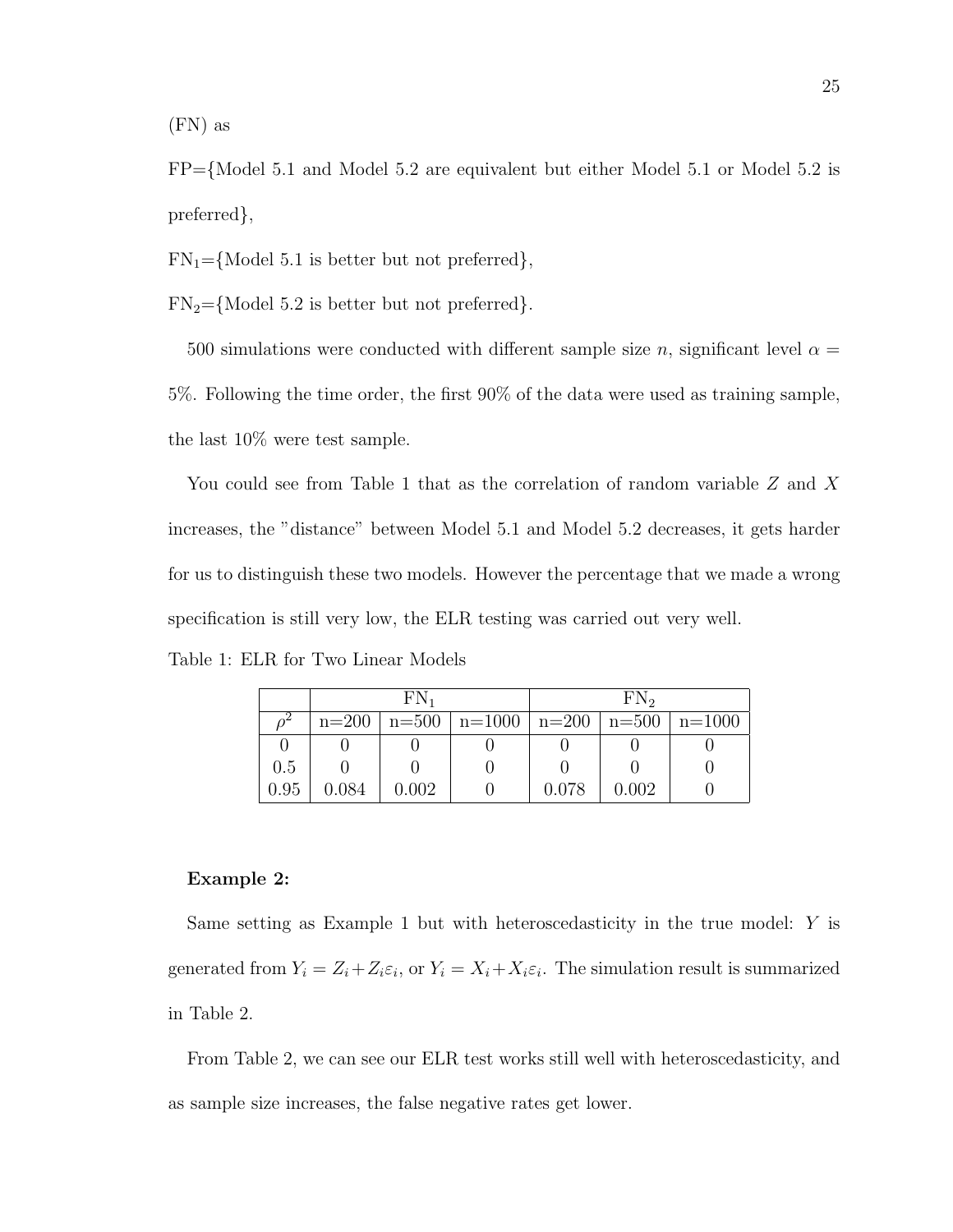(FN) as

FP={Model 5.1 and Model 5.2 are equivalent but either Model 5.1 or Model 5.2 is preferred},

$\text{FN}_1$={Model 5.1 is better but not preferred},

$\text{FN}_2$={Model 5.2 is better but not preferred}.

500 simulations were conducted with different sample size $n$, significant level $\alpha = 5\%$. Following the time order, the first 90% of the data were used as training sample, the last 10% were test sample.

You could see from Table 1 that as the correlation of random variable $Z$ and $X$ increases, the "distance" between Model 5.1 and Model 5.2 decreases, it gets harder for us to distinguish these two models. However the percentage that we made a wrong specification is still very low, the ELR testing was carried out very well.

Table 1: ELR for Two Linear Models

| | $\text{FN}_1$ | | | $\text{FN}_2$ | | |
|---|---|---|---|---|---|---|
| $\rho^2$ | n=200 | n=500 | n=1000 | n=200 | n=500 | n=1000 |
| 0 | 0 | 0 | 0 | 0 | 0 | 0 |
| 0.5 | 0 | 0 | 0 | 0 | 0 | 0 |
| 0.95 | 0.084 | 0.002 | 0 | 0.078 | 0.002 | 0 |

**Example 2:**

Same setting as Example 1 but with heteroscedasticity in the true model: $Y$ is generated from $Y_i = Z_i + Z_i\varepsilon_i$, or $Y_i = X_i + X_i\varepsilon_i$. The simulation result is summarized in Table 2.

From Table 2, we can see our ELR test works still well with heteroscedasticity, and as sample size increases, the false negative rates get lower.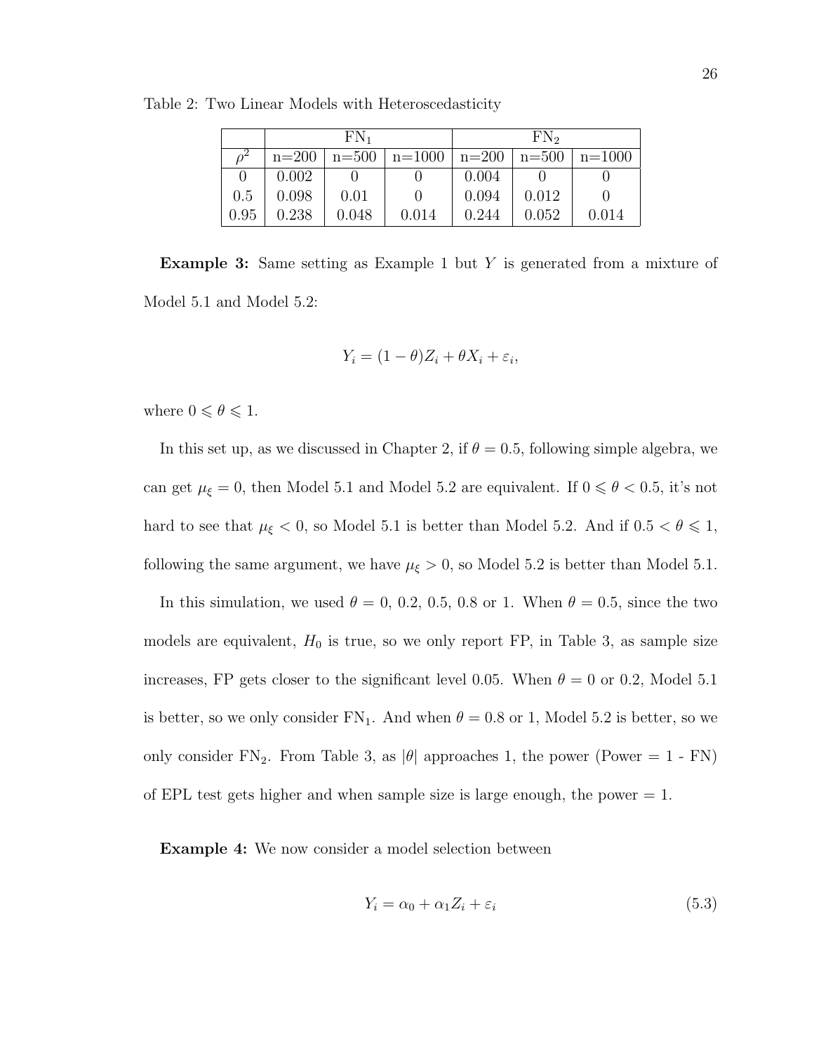Table 2: Two Linear Models with Heteroscedasticity

| | $FN_1$ | | | $FN_2$ | | |
|---|---|---|---|---|---|---|
| $\rho^2$ | n=200 | n=500 | n=1000 | n=200 | n=500 | n=1000 |
| 0 | 0.002 | 0 | 0 | 0.004 | 0 | 0 |
| 0.5 | 0.098 | 0.01 | 0 | 0.094 | 0.012 | 0 |
| 0.95 | 0.238 | 0.048 | 0.014 | 0.244 | 0.052 | 0.014 |

**Example 3:** Same setting as Example 1 but $Y$ is generated from a mixture of Model 5.1 and Model 5.2:

$$Y_i = (1-\theta)Z_i + \theta X_i + \varepsilon_i,$$

where $0 \leqslant \theta \leqslant 1$.

In this set up, as we discussed in Chapter 2, if $\theta = 0.5$, following simple algebra, we can get $\mu_\xi = 0$, then Model 5.1 and Model 5.2 are equivalent. If $0 \leqslant \theta < 0.5$, it's not hard to see that $\mu_\xi < 0$, so Model 5.1 is better than Model 5.2. And if $0.5 < \theta \leqslant 1$, following the same argument, we have $\mu_\xi > 0$, so Model 5.2 is better than Model 5.1.

In this simulation, we used $\theta = 0$, 0.2, 0.5, 0.8 or 1. When $\theta = 0.5$, since the two models are equivalent, $H_0$ is true, so we only report FP, in Table 3, as sample size increases, FP gets closer to the significant level 0.05. When $\theta = 0$ or 0.2, Model 5.1 is better, so we only consider $FN_1$. And when $\theta = 0.8$ or 1, Model 5.2 is better, so we only consider $FN_2$. From Table 3, as $|\theta|$ approaches 1, the power (Power = 1 - FN) of EPL test gets higher and when sample size is large enough, the power = 1.

**Example 4:** We now consider a model selection between

$$Y_i = \alpha_0 + \alpha_1 Z_i + \varepsilon_i \tag{5.3}$$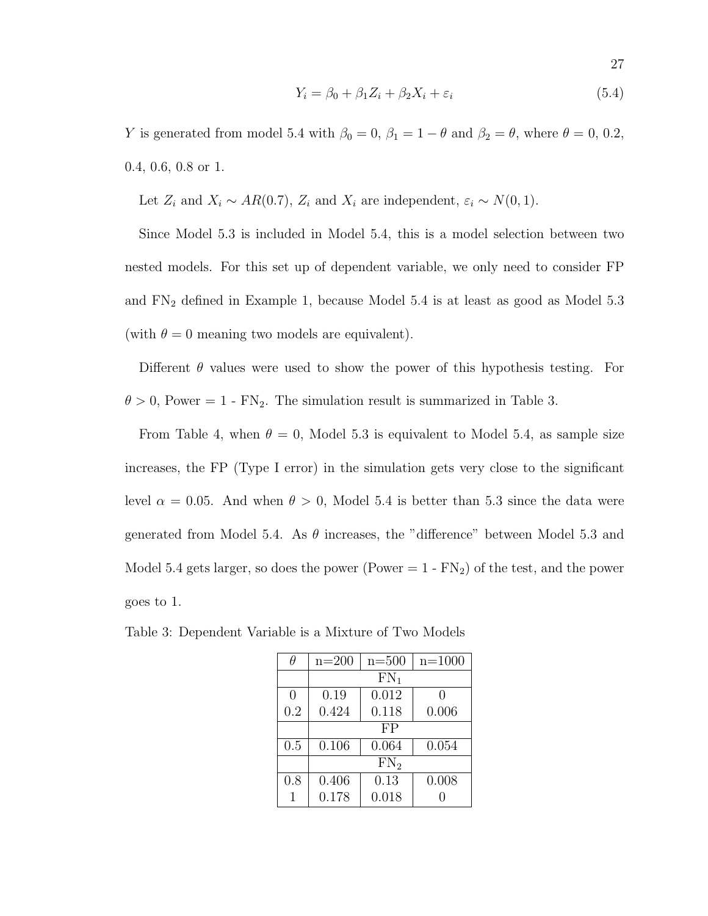$$Y_i = \beta_0 + \beta_1 Z_i + \beta_2 X_i + \varepsilon_i \tag{5.4}$$

$Y$ is generated from model 5.4 with $\beta_0 = 0$, $\beta_1 = 1 - \theta$ and $\beta_2 = \theta$, where $\theta = 0$, 0.2, 0.4, 0.6, 0.8 or 1.

Let $Z_i$ and $X_i \sim AR(0.7)$, $Z_i$ and $X_i$ are independent, $\varepsilon_i \sim N(0, 1)$.

Since Model 5.3 is included in Model 5.4, this is a model selection between two nested models. For this set up of dependent variable, we only need to consider FP and $\text{FN}_2$ defined in Example 1, because Model 5.4 is at least as good as Model 5.3 (with $\theta = 0$ meaning two models are equivalent).

Different $\theta$ values were used to show the power of this hypothesis testing. For $\theta > 0$, Power = 1 - $\text{FN}_2$. The simulation result is summarized in Table 3.

From Table 4, when $\theta = 0$, Model 5.3 is equivalent to Model 5.4, as sample size increases, the FP (Type I error) in the simulation gets very close to the significant level $\alpha = 0.05$. And when $\theta > 0$, Model 5.4 is better than 5.3 since the data were generated from Model 5.4. As $\theta$ increases, the "difference" between Model 5.3 and Model 5.4 gets larger, so does the power (Power = 1 - $\text{FN}_2$) of the test, and the power goes to 1.

Table 3: Dependent Variable is a Mixture of Two Models

| $\theta$ | n=200 | n=500 | n=1000 |
|---|---|---|---|
| | $\text{FN}_1$ | | |
| 0 | 0.19 | 0.012 | 0 |
| 0.2 | 0.424 | 0.118 | 0.006 |
| | FP | | |
| 0.5 | 0.106 | 0.064 | 0.054 |
| | $\text{FN}_2$ | | |
| 0.8 | 0.406 | 0.13 | 0.008 |
| 1 | 0.178 | 0.018 | 0 |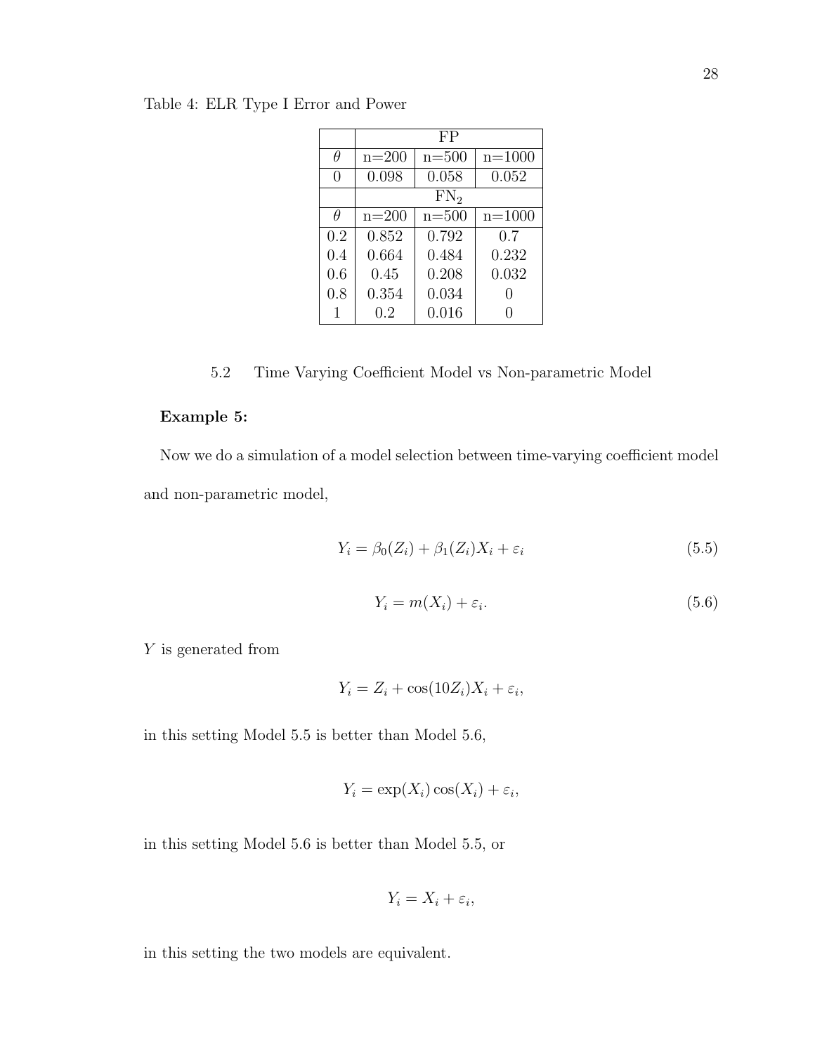Table 4: ELR Type I Error and Power

| | FP | | |
|---|---|---|---|
| $\theta$ | n=200 | n=500 | n=1000 |
| 0 | 0.098 | 0.058 | 0.052 |
| | $FN_2$ | | |
| $\theta$ | n=200 | n=500 | n=1000 |
| 0.2 | 0.852 | 0.792 | 0.7 |
| 0.4 | 0.664 | 0.484 | 0.232 |
| 0.6 | 0.45 | 0.208 | 0.032 |
| 0.8 | 0.354 | 0.034 | 0 |
| 1 | 0.2 | 0.016 | 0 |

### 5.2 Time Varying Coefficient Model vs Non-parametric Model

**Example 5:**

Now we do a simulation of a model selection between time-varying coefficient model and non-parametric model,

$$Y_i = \beta_0(Z_i) + \beta_1(Z_i)X_i + \varepsilon_i \tag{5.5}$$

$$Y_i = m(X_i) + \varepsilon_i. \tag{5.6}$$

$Y$ is generated from

$$Y_i = Z_i + \cos(10Z_i)X_i + \varepsilon_i,$$

in this setting Model 5.5 is better than Model 5.6,

$$Y_i = \exp(X_i)\cos(X_i) + \varepsilon_i,$$

in this setting Model 5.6 is better than Model 5.5, or

$$Y_i = X_i + \varepsilon_i,$$

in this setting the two models are equivalent.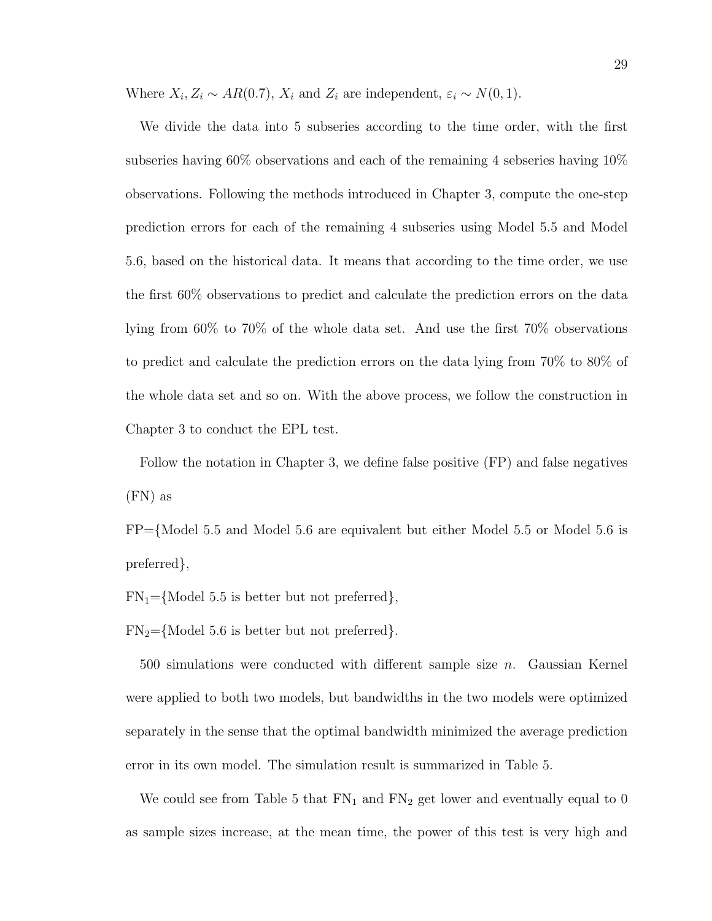Where $X_i, Z_i \sim AR(0.7)$, $X_i$ and $Z_i$ are independent, $\varepsilon_i \sim N(0, 1)$.

We divide the data into 5 subseries according to the time order, with the first subseries having 60% observations and each of the remaining 4 sebseries having 10% observations. Following the methods introduced in Chapter 3, compute the one-step prediction errors for each of the remaining 4 subseries using Model 5.5 and Model 5.6, based on the historical data. It means that according to the time order, we use the first 60% observations to predict and calculate the prediction errors on the data lying from 60% to 70% of the whole data set. And use the first 70% observations to predict and calculate the prediction errors on the data lying from 70% to 80% of the whole data set and so on. With the above process, we follow the construction in Chapter 3 to conduct the EPL test.

Follow the notation in Chapter 3, we define false positive (FP) and false negatives (FN) as

FP={Model 5.5 and Model 5.6 are equivalent but either Model 5.5 or Model 5.6 is preferred},

$\text{FN}_1$={Model 5.5 is better but not preferred},

$\text{FN}_2$={Model 5.6 is better but not preferred}.

500 simulations were conducted with different sample size $n$. Gaussian Kernel were applied to both two models, but bandwidths in the two models were optimized separately in the sense that the optimal bandwidth minimized the average prediction error in its own model. The simulation result is summarized in Table 5.

We could see from Table 5 that $\text{FN}_1$ and $\text{FN}_2$ get lower and eventually equal to 0 as sample sizes increase, at the mean time, the power of this test is very high and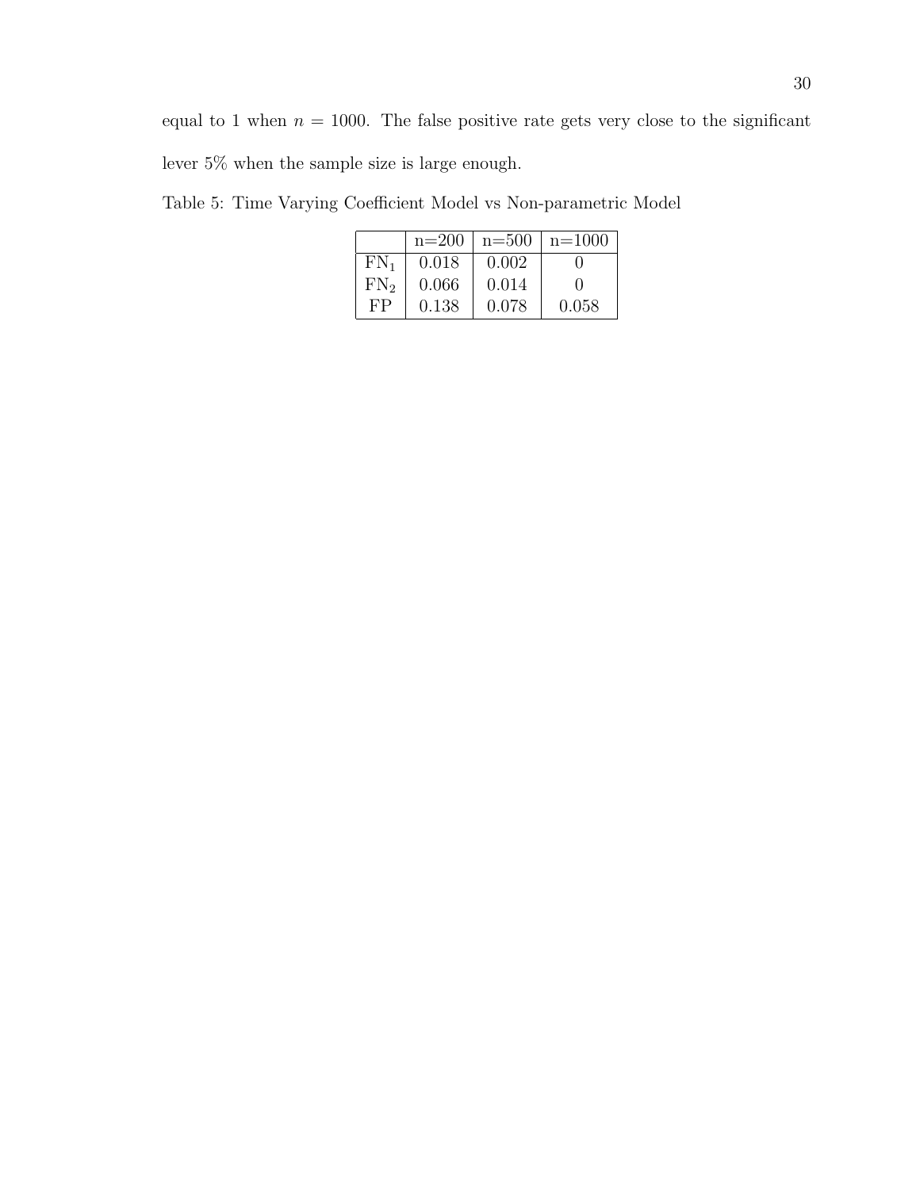equal to 1 when $n = 1000$. The false positive rate gets very close to the significant lever 5% when the sample size is large enough.

Table 5: Time Varying Coefficient Model vs Non-parametric Model

| | n=200 | n=500 | n=1000 |
|---|---|---|---|
| $FN_1$ | 0.018 | 0.002 | 0 |
| $FN_2$ | 0.066 | 0.014 | 0 |
| FP | 0.138 | 0.078 | 0.058 |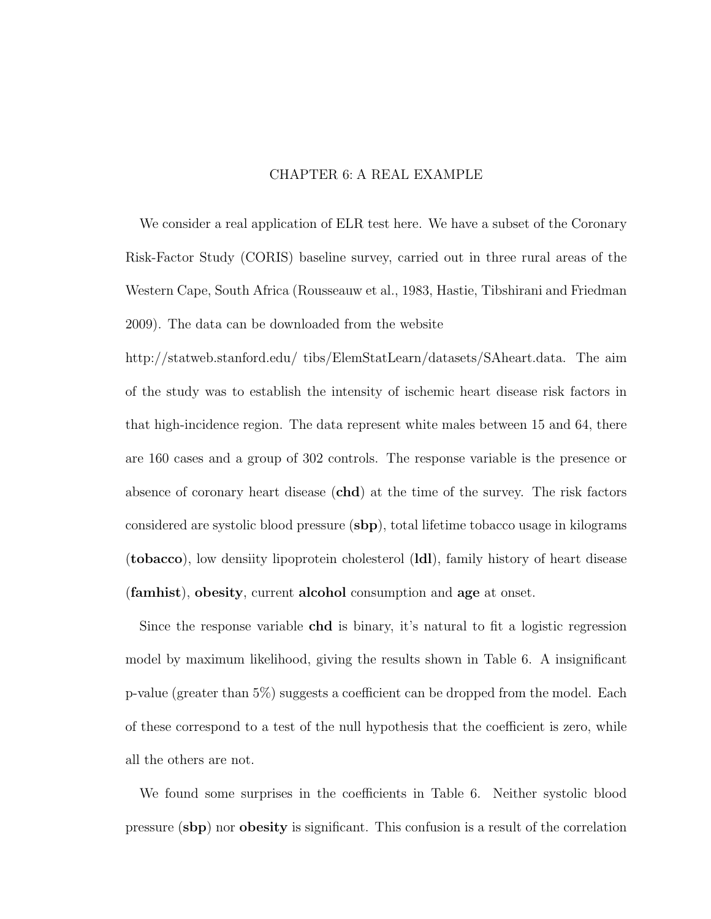# CHAPTER 6: A REAL EXAMPLE

We consider a real application of ELR test here. We have a subset of the Coronary Risk-Factor Study (CORIS) baseline survey, carried out in three rural areas of the Western Cape, South Africa (Rousseauw et al., 1983, Hastie, Tibshirani and Friedman 2009). The data can be downloaded from the website http://statweb.stanford.edu/ tibs/ElemStatLearn/datasets/SAheart.data. The aim of the study was to establish the intensity of ischemic heart disease risk factors in that high-incidence region. The data represent white males between 15 and 64, there are 160 cases and a group of 302 controls. The response variable is the presence or absence of coronary heart disease (**chd**) at the time of the survey. The risk factors considered are systolic blood pressure (**sbp**), total lifetime tobacco usage in kilograms (**tobacco**), low densiity lipoprotein cholesterol (**ldl**), family history of heart disease (**famhist**), **obesity**, current **alcohol** consumption and **age** at onset.

Since the response variable **chd** is binary, it's natural to fit a logistic regression model by maximum likelihood, giving the results shown in Table 6. A insignificant p-value (greater than 5%) suggests a coefficient can be dropped from the model. Each of these correspond to a test of the null hypothesis that the coefficient is zero, while all the others are not.

We found some surprises in the coefficients in Table 6. Neither systolic blood pressure (**sbp**) nor **obesity** is significant. This confusion is a result of the correlation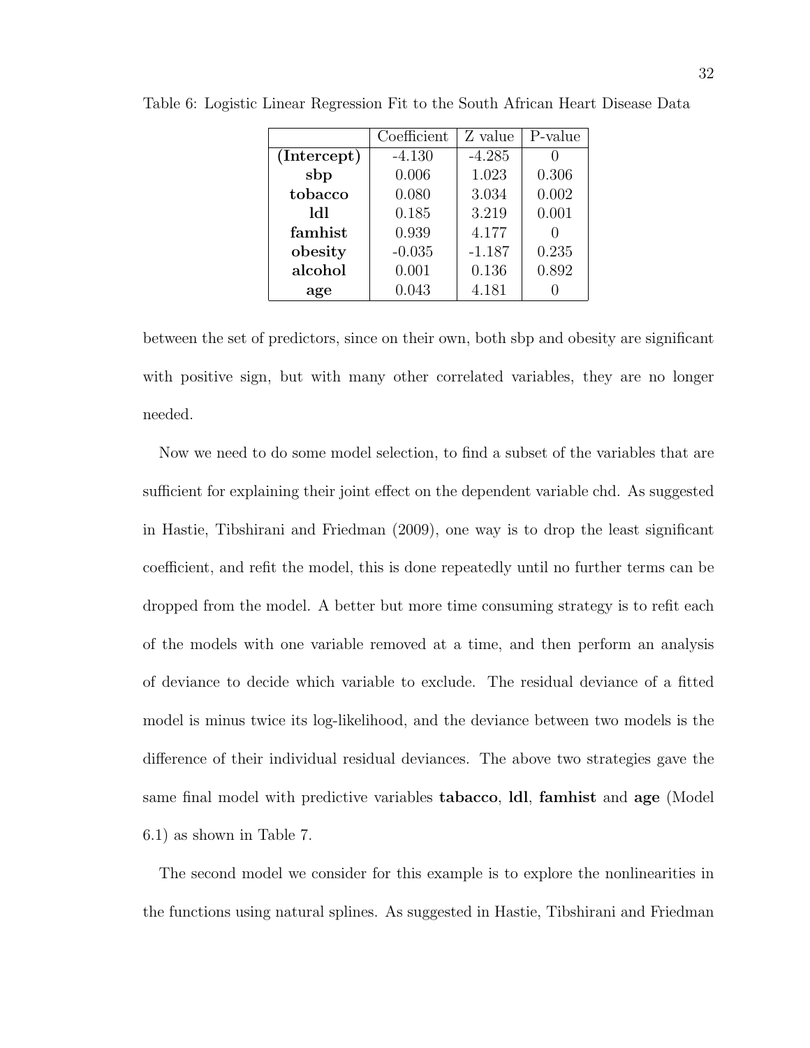Table 6: Logistic Linear Regression Fit to the South African Heart Disease Data

| | Coefficient | Z value | P-value |
|---|---|---|---|
| **(Intercept)** | -4.130 | -4.285 | 0 |
| **sbp** | 0.006 | 1.023 | 0.306 |
| **tobacco** | 0.080 | 3.034 | 0.002 |
| **ldl** | 0.185 | 3.219 | 0.001 |
| **famhist** | 0.939 | 4.177 | 0 |
| **obesity** | -0.035 | -1.187 | 0.235 |
| **alcohol** | 0.001 | 0.136 | 0.892 |
| **age** | 0.043 | 4.181 | 0 |

between the set of predictors, since on their own, both sbp and obesity are significant with positive sign, but with many other correlated variables, they are no longer needed.

Now we need to do some model selection, to find a subset of the variables that are sufficient for explaining their joint effect on the dependent variable chd. As suggested in Hastie, Tibshirani and Friedman (2009), one way is to drop the least significant coefficient, and refit the model, this is done repeatedly until no further terms can be dropped from the model. A better but more time consuming strategy is to refit each of the models with one variable removed at a time, and then perform an analysis of deviance to decide which variable to exclude. The residual deviance of a fitted model is minus twice its log-likelihood, and the deviance between two models is the difference of their individual residual deviances. The above two strategies gave the same final model with predictive variables **tabacco**, **ldl**, **famhist** and **age** (Model 6.1) as shown in Table 7.

The second model we consider for this example is to explore the nonlinearities in the functions using natural splines. As suggested in Hastie, Tibshirani and Friedman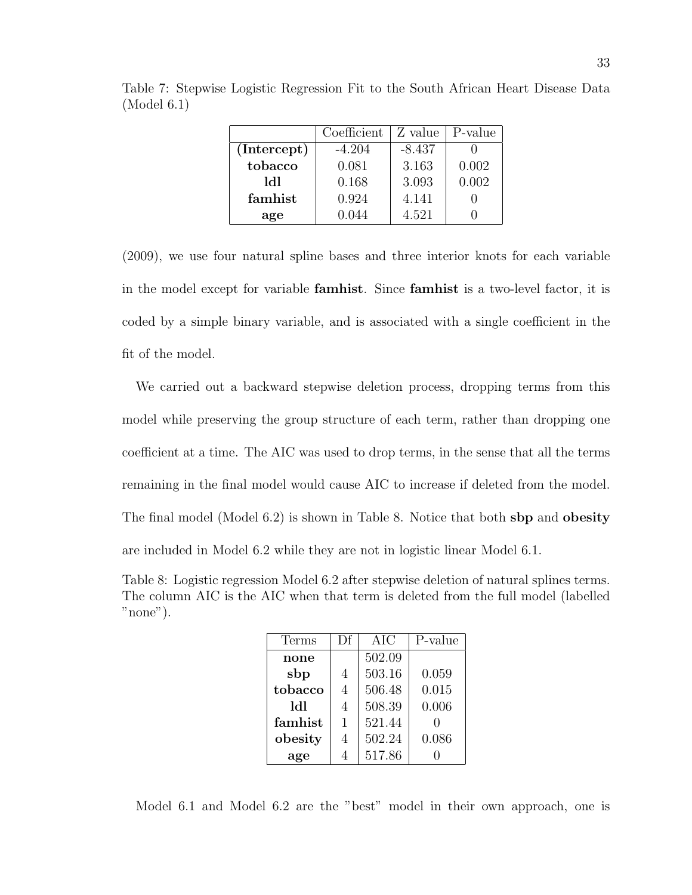Table 7: Stepwise Logistic Regression Fit to the South African Heart Disease Data (Model 6.1)

| | Coefficient | Z value | P-value |
|---|---|---|---|
| **(Intercept)** | -4.204 | -8.437 | 0 |
| **tobacco** | 0.081 | 3.163 | 0.002 |
| **ldl** | 0.168 | 3.093 | 0.002 |
| **famhist** | 0.924 | 4.141 | 0 |
| **age** | 0.044 | 4.521 | 0 |

(2009), we use four natural spline bases and three interior knots for each variable in the model except for variable **famhist**. Since **famhist** is a two-level factor, it is coded by a simple binary variable, and is associated with a single coefficient in the fit of the model.

We carried out a backward stepwise deletion process, dropping terms from this model while preserving the group structure of each term, rather than dropping one coefficient at a time. The AIC was used to drop terms, in the sense that all the terms remaining in the final model would cause AIC to increase if deleted from the model. The final model (Model 6.2) is shown in Table 8. Notice that both **sbp** and **obesity** are included in Model 6.2 while they are not in logistic linear Model 6.1.

Table 8: Logistic regression Model 6.2 after stepwise deletion of natural splines terms. The column AIC is the AIC when that term is deleted from the full model (labelled "none").

| Terms | Df | AIC | P-value |
|---|---|---|---|
| **none** | | 502.09 | |
| **sbp** | 4 | 503.16 | 0.059 |
| **tobacco** | 4 | 506.48 | 0.015 |
| **ldl** | 4 | 508.39 | 0.006 |
| **famhist** | 1 | 521.44 | 0 |
| **obesity** | 4 | 502.24 | 0.086 |
| **age** | 4 | 517.86 | 0 |

Model 6.1 and Model 6.2 are the "best" model in their own approach, one is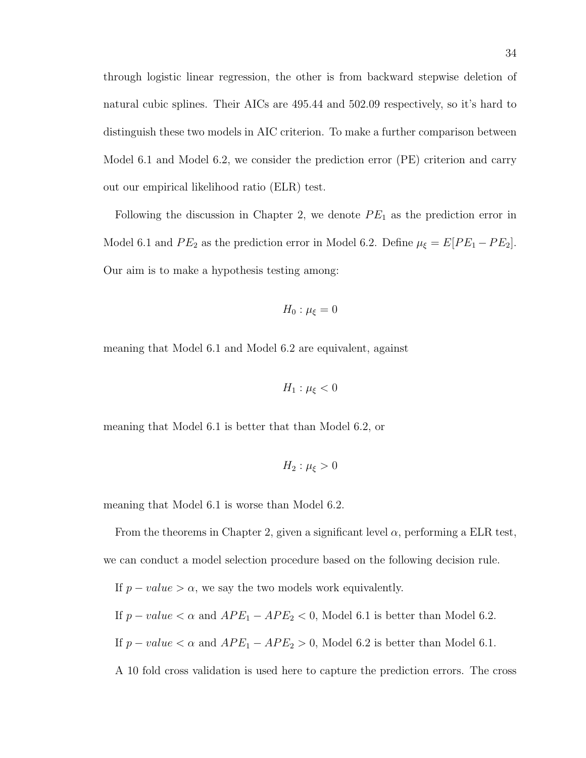through logistic linear regression, the other is from backward stepwise deletion of natural cubic splines. Their AICs are 495.44 and 502.09 respectively, so it's hard to distinguish these two models in AIC criterion. To make a further comparison between Model 6.1 and Model 6.2, we consider the prediction error (PE) criterion and carry out our empirical likelihood ratio (ELR) test.

Following the discussion in Chapter 2, we denote $PE_1$ as the prediction error in Model 6.1 and $PE_2$ as the prediction error in Model 6.2. Define $\mu_\xi = E[PE_1 - PE_2]$. Our aim is to make a hypothesis testing among:

$$H_0 : \mu_\xi = 0$$

meaning that Model 6.1 and Model 6.2 are equivalent, against

$$H_1 : \mu_\xi < 0$$

meaning that Model 6.1 is better that than Model 6.2, or

$$H_2 : \mu_\xi > 0$$

meaning that Model 6.1 is worse than Model 6.2.

From the theorems in Chapter 2, given a significant level $\alpha$, performing a ELR test, we can conduct a model selection procedure based on the following decision rule.

If $p - value > \alpha$, we say the two models work equivalently.

If $p - value < \alpha$ and $APE_1 - APE_2 < 0$, Model 6.1 is better than Model 6.2.

If $p - value < \alpha$ and $APE_1 - APE_2 > 0$, Model 6.2 is better than Model 6.1.

A 10 fold cross validation is used here to capture the prediction errors. The cross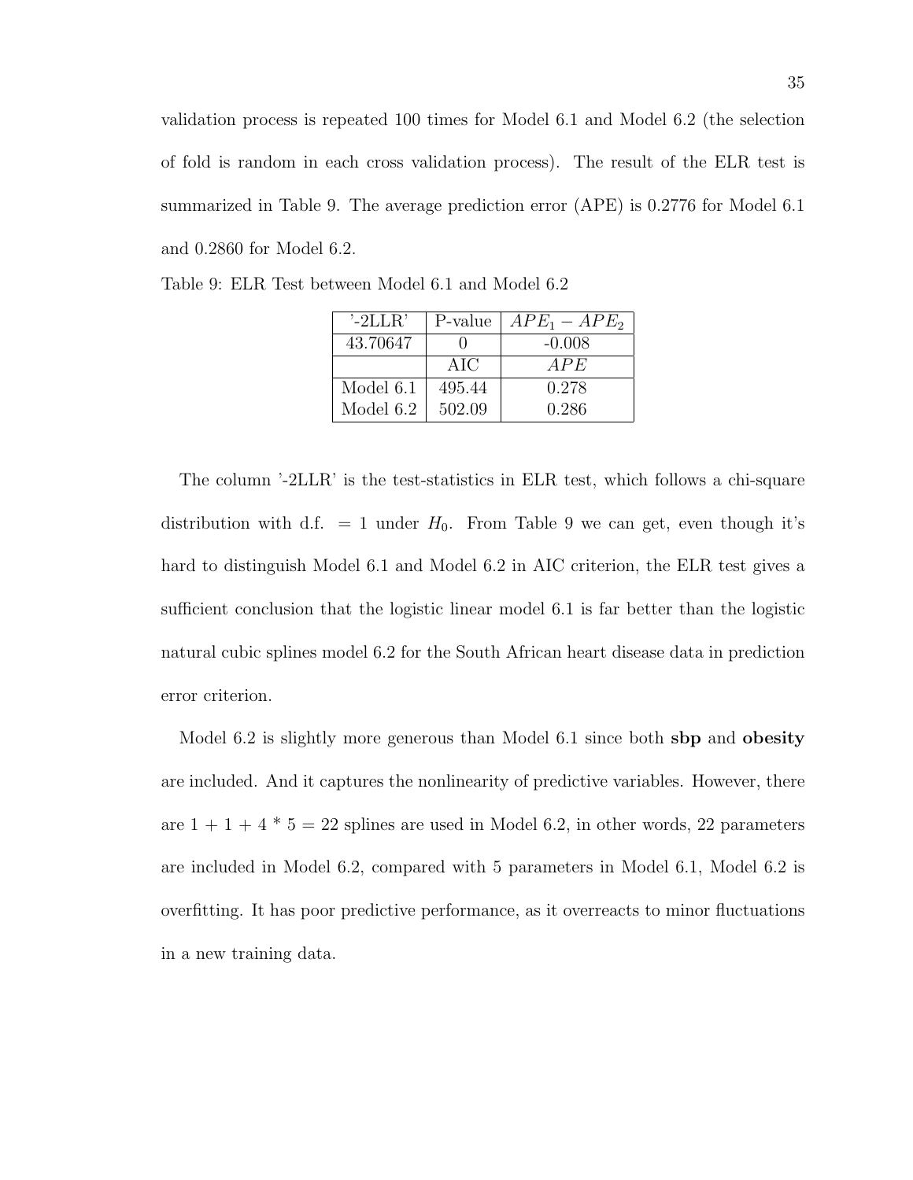validation process is repeated 100 times for Model 6.1 and Model 6.2 (the selection of fold is random in each cross validation process). The result of the ELR test is summarized in Table 9. The average prediction error (APE) is 0.2776 for Model 6.1 and 0.2860 for Model 6.2.

Table 9: ELR Test between Model 6.1 and Model 6.2

| '-2LLR' | P-value | $APE_1 - APE_2$ |
|---|---|---|
| 43.70647 | 0 | -0.008 |
| | AIC | $APE$ |
| Model 6.1 | 495.44 | 0.278 |
| Model 6.2 | 502.09 | 0.286 |

The column '-2LLR' is the test-statistics in ELR test, which follows a chi-square distribution with d.f. $= 1$ under $H_0$. From Table 9 we can get, even though it's hard to distinguish Model 6.1 and Model 6.2 in AIC criterion, the ELR test gives a sufficient conclusion that the logistic linear model 6.1 is far better than the logistic natural cubic splines model 6.2 for the South African heart disease data in prediction error criterion.

Model 6.2 is slightly more generous than Model 6.1 since both **sbp** and **obesity** are included. And it captures the nonlinearity of predictive variables. However, there are $1 + 1 + 4 * 5 = 22$ splines are used in Model 6.2, in other words, 22 parameters are included in Model 6.2, compared with 5 parameters in Model 6.1, Model 6.2 is overfitting. It has poor predictive performance, as it overreacts to minor fluctuations in a new training data.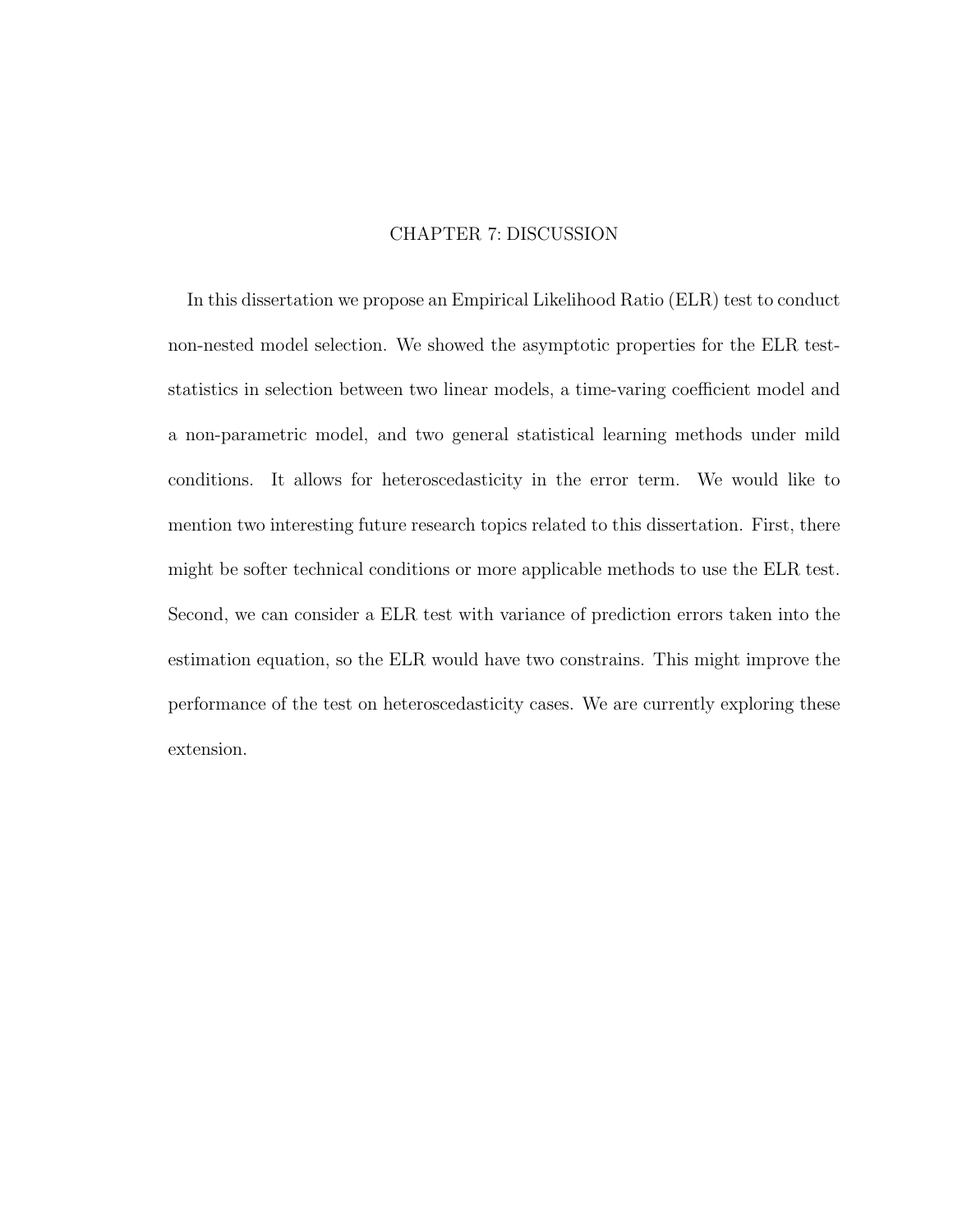# CHAPTER 7: DISCUSSION

In this dissertation we propose an Empirical Likelihood Ratio (ELR) test to conduct non-nested model selection. We showed the asymptotic properties for the ELR test-statistics in selection between two linear models, a time-varing coefficient model and a non-parametric model, and two general statistical learning methods under mild conditions. It allows for heteroscedasticity in the error term. We would like to mention two interesting future research topics related to this dissertation. First, there might be softer technical conditions or more applicable methods to use the ELR test. Second, we can consider a ELR test with variance of prediction errors taken into the estimation equation, so the ELR would have two constrains. This might improve the performance of the test on heteroscedasticity cases. We are currently exploring these extension.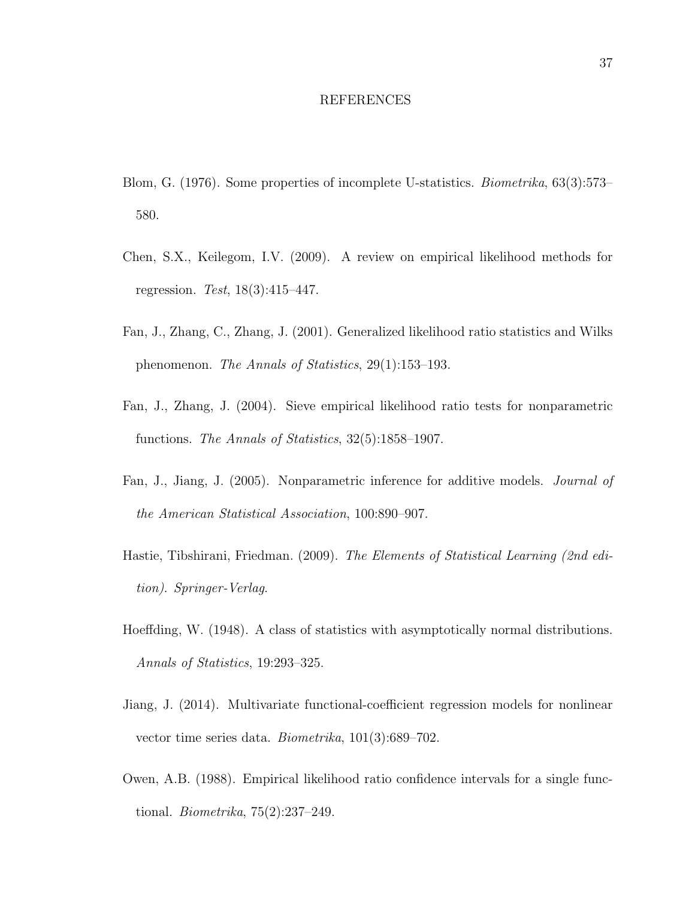# REFERENCES

Blom, G. (1976). Some properties of incomplete U-statistics. *Biometrika*, 63(3):573–580.

Chen, S.X., Keilegom, I.V. (2009). A review on empirical likelihood methods for regression. *Test*, 18(3):415–447.

Fan, J., Zhang, C., Zhang, J. (2001). Generalized likelihood ratio statistics and Wilks phenomenon. *The Annals of Statistics*, 29(1):153–193.

Fan, J., Zhang, J. (2004). Sieve empirical likelihood ratio tests for nonparametric functions. *The Annals of Statistics*, 32(5):1858–1907.

Fan, J., Jiang, J. (2005). Nonparametric inference for additive models. *Journal of the American Statistical Association*, 100:890–907.

Hastie, Tibshirani, Friedman. (2009). *The Elements of Statistical Learning (2nd edition). Springer-Verlag*.

Hoeffding, W. (1948). A class of statistics with asymptotically normal distributions. *Annals of Statistics*, 19:293–325.

Jiang, J. (2014). Multivariate functional-coefficient regression models for nonlinear vector time series data. *Biometrika*, 101(3):689–702.

Owen, A.B. (1988). Empirical likelihood ratio confidence intervals for a single functional. *Biometrika*, 75(2):237–249.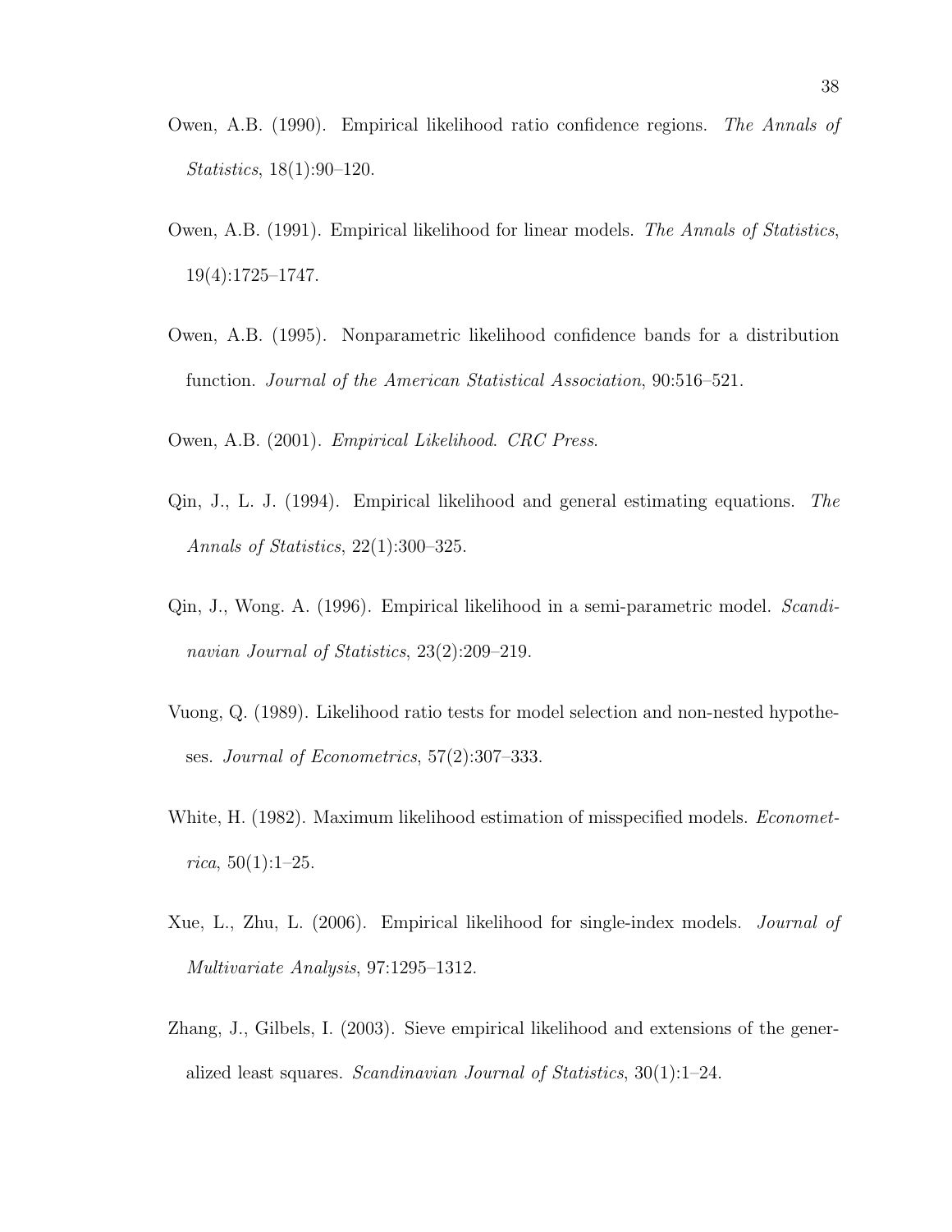Owen, A.B. (1990). Empirical likelihood ratio confidence regions. *The Annals of Statistics*, 18(1):90–120.

Owen, A.B. (1991). Empirical likelihood for linear models. *The Annals of Statistics*, 19(4):1725–1747.

Owen, A.B. (1995). Nonparametric likelihood confidence bands for a distribution function. *Journal of the American Statistical Association*, 90:516–521.

Owen, A.B. (2001). *Empirical Likelihood. CRC Press.*

Qin, J., L. J. (1994). Empirical likelihood and general estimating equations. *The Annals of Statistics*, 22(1):300–325.

Qin, J., Wong. A. (1996). Empirical likelihood in a semi-parametric model. *Scandinavian Journal of Statistics*, 23(2):209–219.

Vuong, Q. (1989). Likelihood ratio tests for model selection and non-nested hypotheses. *Journal of Econometrics*, 57(2):307–333.

White, H. (1982). Maximum likelihood estimation of misspecified models. *Econometrica*, 50(1):1–25.

Xue, L., Zhu, L. (2006). Empirical likelihood for single-index models. *Journal of Multivariate Analysis*, 97:1295–1312.

Zhang, J., Gilbels, I. (2003). Sieve empirical likelihood and extensions of the generalized least squares. *Scandinavian Journal of Statistics*, 30(1):1–24.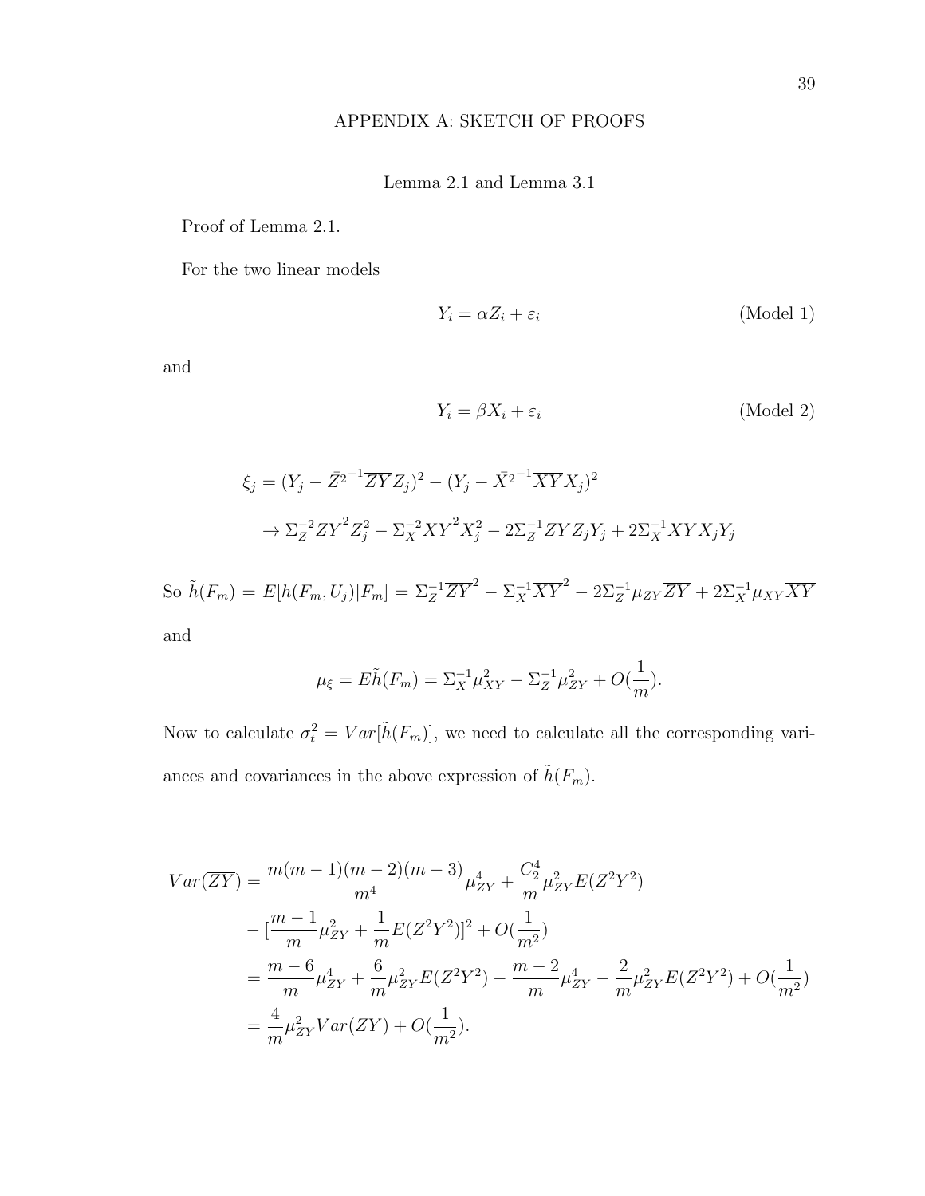# APPENDIX A: SKETCH OF PROOFS

## Lemma 2.1 and Lemma 3.1

Proof of Lemma 2.1.

For the two linear models

$$Y_i = \alpha Z_i + \varepsilon_i \qquad \text{(Model 1)}$$

and

$$Y_i = \beta X_i + \varepsilon_i \qquad \text{(Model 2)}$$

$$\begin{aligned}
\xi_j &= (Y_j - \bar{Z^2}^{-1}\overline{ZY}Z_j)^2 - (Y_j - \bar{X^2}^{-1}\overline{XY}X_j)^2 \\
&\to \Sigma_Z^{-2}\overline{ZY}^2 Z_j^2 - \Sigma_X^{-2}\overline{XY}^2 X_j^2 - 2\Sigma_Z^{-1}\overline{ZY}Z_jY_j + 2\Sigma_X^{-1}\overline{XY}X_jY_j
\end{aligned}$$

So $\tilde{h}(F_m) = E[h(F_m, U_j)|F_m] = \Sigma_Z^{-1}\overline{ZY}^2 - \Sigma_X^{-1}\overline{XY}^2 - 2\Sigma_Z^{-1}\mu_{ZY}\overline{ZY} + 2\Sigma_X^{-1}\mu_{XY}\overline{XY}$

and

$$\mu_\xi = E\tilde{h}(F_m) = \Sigma_X^{-1}\mu_{XY}^2 - \Sigma_Z^{-1}\mu_{ZY}^2 + O(\frac{1}{m}).$$

Now to calculate $\sigma_t^2 = Var[\tilde{h}(F_m)]$, we need to calculate all the corresponding variances and covariances in the above expression of $\tilde{h}(F_m)$.

$$\begin{aligned}
Var(\overline{ZY}) &= \frac{m(m-1)(m-2)(m-3)}{m^4}\mu_{ZY}^4 + \frac{C_2^4}{m}\mu_{ZY}^2 E(Z^2Y^2) \\
&\quad - [\frac{m-1}{m}\mu_{ZY}^2 + \frac{1}{m}E(Z^2Y^2)]^2 + O(\frac{1}{m^2}) \\
&= \frac{m-6}{m}\mu_{ZY}^4 + \frac{6}{m}\mu_{ZY}^2 E(Z^2Y^2) - \frac{m-2}{m}\mu_{ZY}^4 - \frac{2}{m}\mu_{ZY}^2 E(Z^2Y^2) + O(\frac{1}{m^2}) \\
&= \frac{4}{m}\mu_{ZY}^2 Var(ZY) + O(\frac{1}{m^2}).
\end{aligned}$$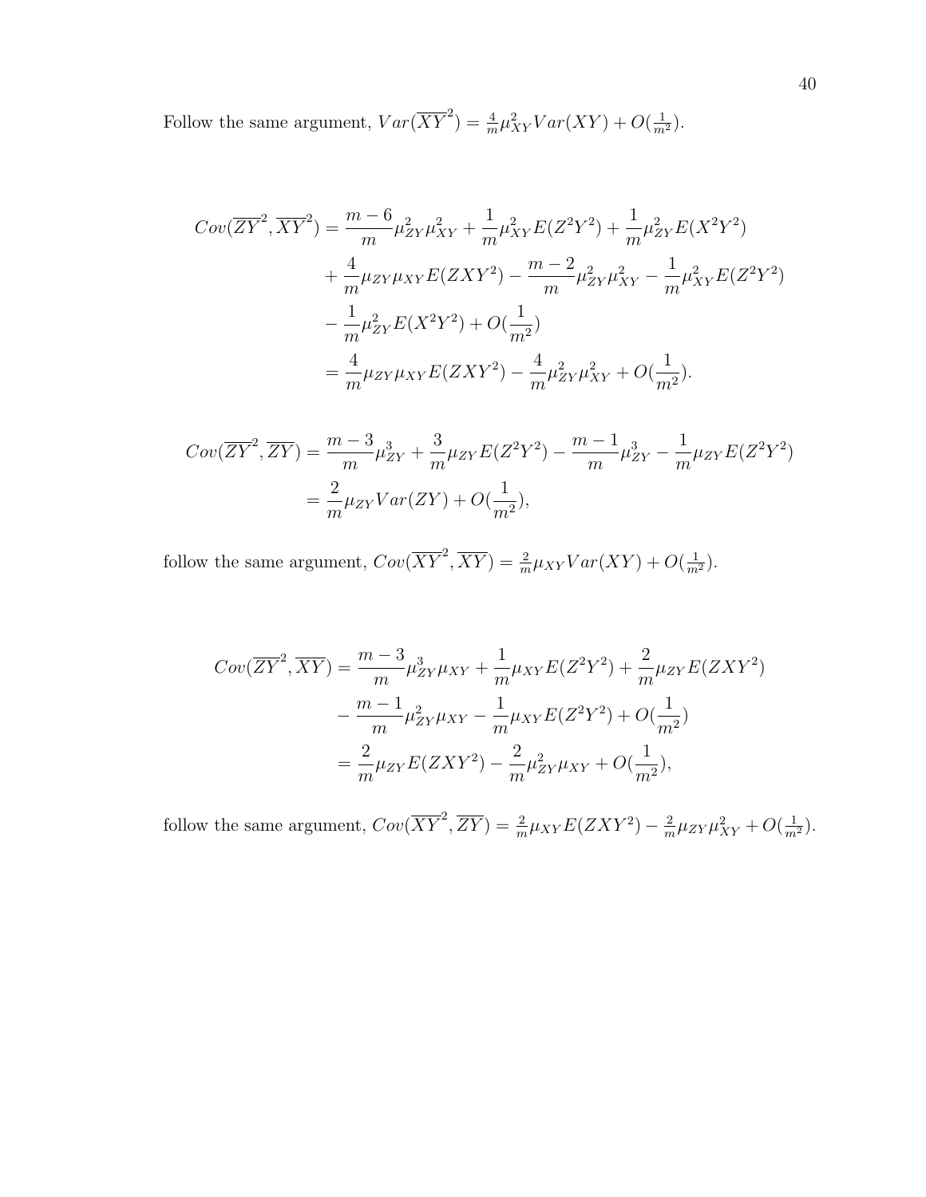Follow the same argument, $Var(\overline{XY}^2) = \frac{4}{m}\mu_{XY}^2 Var(XY) + O(\frac{1}{m^2})$.

$$
\begin{aligned}
Cov(\overline{ZY}^2, \overline{XY}^2) &= \frac{m-6}{m}\mu_{ZY}^2\mu_{XY}^2 + \frac{1}{m}\mu_{XY}^2 E(Z^2Y^2) + \frac{1}{m}\mu_{ZY}^2 E(X^2Y^2) \\
&+ \frac{4}{m}\mu_{ZY}\mu_{XY}E(ZXY^2) - \frac{m-2}{m}\mu_{ZY}^2\mu_{XY}^2 - \frac{1}{m}\mu_{XY}^2 E(Z^2Y^2) \\
&- \frac{1}{m}\mu_{ZY}^2 E(X^2Y^2) + O(\frac{1}{m^2}) \\
&= \frac{4}{m}\mu_{ZY}\mu_{XY}E(ZXY^2) - \frac{4}{m}\mu_{ZY}^2\mu_{XY}^2 + O(\frac{1}{m^2}).
\end{aligned}
$$

$$
\begin{aligned}
Cov(\overline{ZY}^2, \overline{ZY}) &= \frac{m-3}{m}\mu_{ZY}^3 + \frac{3}{m}\mu_{ZY}E(Z^2Y^2) - \frac{m-1}{m}\mu_{ZY}^3 - \frac{1}{m}\mu_{ZY}E(Z^2Y^2) \\
&= \frac{2}{m}\mu_{ZY}Var(ZY) + O(\frac{1}{m^2}),
\end{aligned}
$$

follow the same argument, $Cov(\overline{XY}^2, \overline{XY}) = \frac{2}{m}\mu_{XY}Var(XY) + O(\frac{1}{m^2})$.

$$
\begin{aligned}
Cov(\overline{ZY}^2, \overline{XY}) &= \frac{m-3}{m}\mu_{ZY}^3\mu_{XY} + \frac{1}{m}\mu_{XY}E(Z^2Y^2) + \frac{2}{m}\mu_{ZY}E(ZXY^2) \\
&- \frac{m-1}{m}\mu_{ZY}^2\mu_{XY} - \frac{1}{m}\mu_{XY}E(Z^2Y^2) + O(\frac{1}{m^2}) \\
&= \frac{2}{m}\mu_{ZY}E(ZXY^2) - \frac{2}{m}\mu_{ZY}^2\mu_{XY} + O(\frac{1}{m^2}),
\end{aligned}
$$

follow the same argument, $Cov(\overline{XY}^2, \overline{ZY}) = \frac{2}{m}\mu_{XY}E(ZXY^2) - \frac{2}{m}\mu_{ZY}\mu_{XY}^2 + O(\frac{1}{m^2})$.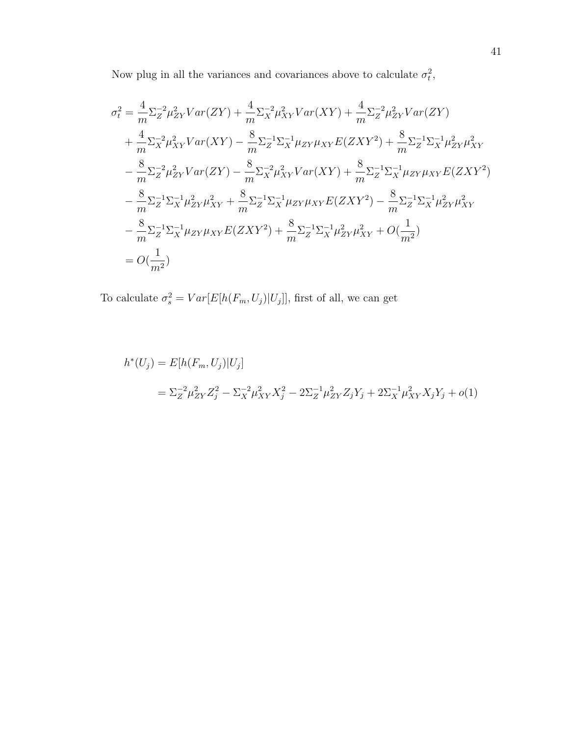Now plug in all the variances and covariances above to calculate $\sigma_t^2$,

$$
\begin{aligned}
\sigma_t^2 &= \frac{4}{m}\Sigma_Z^{-2}\mu_{ZY}^2 Var(ZY) + \frac{4}{m}\Sigma_X^{-2}\mu_{XY}^2 Var(XY) + \frac{4}{m}\Sigma_Z^{-2}\mu_{ZY}^2 Var(ZY) \\
&+ \frac{4}{m}\Sigma_X^{-2}\mu_{XY}^2 Var(XY) - \frac{8}{m}\Sigma_Z^{-1}\Sigma_X^{-1}\mu_{ZY}\mu_{XY}E(ZXY^2) + \frac{8}{m}\Sigma_Z^{-1}\Sigma_X^{-1}\mu_{ZY}^2\mu_{XY}^2 \\
&- \frac{8}{m}\Sigma_Z^{-2}\mu_{ZY}^2 Var(ZY) - \frac{8}{m}\Sigma_X^{-2}\mu_{XY}^2 Var(XY) + \frac{8}{m}\Sigma_Z^{-1}\Sigma_X^{-1}\mu_{ZY}\mu_{XY}E(ZXY^2) \\
&- \frac{8}{m}\Sigma_Z^{-1}\Sigma_X^{-1}\mu_{ZY}^2\mu_{XY}^2 + \frac{8}{m}\Sigma_Z^{-1}\Sigma_X^{-1}\mu_{ZY}\mu_{XY}E(ZXY^2) - \frac{8}{m}\Sigma_Z^{-1}\Sigma_X^{-1}\mu_{ZY}^2\mu_{XY}^2 \\
&- \frac{8}{m}\Sigma_Z^{-1}\Sigma_X^{-1}\mu_{ZY}\mu_{XY}E(ZXY^2) + \frac{8}{m}\Sigma_Z^{-1}\Sigma_X^{-1}\mu_{ZY}^2\mu_{XY}^2 + O(\frac{1}{m^2}) \\
&= O(\frac{1}{m^2})
\end{aligned}
$$

To calculate $\sigma_s^2 = Var[E[h(F_m, U_j)|U_j]]$, first of all, we can get

$$
\begin{aligned}
h^*(U_j) &= E[h(F_m, U_j)|U_j] \\
&= \Sigma_Z^{-2}\mu_{ZY}^2 Z_j^2 - \Sigma_X^{-2}\mu_{XY}^2 X_j^2 - 2\Sigma_Z^{-1}\mu_{ZY}^2 Z_j Y_j + 2\Sigma_X^{-1}\mu_{XY}^2 X_j Y_j + o(1)
\end{aligned}
$$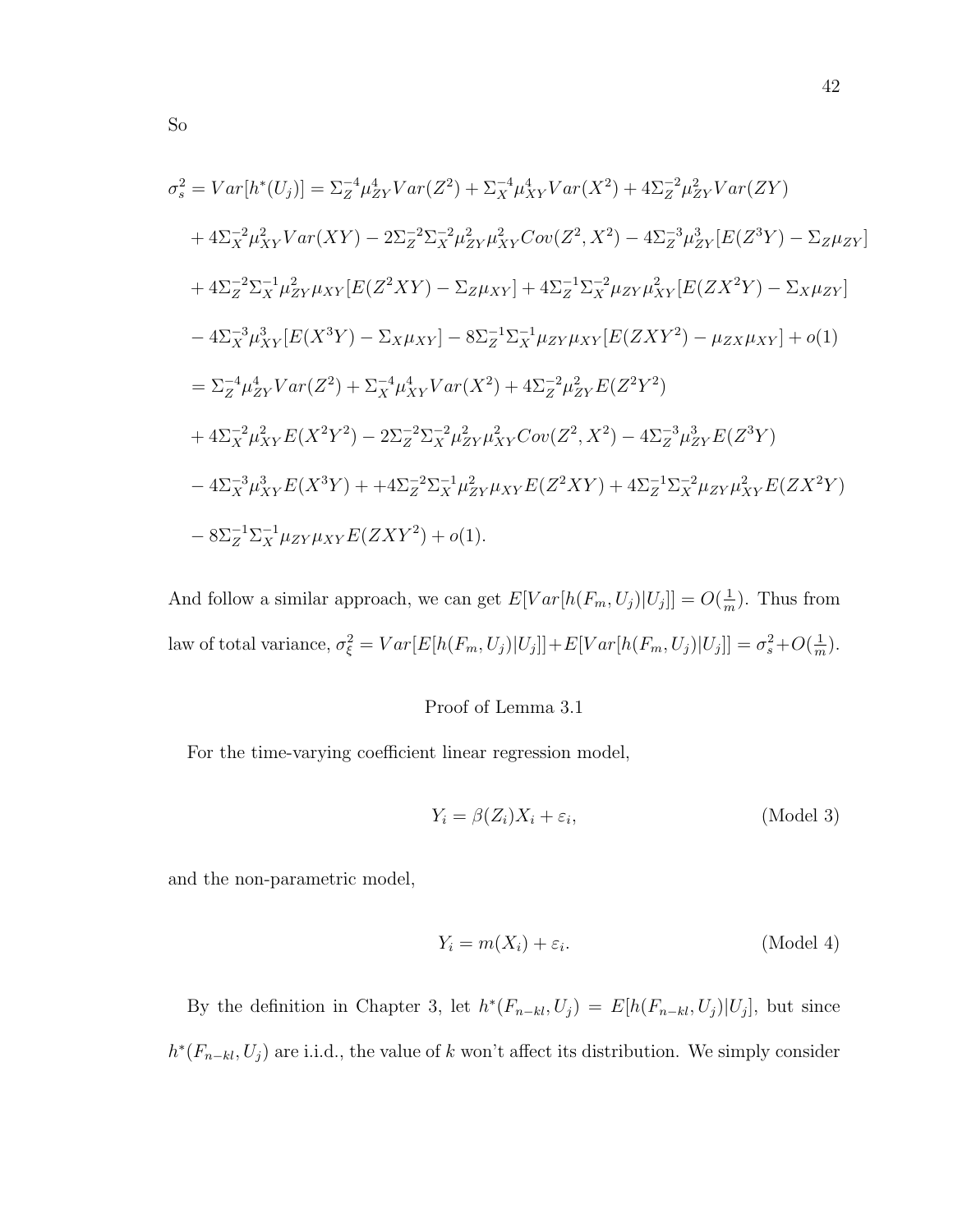So

$$
\begin{aligned}
\sigma_s^2 = Var[h^*(U_j)] &= \Sigma_Z^{-4}\mu_{ZY}^4 Var(Z^2) + \Sigma_X^{-4}\mu_{XY}^4 Var(X^2) + 4\Sigma_Z^{-2}\mu_{ZY}^2 Var(ZY) \\
&+ 4\Sigma_X^{-2}\mu_{XY}^2 Var(XY) - 2\Sigma_Z^{-2}\Sigma_X^{-2}\mu_{ZY}^2\mu_{XY}^2 Cov(Z^2, X^2) - 4\Sigma_Z^{-3}\mu_{ZY}^3[E(Z^3Y) - \Sigma_Z\mu_{ZY}] \\
&+ 4\Sigma_Z^{-2}\Sigma_X^{-1}\mu_{ZY}^2\mu_{XY}[E(Z^2XY) - \Sigma_Z\mu_{XY}] + 4\Sigma_Z^{-1}\Sigma_X^{-2}\mu_{ZY}\mu_{XY}^2[E(ZX^2Y) - \Sigma_X\mu_{ZY}] \\
&- 4\Sigma_X^{-3}\mu_{XY}^3[E(X^3Y) - \Sigma_X\mu_{XY}] - 8\Sigma_Z^{-1}\Sigma_X^{-1}\mu_{ZY}\mu_{XY}[E(ZXY^2) - \mu_{ZX}\mu_{XY}] + o(1) \\
&= \Sigma_Z^{-4}\mu_{ZY}^4 Var(Z^2) + \Sigma_X^{-4}\mu_{XY}^4 Var(X^2) + 4\Sigma_Z^{-2}\mu_{ZY}^2 E(Z^2Y^2) \\
&+ 4\Sigma_X^{-2}\mu_{XY}^2 E(X^2Y^2) - 2\Sigma_Z^{-2}\Sigma_X^{-2}\mu_{ZY}^2\mu_{XY}^2 Cov(Z^2, X^2) - 4\Sigma_Z^{-3}\mu_{ZY}^3 E(Z^3Y) \\
&- 4\Sigma_X^{-3}\mu_{XY}^3 E(X^3Y) + +4\Sigma_Z^{-2}\Sigma_X^{-1}\mu_{ZY}^2\mu_{XY} E(Z^2XY) + 4\Sigma_Z^{-1}\Sigma_X^{-2}\mu_{ZY}\mu_{XY}^2 E(ZX^2Y) \\
&- 8\Sigma_Z^{-1}\Sigma_X^{-1}\mu_{ZY}\mu_{XY} E(ZXY^2) + o(1).
\end{aligned}
$$

And follow a similar approach, we can get $E[Var[h(F_m, U_j)|U_j]] = O(\frac{1}{m})$. Thus from law of total variance, $\sigma_\xi^2 = Var[E[h(F_m, U_j)|U_j]] + E[Var[h(F_m, U_j)|U_j]] = \sigma_s^2 + O(\frac{1}{m})$.

## Proof of Lemma 3.1

For the time-varying coefficient linear regression model,

$$
Y_i = \beta(Z_i)X_i + \varepsilon_i, \qquad \text{(Model 3)}
$$

and the non-parametric model,

$$
Y_i = m(X_i) + \varepsilon_i. \qquad \text{(Model 4)}
$$

By the definition in Chapter 3, let $h^*(F_{n-kl}, U_j) = E[h(F_{n-kl}, U_j)|U_j]$, but since $h^*(F_{n-kl}, U_j)$ are i.i.d., the value of $k$ won't affect its distribution. We simply consider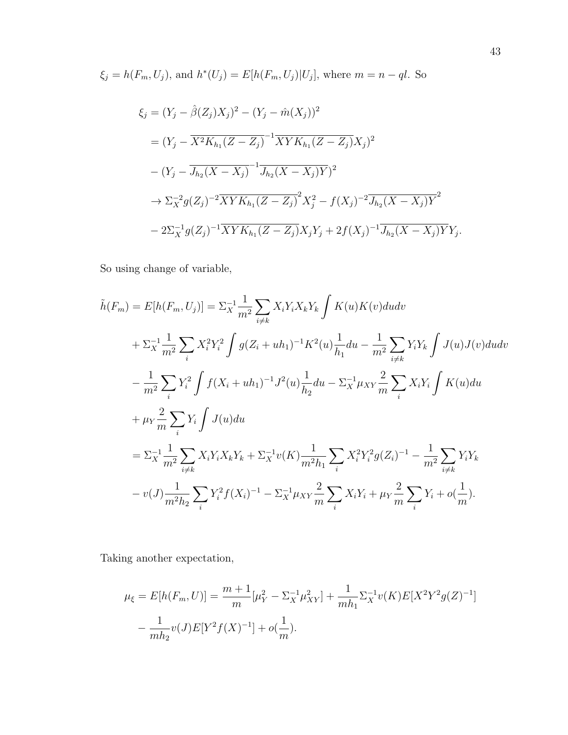$\xi_j = h(F_m, U_j)$, and $h^*(U_j) = E[h(F_m, U_j)|U_j]$, where $m = n - ql$. So

$$
\begin{aligned}
\xi_j &= (Y_j - \hat{\beta}(Z_j)X_j)^2 - (Y_j - \hat{m}(X_j))^2 \\
&= (Y_j - \overline{X^2 K_{h_1}(Z - Z_j)}^{-1}\overline{XYK_{h_1}(Z - Z_j)}X_j)^2 \\
&- (Y_j - \overline{J_{h_2}(X - X_j)}^{-1}\overline{J_{h_2}(X - X_j)Y})^2 \\
&\to \Sigma_X^{-2} g(Z_j)^{-2}\overline{XYK_{h_1}(Z - Z_j)}^2 X_j^2 - f(X_j)^{-2}\overline{J_{h_2}(X - X_j)Y}^2 \\
&- 2\Sigma_X^{-1} g(Z_j)^{-1}\overline{XYK_{h_1}(Z - Z_j)}X_j Y_j + 2f(X_j)^{-1}\overline{J_{h_2}(X - X_j)Y}Y_j.
\end{aligned}
$$

So using change of variable,

$$
\begin{aligned}
\tilde{h}(F_m) = E[h(F_m, U_j)] &= \Sigma_X^{-1}\frac{1}{m^2}\sum_{i \neq k} X_i Y_i X_k Y_k \int K(u)K(v)dudv \\
&+ \Sigma_X^{-1}\frac{1}{m^2}\sum_i X_i^2 Y_i^2 \int g(Z_i + uh_1)^{-1}K^2(u)\frac{1}{h_1}du - \frac{1}{m^2}\sum_{i \neq k} Y_i Y_k \int J(u)J(v)dudv \\
&- \frac{1}{m^2}\sum_i Y_i^2 \int f(X_i + uh_1)^{-1}J^2(u)\frac{1}{h_2}du - \Sigma_X^{-1}\mu_{XY}\frac{2}{m}\sum_i X_i Y_i \int K(u)du \\
&+ \mu_Y \frac{2}{m}\sum_i Y_i \int J(u)du \\
&= \Sigma_X^{-1}\frac{1}{m^2}\sum_{i \neq k} X_i Y_i X_k Y_k + \Sigma_X^{-1} v(K)\frac{1}{m^2 h_1}\sum_i X_i^2 Y_i^2 g(Z_i)^{-1} - \frac{1}{m^2}\sum_{i \neq k} Y_i Y_k \\
&- v(J)\frac{1}{m^2 h_2}\sum_i Y_i^2 f(X_i)^{-1} - \Sigma_X^{-1}\mu_{XY}\frac{2}{m}\sum_i X_i Y_i + \mu_Y \frac{2}{m}\sum_i Y_i + o(\frac{1}{m}).
\end{aligned}
$$

Taking another expectation,

$$
\begin{aligned}
\mu_\xi = E[h(F_m, U)] &= \frac{m+1}{m}[\mu_Y^2 - \Sigma_X^{-1}\mu_{XY}^2] + \frac{1}{mh_1}\Sigma_X^{-1} v(K) E[X^2 Y^2 g(Z)^{-1}] \\
&- \frac{1}{mh_2} v(J) E[Y^2 f(X)^{-1}] + o(\frac{1}{m}).
\end{aligned}
$$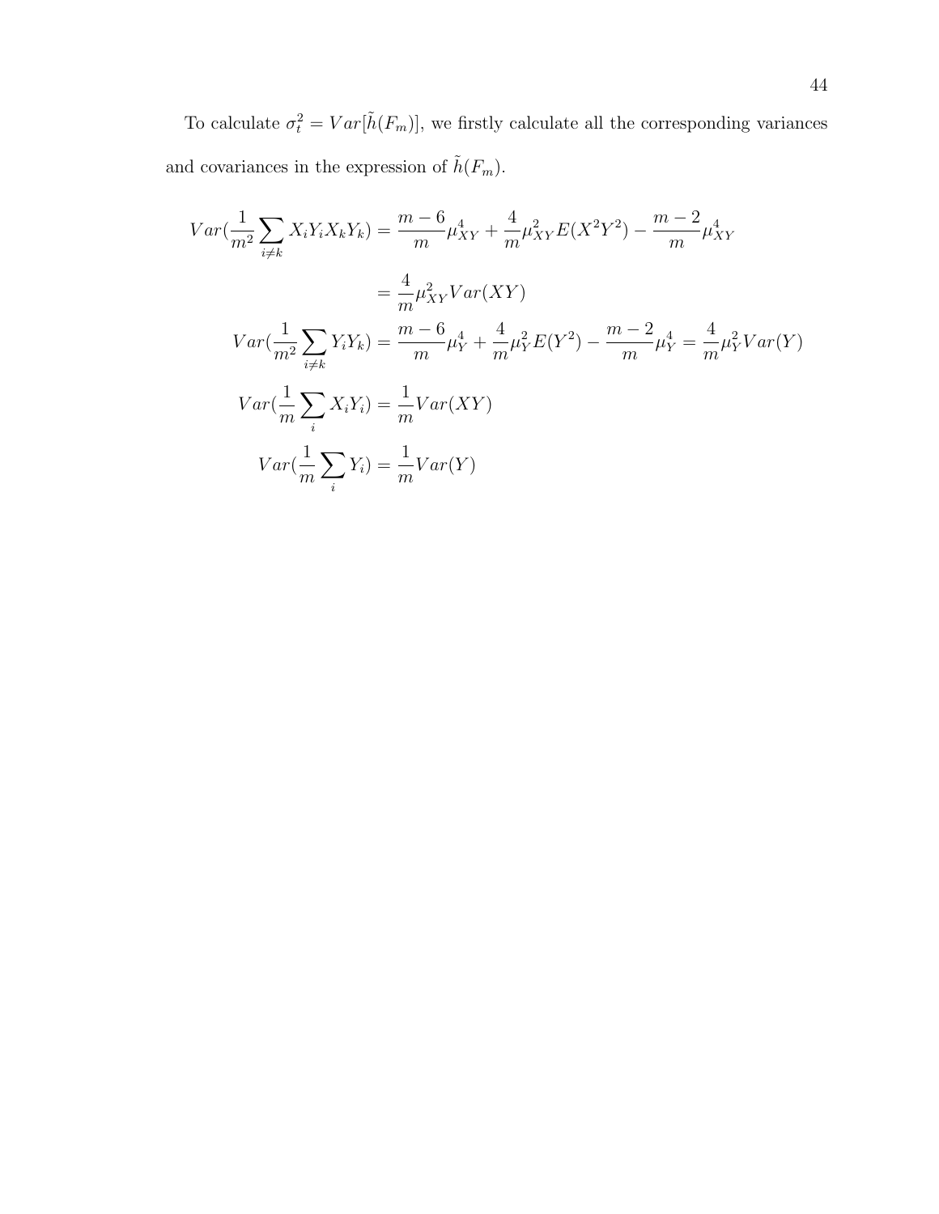To calculate $\sigma_t^2 = Var[\tilde{h}(F_m)]$, we firstly calculate all the corresponding variances and covariances in the expression of $\tilde{h}(F_m)$.

$$
\begin{aligned}
Var(\frac{1}{m^2}\sum_{i\neq k} X_iY_iX_kY_k) &= \frac{m-6}{m}\mu_{XY}^4 + \frac{4}{m}\mu_{XY}^2 E(X^2Y^2) - \frac{m-2}{m}\mu_{XY}^4 \\
&= \frac{4}{m}\mu_{XY}^2 Var(XY) \\
Var(\frac{1}{m^2}\sum_{i\neq k} Y_iY_k) &= \frac{m-6}{m}\mu_Y^4 + \frac{4}{m}\mu_Y^2 E(Y^2) - \frac{m-2}{m}\mu_Y^4 = \frac{4}{m}\mu_Y^2 Var(Y) \\
Var(\frac{1}{m}\sum_i X_iY_i) &= \frac{1}{m}Var(XY) \\
Var(\frac{1}{m}\sum_i Y_i) &= \frac{1}{m}Var(Y)
\end{aligned}
$$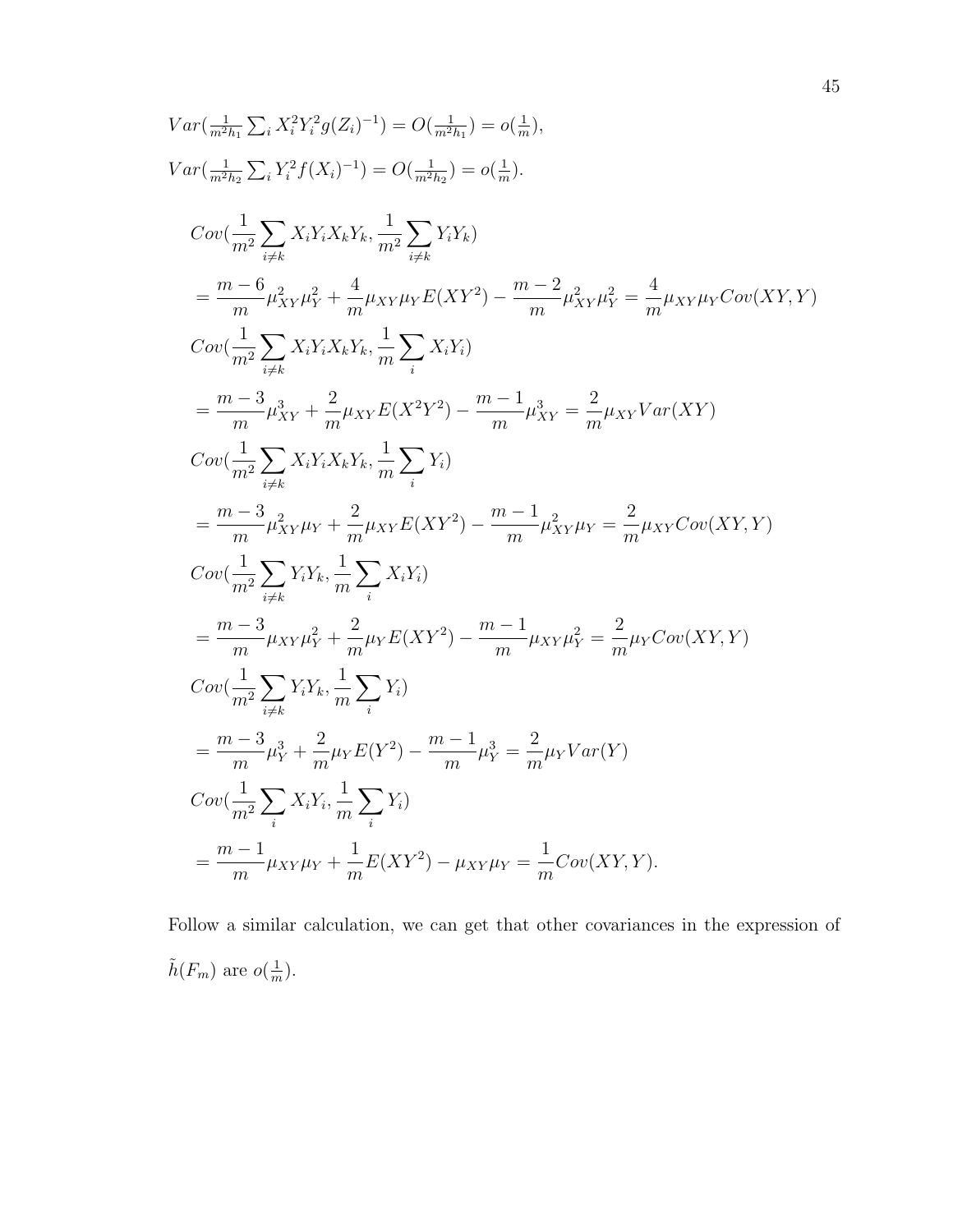$Var(\frac{1}{m^2 h_1}\sum_i X_i^2 Y_i^2 g(Z_i)^{-1}) = O(\frac{1}{m^2 h_1}) = o(\frac{1}{m})$,

$Var(\frac{1}{m^2 h_2}\sum_i Y_i^2 f(X_i)^{-1}) = O(\frac{1}{m^2 h_2}) = o(\frac{1}{m})$.

$$
\begin{aligned}
& Cov(\frac{1}{m^2}\sum_{i\neq k} X_iY_iX_kY_k, \frac{1}{m^2}\sum_{i\neq k} Y_iY_k) \\
&= \frac{m-6}{m}\mu_{XY}^2\mu_Y^2 + \frac{4}{m}\mu_{XY}\mu_Y E(XY^2) - \frac{m-2}{m}\mu_{XY}^2\mu_Y^2 = \frac{4}{m}\mu_{XY}\mu_Y Cov(XY,Y) \\
& Cov(\frac{1}{m^2}\sum_{i\neq k} X_iY_iX_kY_k, \frac{1}{m}\sum_{i} X_iY_i) \\
&= \frac{m-3}{m}\mu_{XY}^3 + \frac{2}{m}\mu_{XY} E(X^2Y^2) - \frac{m-1}{m}\mu_{XY}^3 = \frac{2}{m}\mu_{XY} Var(XY) \\
& Cov(\frac{1}{m^2}\sum_{i\neq k} X_iY_iX_kY_k, \frac{1}{m}\sum_{i} Y_i) \\
&= \frac{m-3}{m}\mu_{XY}^2\mu_Y + \frac{2}{m}\mu_{XY} E(XY^2) - \frac{m-1}{m}\mu_{XY}^2\mu_Y = \frac{2}{m}\mu_{XY} Cov(XY,Y) \\
& Cov(\frac{1}{m^2}\sum_{i\neq k} Y_iY_k, \frac{1}{m}\sum_{i} X_iY_i) \\
&= \frac{m-3}{m}\mu_{XY}\mu_Y^2 + \frac{2}{m}\mu_Y E(XY^2) - \frac{m-1}{m}\mu_{XY}\mu_Y^2 = \frac{2}{m}\mu_Y Cov(XY,Y) \\
& Cov(\frac{1}{m^2}\sum_{i\neq k} Y_iY_k, \frac{1}{m}\sum_{i} Y_i) \\
&= \frac{m-3}{m}\mu_Y^3 + \frac{2}{m}\mu_Y E(Y^2) - \frac{m-1}{m}\mu_Y^3 = \frac{2}{m}\mu_Y Var(Y) \\
& Cov(\frac{1}{m^2}\sum_{i} X_iY_i, \frac{1}{m}\sum_{i} Y_i) \\
&= \frac{m-1}{m}\mu_{XY}\mu_Y + \frac{1}{m}E(XY^2) - \mu_{XY}\mu_Y = \frac{1}{m}Cov(XY,Y).
\end{aligned}
$$

Follow a similar calculation, we can get that other covariances in the expression of $\tilde{h}(F_m)$ are $o(\frac{1}{m})$.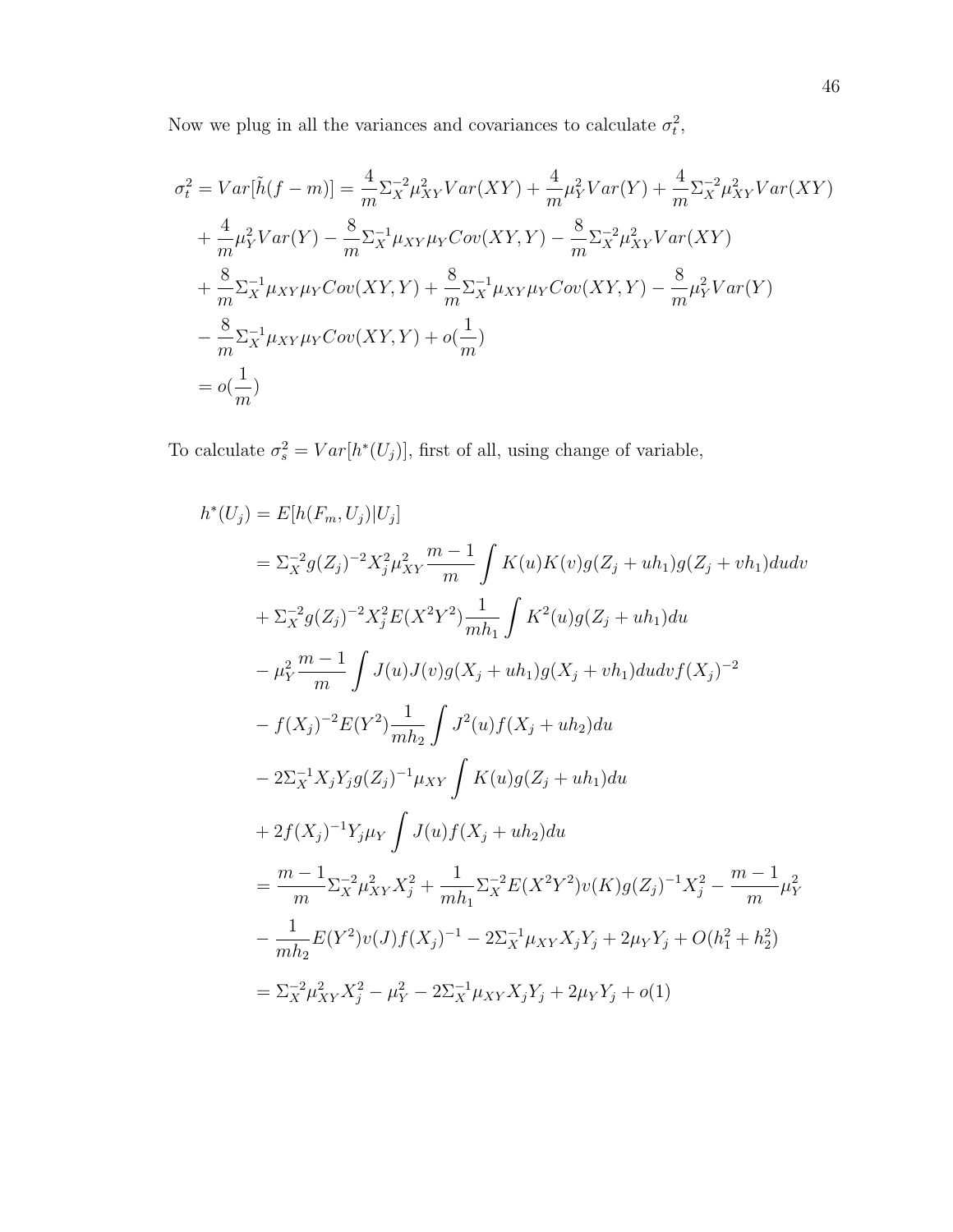Now we plug in all the variances and covariances to calculate $\sigma_t^2$,

$$
\begin{aligned}
\sigma_t^2 = Var[\tilde{h}(f-m)] &= \frac{4}{m}\Sigma_X^{-2}\mu_{XY}^2 Var(XY) + \frac{4}{m}\mu_Y^2 Var(Y) + \frac{4}{m}\Sigma_X^{-2}\mu_{XY}^2 Var(XY) \\
&+ \frac{4}{m}\mu_Y^2 Var(Y) - \frac{8}{m}\Sigma_X^{-1}\mu_{XY}\mu_Y Cov(XY,Y) - \frac{8}{m}\Sigma_X^{-2}\mu_{XY}^2 Var(XY) \\
&+ \frac{8}{m}\Sigma_X^{-1}\mu_{XY}\mu_Y Cov(XY,Y) + \frac{8}{m}\Sigma_X^{-1}\mu_{XY}\mu_Y Cov(XY,Y) - \frac{8}{m}\mu_Y^2 Var(Y) \\
&- \frac{8}{m}\Sigma_X^{-1}\mu_{XY}\mu_Y Cov(XY,Y) + o(\frac{1}{m}) \\
&= o(\frac{1}{m})
\end{aligned}
$$

To calculate $\sigma_s^2 = Var[h^*(U_j)]$, first of all, using change of variable,

$$
\begin{aligned}
h^*(U_j) &= E[h(F_m, U_j)|U_j] \\
&= \Sigma_X^{-2} g(Z_j)^{-2} X_j^2 \mu_{XY}^2 \frac{m-1}{m} \int K(u)K(v) g(Z_j + uh_1) g(Z_j + vh_1) du dv \\
&+ \Sigma_X^{-2} g(Z_j)^{-2} X_j^2 E(X^2Y^2) \frac{1}{mh_1} \int K^2(u) g(Z_j + uh_1) du \\
&- \mu_Y^2 \frac{m-1}{m} \int J(u)J(v) g(X_j + uh_1) g(X_j + vh_1) du dv f(X_j)^{-2} \\
&- f(X_j)^{-2} E(Y^2) \frac{1}{mh_2} \int J^2(u) f(X_j + uh_2) du \\
&- 2\Sigma_X^{-1} X_j Y_j g(Z_j)^{-1} \mu_{XY} \int K(u) g(Z_j + uh_1) du \\
&+ 2f(X_j)^{-1} Y_j \mu_Y \int J(u) f(X_j + uh_2) du \\
&= \frac{m-1}{m}\Sigma_X^{-2}\mu_{XY}^2 X_j^2 + \frac{1}{mh_1}\Sigma_X^{-2} E(X^2Y^2) v(K) g(Z_j)^{-1} X_j^2 - \frac{m-1}{m}\mu_Y^2 \\
&- \frac{1}{mh_2} E(Y^2) v(J) f(X_j)^{-1} - 2\Sigma_X^{-1}\mu_{XY} X_j Y_j + 2\mu_Y Y_j + O(h_1^2 + h_2^2) \\
&= \Sigma_X^{-2}\mu_{XY}^2 X_j^2 - \mu_Y^2 - 2\Sigma_X^{-1}\mu_{XY} X_j Y_j + 2\mu_Y Y_j + o(1)
\end{aligned}
$$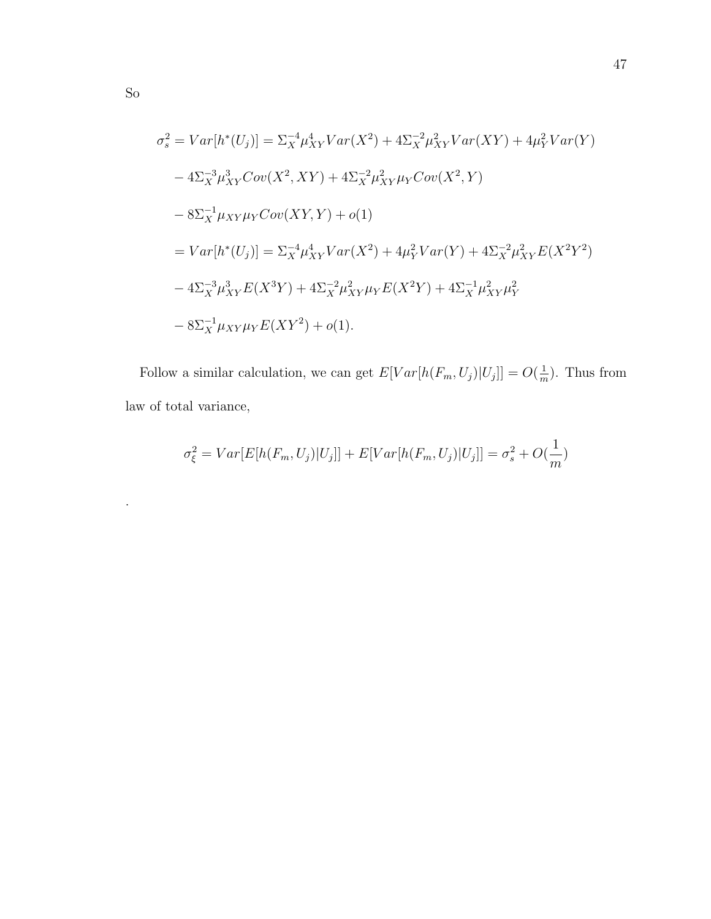So

$$
\begin{aligned}
\sigma_s^2 = Var[h^*(U_j)] &= \Sigma_X^{-4}\mu_{XY}^4 Var(X^2) + 4\Sigma_X^{-2}\mu_{XY}^2 Var(XY) + 4\mu_Y^2 Var(Y) \\
&- 4\Sigma_X^{-3}\mu_{XY}^3 Cov(X^2, XY) + 4\Sigma_X^{-2}\mu_{XY}^2\mu_Y Cov(X^2, Y) \\
&- 8\Sigma_X^{-1}\mu_{XY}\mu_Y Cov(XY, Y) + o(1) \\
&= Var[h^*(U_j)] = \Sigma_X^{-4}\mu_{XY}^4 Var(X^2) + 4\mu_Y^2 Var(Y) + 4\Sigma_X^{-2}\mu_{XY}^2 E(X^2Y^2) \\
&- 4\Sigma_X^{-3}\mu_{XY}^3 E(X^3Y) + 4\Sigma_X^{-2}\mu_{XY}^2\mu_Y E(X^2Y) + 4\Sigma_X^{-1}\mu_{XY}^2\mu_Y^2 \\
&- 8\Sigma_X^{-1}\mu_{XY}\mu_Y E(XY^2) + o(1).
\end{aligned}
$$

Follow a similar calculation, we can get $E[Var[h(F_m, U_j)|U_j]] = O(\frac{1}{m})$. Thus from law of total variance,

$$
\sigma_\xi^2 = Var[E[h(F_m, U_j)|U_j]] + E[Var[h(F_m, U_j)|U_j]] = \sigma_s^2 + O(\frac{1}{m})
$$

.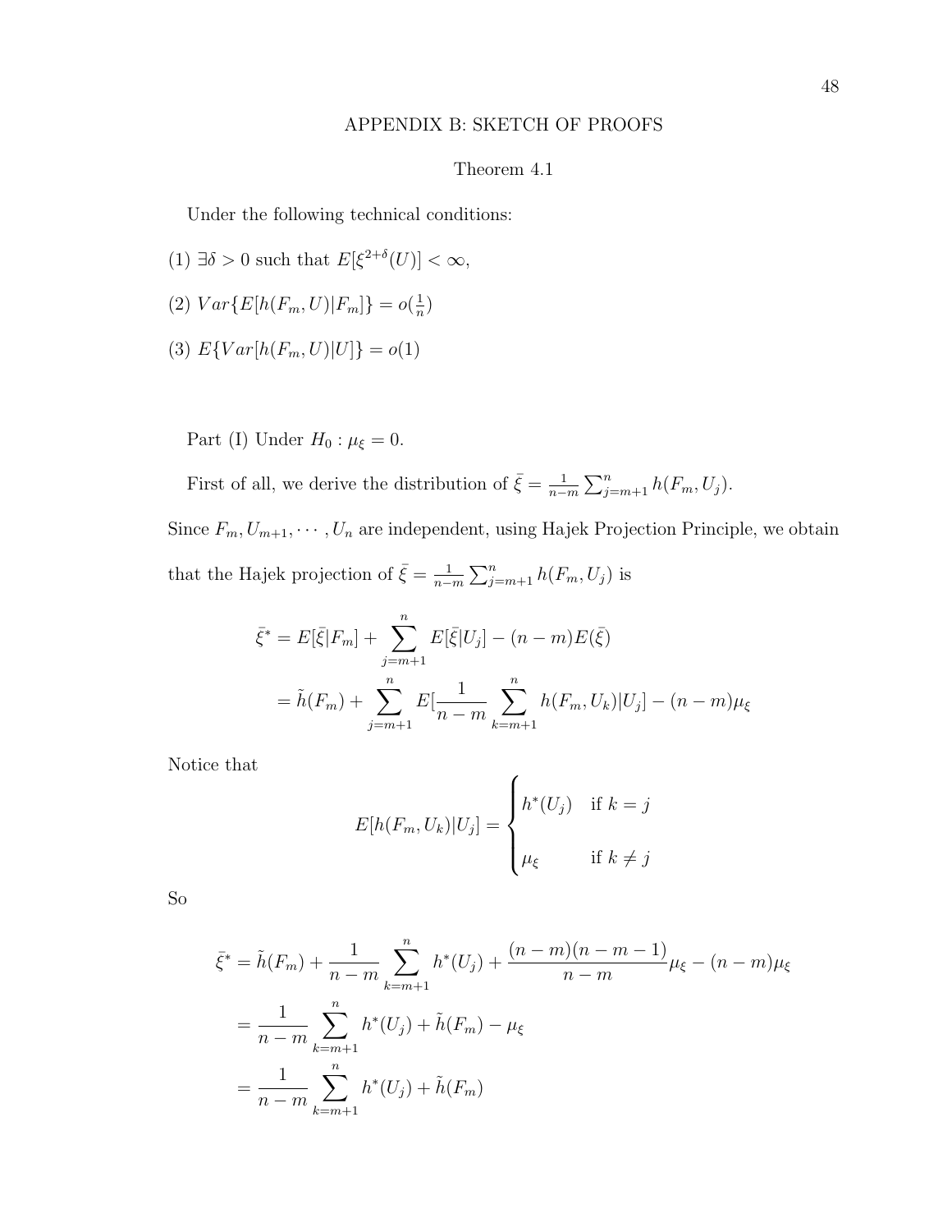## APPENDIX B: SKETCH OF PROOFS

### Theorem 4.1

Under the following technical conditions:

(1) $\exists \delta > 0$ such that $E[\xi^{2+\delta}(U)] < \infty$,

(2) $Var\{E[h(F_m, U)|F_m]\} = o(\frac{1}{n})$

(3) $E\{Var[h(F_m, U)|U]\} = o(1)$

Part (I) Under $H_0 : \mu_\xi = 0$.

First of all, we derive the distribution of $\bar{\xi} = \frac{1}{n-m}\sum_{j=m+1}^{n} h(F_m, U_j)$.

Since $F_m, U_{m+1}, \cdots, U_n$ are independent, using Hajek Projection Principle, we obtain that the Hajek projection of $\bar{\xi} = \frac{1}{n-m}\sum_{j=m+1}^{n} h(F_m, U_j)$ is

$$
\begin{aligned}
\bar{\xi}^* &= E[\bar{\xi}|F_m] + \sum_{j=m+1}^{n} E[\bar{\xi}|U_j] - (n-m)E(\bar{\xi}) \\
&= \tilde{h}(F_m) + \sum_{j=m+1}^{n} E[\frac{1}{n-m}\sum_{k=m+1}^{n} h(F_m, U_k)|U_j] - (n-m)\mu_\xi
\end{aligned}
$$

Notice that

$$
E[h(F_m, U_k)|U_j] = \begin{cases} h^*(U_j) & \text{if } k = j \\ \mu_\xi & \text{if } k \neq j \end{cases}
$$

So

$$
\begin{aligned}
\bar{\xi}^* &= \tilde{h}(F_m) + \frac{1}{n-m}\sum_{k=m+1}^{n} h^*(U_j) + \frac{(n-m)(n-m-1)}{n-m}\mu_\xi - (n-m)\mu_\xi \\
&= \frac{1}{n-m}\sum_{k=m+1}^{n} h^*(U_j) + \tilde{h}(F_m) - \mu_\xi \\
&= \frac{1}{n-m}\sum_{k=m+1}^{n} h^*(U_j) + \tilde{h}(F_m)
\end{aligned}
$$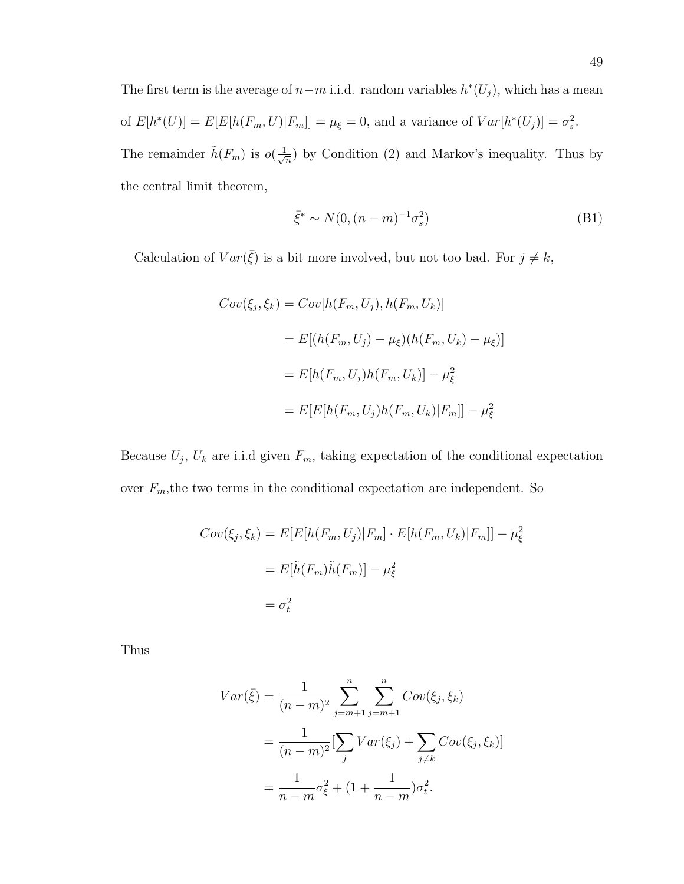The first term is the average of $n-m$ i.i.d. random variables $h^*(U_j)$, which has a mean of $E[h^*(U)] = E[E[h(F_m, U)|F_m]] = \mu_\xi = 0$, and a variance of $Var[h^*(U_j)] = \sigma_s^2$. The remainder $\tilde{h}(F_m)$ is $o(\frac{1}{\sqrt{n}})$ by Condition (2) and Markov's inequality. Thus by the central limit theorem,

$$\bar{\xi}^* \sim N(0, (n-m)^{-1}\sigma_s^2) \tag{B1}$$

Calculation of $Var(\bar{\xi})$ is a bit more involved, but not too bad. For $j \neq k$,

$$\begin{aligned}
Cov(\xi_j, \xi_k) &= Cov[h(F_m, U_j), h(F_m, U_k)] \\
&= E[(h(F_m, U_j) - \mu_\xi)(h(F_m, U_k) - \mu_\xi)] \\
&= E[h(F_m, U_j)h(F_m, U_k)] - \mu_\xi^2 \\
&= E[E[h(F_m, U_j)h(F_m, U_k)|F_m]] - \mu_\xi^2
\end{aligned}$$

Because $U_j$, $U_k$ are i.i.d given $F_m$, taking expectation of the conditional expectation over $F_m$,the two terms in the conditional expectation are independent. So

$$\begin{aligned}
Cov(\xi_j, \xi_k) &= E[E[h(F_m, U_j)|F_m] \cdot E[h(F_m, U_k)|F_m]] - \mu_\xi^2 \\
&= E[\tilde{h}(F_m)\tilde{h}(F_m)] - \mu_\xi^2 \\
&= \sigma_t^2
\end{aligned}$$

Thus

$$\begin{aligned}
Var(\bar{\xi}) &= \frac{1}{(n-m)^2} \sum_{j=m+1}^{n} \sum_{j=m+1}^{n} Cov(\xi_j, \xi_k) \\
&= \frac{1}{(n-m)^2} [\sum_j Var(\xi_j) + \sum_{j \neq k} Cov(\xi_j, \xi_k)] \\
&= \frac{1}{n-m}\sigma_\xi^2 + (1 + \frac{1}{n-m})\sigma_t^2.
\end{aligned}$$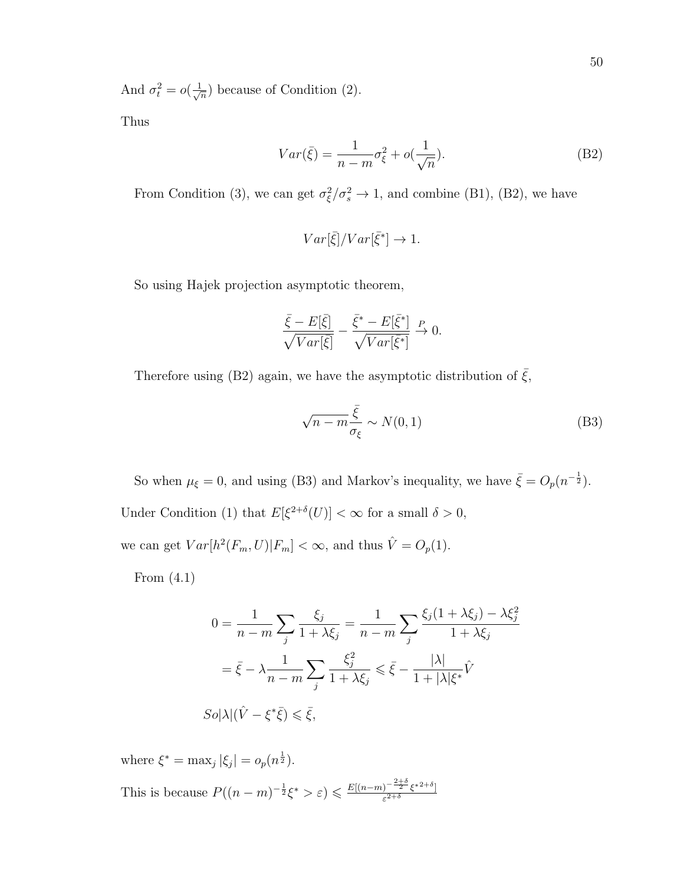And $\sigma_t^2 = o(\frac{1}{\sqrt{n}})$ because of Condition (2).

Thus

$$Var(\bar{\xi}) = \frac{1}{n-m}\sigma_\xi^2 + o(\frac{1}{\sqrt{n}}). \tag{B2}$$

From Condition (3), we can get $\sigma_\xi^2/\sigma_s^2 \to 1$, and combine (B1), (B2), we have

$$Var[\bar{\xi}]/Var[\bar{\xi}^*] \to 1.$$

So using Hajek projection asymptotic theorem,

$$\frac{\bar{\xi} - E[\bar{\xi}]}{\sqrt{Var[\bar{\xi}]}} - \frac{\bar{\xi}^* - E[\bar{\xi}^*]}{\sqrt{Var[\bar{\xi}^*]}} \xrightarrow{P} 0.$$

Therefore using (B2) again, we have the asymptotic distribution of $\bar{\xi}$,

$$\sqrt{n-m}\frac{\bar{\xi}}{\sigma_\xi} \sim N(0,1) \tag{B3}$$

So when $\mu_\xi = 0$, and using (B3) and Markov's inequality, we have $\bar{\xi} = O_p(n^{-\frac{1}{2}})$.

Under Condition (1) that $E[\xi^{2+\delta}(U)] < \infty$ for a small $\delta > 0$,

we can get $Var[h^2(F_m, U)|F_m] < \infty$, and thus $\hat{V} = O_p(1)$.

From (4.1)

$$\begin{aligned}
0 &= \frac{1}{n-m}\sum_j \frac{\xi_j}{1+\lambda\xi_j} = \frac{1}{n-m}\sum_j \frac{\xi_j(1+\lambda\xi_j) - \lambda\xi_j^2}{1+\lambda\xi_j} \\
&= \bar{\xi} - \lambda\frac{1}{n-m}\sum_j \frac{\xi_j^2}{1+\lambda\xi_j} \leqslant \bar{\xi} - \frac{|\lambda|}{1+|\lambda|\xi^*}\hat{V}
\end{aligned}$$

$$So |\lambda|(\hat{V} - \xi^*\bar{\xi}) \leqslant \bar{\xi},$$

where $\xi^* = \max_j |\xi_j| = o_p(n^{\frac{1}{2}})$.

This is because $P((n-m)^{-\frac{1}{2}}\xi^* > \varepsilon) \leqslant \frac{E[(n-m)^{-\frac{2+\delta}{2}}\xi^{*2+\delta}]}{\varepsilon^{2+\delta}}$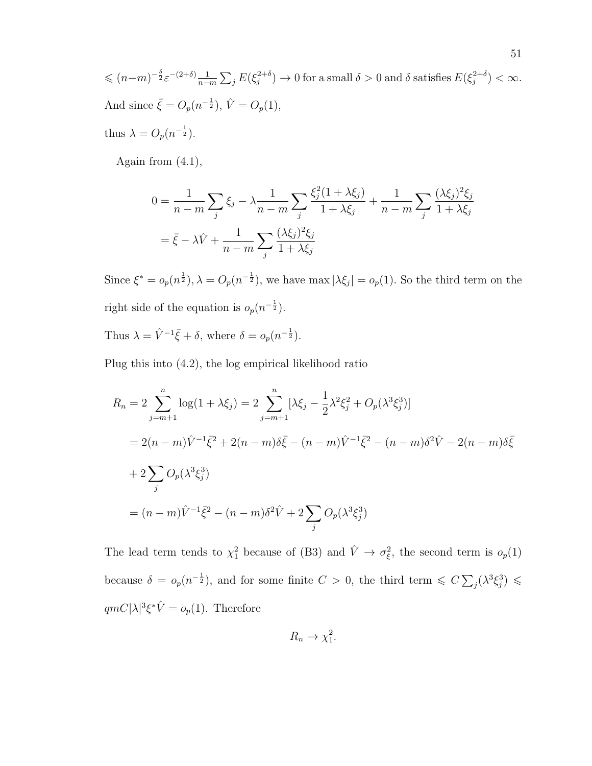$\leqslant (n-m)^{-\frac{\delta}{2}}\varepsilon^{-(2+\delta)}\frac{1}{n-m}\sum_j E(\xi_j^{2+\delta}) \to 0$ for a small $\delta > 0$ and $\delta$ satisfies $E(\xi_j^{2+\delta}) < \infty$.

And since $\bar{\xi} = O_p(n^{-\frac{1}{2}})$, $\hat{V} = O_p(1)$,

thus $\lambda = O_p(n^{-\frac{1}{2}})$.

Again from (4.1),

$$
\begin{aligned}
0 &= \frac{1}{n-m}\sum_j \xi_j - \lambda\frac{1}{n-m}\sum_j \frac{\xi_j^2(1+\lambda\xi_j)}{1+\lambda\xi_j} + \frac{1}{n-m}\sum_j \frac{(\lambda\xi_j)^2\xi_j}{1+\lambda\xi_j} \\
&= \bar{\xi} - \lambda\hat{V} + \frac{1}{n-m}\sum_j \frac{(\lambda\xi_j)^2\xi_j}{1+\lambda\xi_j}
\end{aligned}
$$

Since $\xi^* = o_p(n^{\frac{1}{2}}), \lambda = O_p(n^{-\frac{1}{2}})$, we have $\max|\lambda\xi_j| = o_p(1)$. So the third term on the right side of the equation is $o_p(n^{-\frac{1}{2}})$.

Thus $\lambda = \hat{V}^{-1}\bar{\xi} + \delta$, where $\delta = o_p(n^{-\frac{1}{2}})$.

Plug this into (4.2), the log empirical likelihood ratio

$$
\begin{aligned}
R_n &= 2\sum_{j=m+1}^{n}\log(1+\lambda\xi_j) = 2\sum_{j=m+1}^{n}[\lambda\xi_j - \frac{1}{2}\lambda^2\xi_j^2 + O_p(\lambda^3\xi_j^3)] \\
&= 2(n-m)\hat{V}^{-1}\bar{\xi}^2 + 2(n-m)\delta\bar{\xi} - (n-m)\hat{V}^{-1}\bar{\xi}^2 - (n-m)\delta^2\hat{V} - 2(n-m)\delta\bar{\xi} \\
&+ 2\sum_j O_p(\lambda^3\xi_j^3) \\
&= (n-m)\hat{V}^{-1}\bar{\xi}^2 - (n-m)\delta^2\hat{V} + 2\sum_j O_p(\lambda^3\xi_j^3)
\end{aligned}
$$

The lead term tends to $\chi_1^2$ because of (B3) and $\hat{V} \to \sigma_\xi^2$, the second term is $o_p(1)$ because $\delta = o_p(n^{-\frac{1}{2}})$, and for some finite $C > 0$, the third term $\leqslant C\sum_j(\lambda^3\xi_j^3) \leqslant qmC|\lambda|^3\xi^*\hat{V} = o_p(1)$. Therefore

$$
R_n \to \chi_1^2.
$$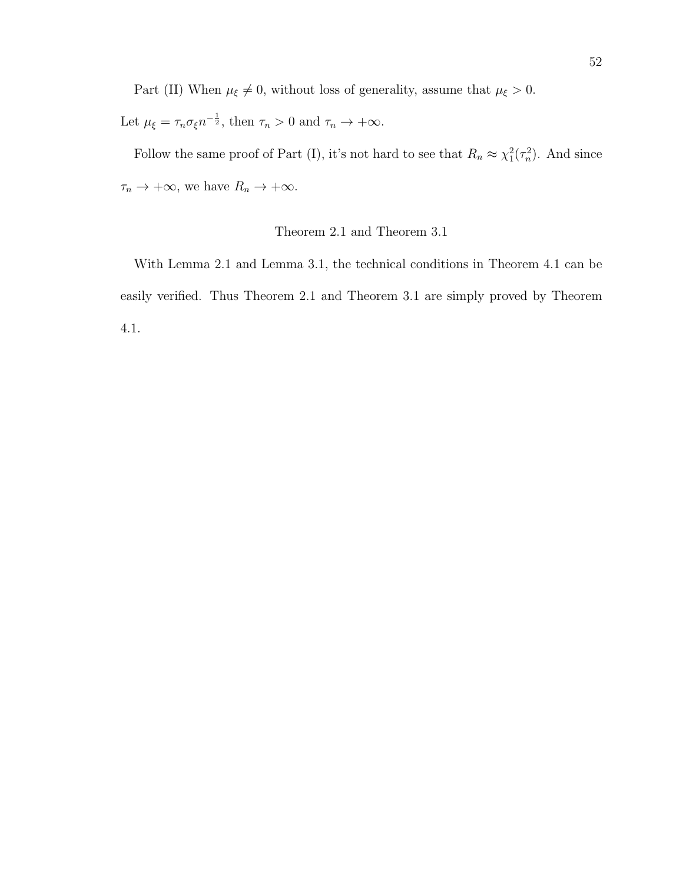Part (II) When $\mu_\xi \neq 0$, without loss of generality, assume that $\mu_\xi > 0$.

Let $\mu_\xi = \tau_n \sigma_\xi n^{-\frac{1}{2}}$, then $\tau_n > 0$ and $\tau_n \to +\infty$.

Follow the same proof of Part (I), it's not hard to see that $R_n \approx \chi_1^2(\tau_n^2)$. And since $\tau_n \to +\infty$, we have $R_n \to +\infty$.

Theorem 2.1 and Theorem 3.1

With Lemma 2.1 and Lemma 3.1, the technical conditions in Theorem 4.1 can be easily verified. Thus Theorem 2.1 and Theorem 3.1 are simply proved by Theorem 4.1.